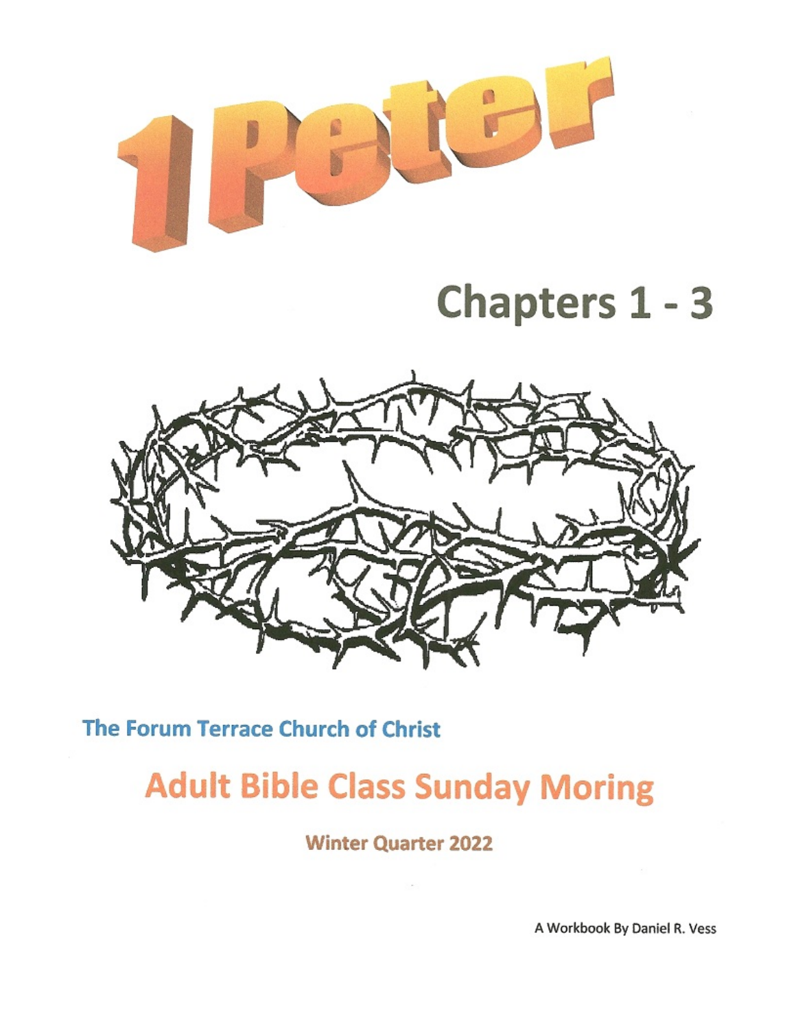# 1 Peter

## Chapters 1 - 3

The Forum Terrace Church of Christ

## Adult Bible Class Sunday Moring

Winter Quarter 2022

A Workbook By Daniel R. Vess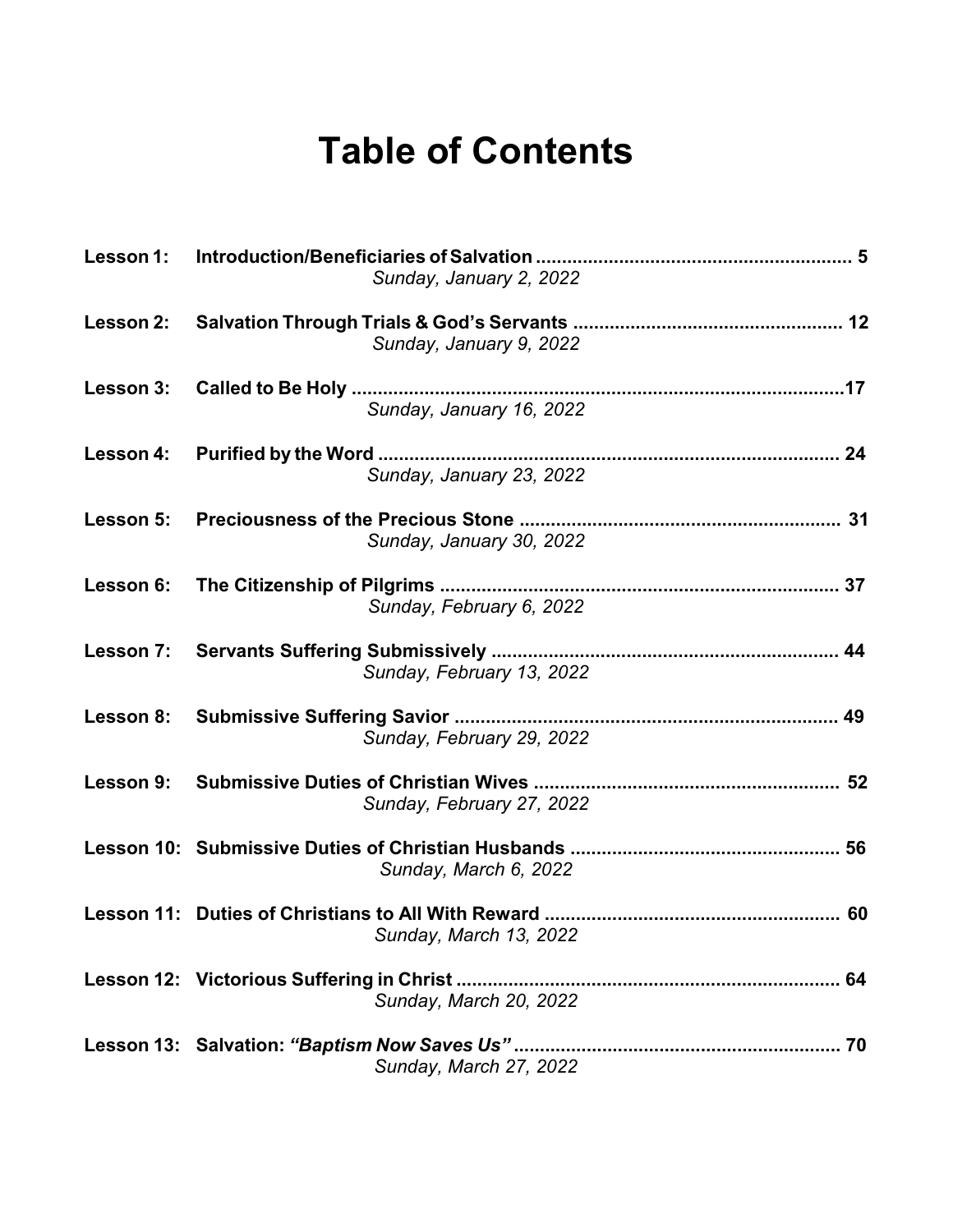# Table of Contents

**Lesson 1: Introduction/Beneficiaries of Salvation** ............................................................ 5
*Sunday, January 2, 2022*

**Lesson 2: Salvation Through Trials & God's Servants** .................................................. 12
*Sunday, January 9, 2022*

**Lesson 3: Called to Be Holy** ..............................................................................................17
*Sunday, January 16, 2022*

**Lesson 4: Purified by the Word** ........................................................................................ 24
*Sunday, January 23, 2022*

**Lesson 5: Preciousness of the Precious Stone** ............................................................. 31
*Sunday, January 30, 2022*

**Lesson 6: The Citizenship of Pilgrims** ............................................................................ 37
*Sunday, February 6, 2022*

**Lesson 7: Servants Suffering Submissively** .................................................................. 44
*Sunday, February 13, 2022*

**Lesson 8: Submissive Suffering Savior** ......................................................................... 49
*Sunday, February 29, 2022*

**Lesson 9: Submissive Duties of Christian Wives** .......................................................... 52
*Sunday, February 27, 2022*

**Lesson 10: Submissive Duties of Christian Husbands** .................................................. 56
*Sunday, March 6, 2022*

**Lesson 11: Duties of Christians to All With Reward** ........................................................ 60
*Sunday, March 13, 2022*

**Lesson 12: Victorious Suffering in Christ** ........................................................................ 64
*Sunday, March 20, 2022*

**Lesson 13: Salvation: *"Baptism Now Saves Us"*** .............................................................. 70
*Sunday, March 27, 2022*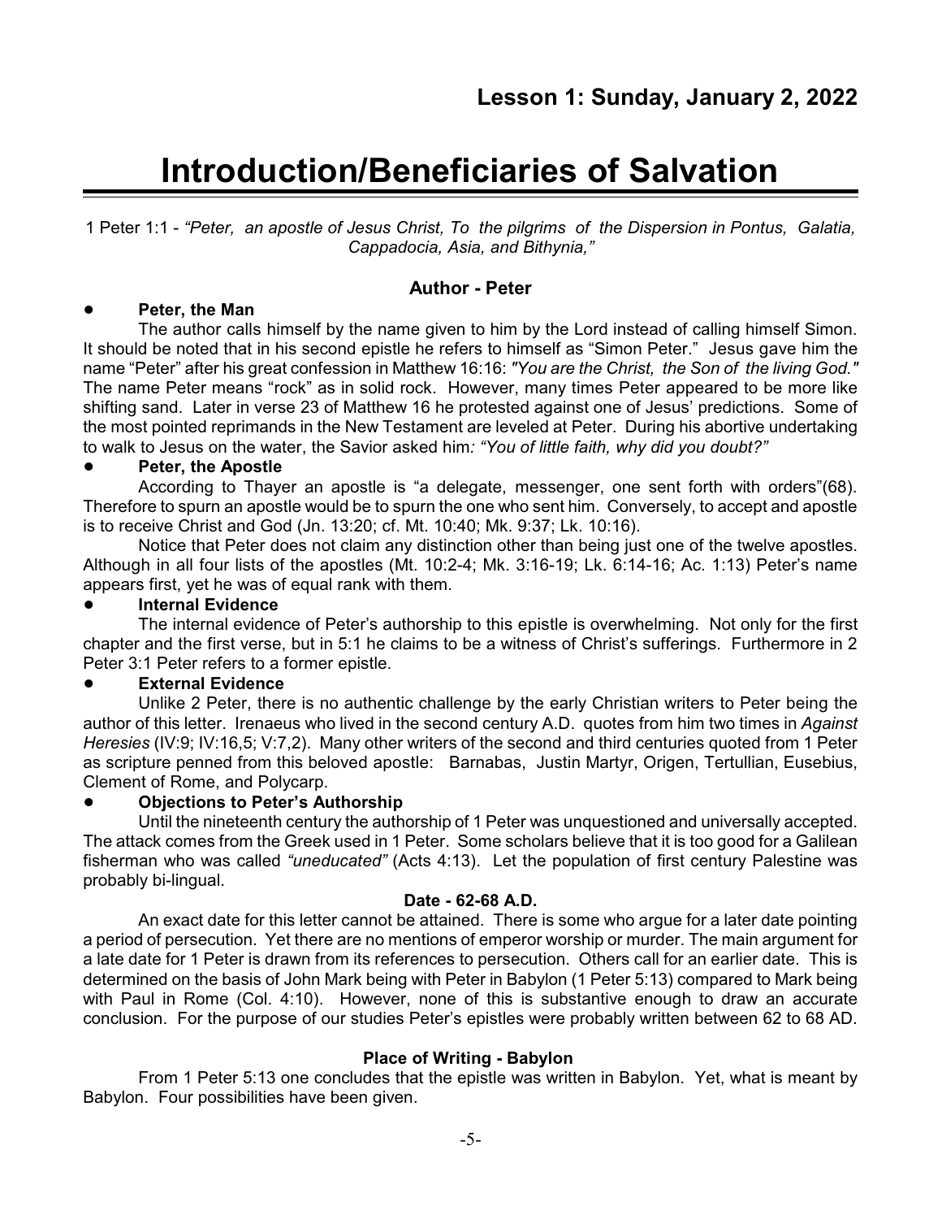## Lesson 1: Sunday, January 2, 2022

# Introduction/Beneficiaries of Salvation

1 Peter 1:1 - *"Peter, an apostle of Jesus Christ, To the pilgrims of the Dispersion in Pontus, Galatia, Cappadocia, Asia, and Bithynia,"*

### Author - Peter

- **Peter, the Man**

The author calls himself by the name given to him by the Lord instead of calling himself Simon. It should be noted that in his second epistle he refers to himself as "Simon Peter." Jesus gave him the name "Peter" after his great confession in Matthew 16:16: *"You are the Christ, the Son of the living God."* The name Peter means "rock" as in solid rock. However, many times Peter appeared to be more like shifting sand. Later in verse 23 of Matthew 16 he protested against one of Jesus' predictions. Some of the most pointed reprimands in the New Testament are leveled at Peter. During his abortive undertaking to walk to Jesus on the water, the Savior asked him*: "You of little faith, why did you doubt?"*

- **Peter, the Apostle**

According to Thayer an apostle is "a delegate, messenger, one sent forth with orders"(68). Therefore to spurn an apostle would be to spurn the one who sent him. Conversely, to accept and apostle is to receive Christ and God (Jn. 13:20; cf. Mt. 10:40; Mk. 9:37; Lk. 10:16).

Notice that Peter does not claim any distinction other than being just one of the twelve apostles. Although in all four lists of the apostles (Mt. 10:2-4; Mk. 3:16-19; Lk. 6:14-16; Ac. 1:13) Peter's name appears first, yet he was of equal rank with them.

- **Internal Evidence**

The internal evidence of Peter's authorship to this epistle is overwhelming. Not only for the first chapter and the first verse, but in 5:1 he claims to be a witness of Christ's sufferings. Furthermore in 2 Peter 3:1 Peter refers to a former epistle.

- **External Evidence**

Unlike 2 Peter, there is no authentic challenge by the early Christian writers to Peter being the author of this letter. Irenaeus who lived in the second century A.D. quotes from him two times in *Against Heresies* (IV:9; IV:16,5; V:7,2). Many other writers of the second and third centuries quoted from 1 Peter as scripture penned from this beloved apostle: Barnabas, Justin Martyr, Origen, Tertullian, Eusebius, Clement of Rome, and Polycarp.

- **Objections to Peter's Authorship**

Until the nineteenth century the authorship of 1 Peter was unquestioned and universally accepted. The attack comes from the Greek used in 1 Peter. Some scholars believe that it is too good for a Galilean fisherman who was called *"uneducated"* (Acts 4:13). Let the population of first century Palestine was probably bi-lingual.

**Date - 62-68 A.D.**

An exact date for this letter cannot be attained. There is some who argue for a later date pointing a period of persecution. Yet there are no mentions of emperor worship or murder. The main argument for a late date for 1 Peter is drawn from its references to persecution. Others call for an earlier date. This is determined on the basis of John Mark being with Peter in Babylon (1 Peter 5:13) compared to Mark being with Paul in Rome (Col. 4:10). However, none of this is substantive enough to draw an accurate conclusion. For the purpose of our studies Peter's epistles were probably written between 62 to 68 AD.

**Place of Writing - Babylon**

From 1 Peter 5:13 one concludes that the epistle was written in Babylon. Yet, what is meant by Babylon. Four possibilities have been given.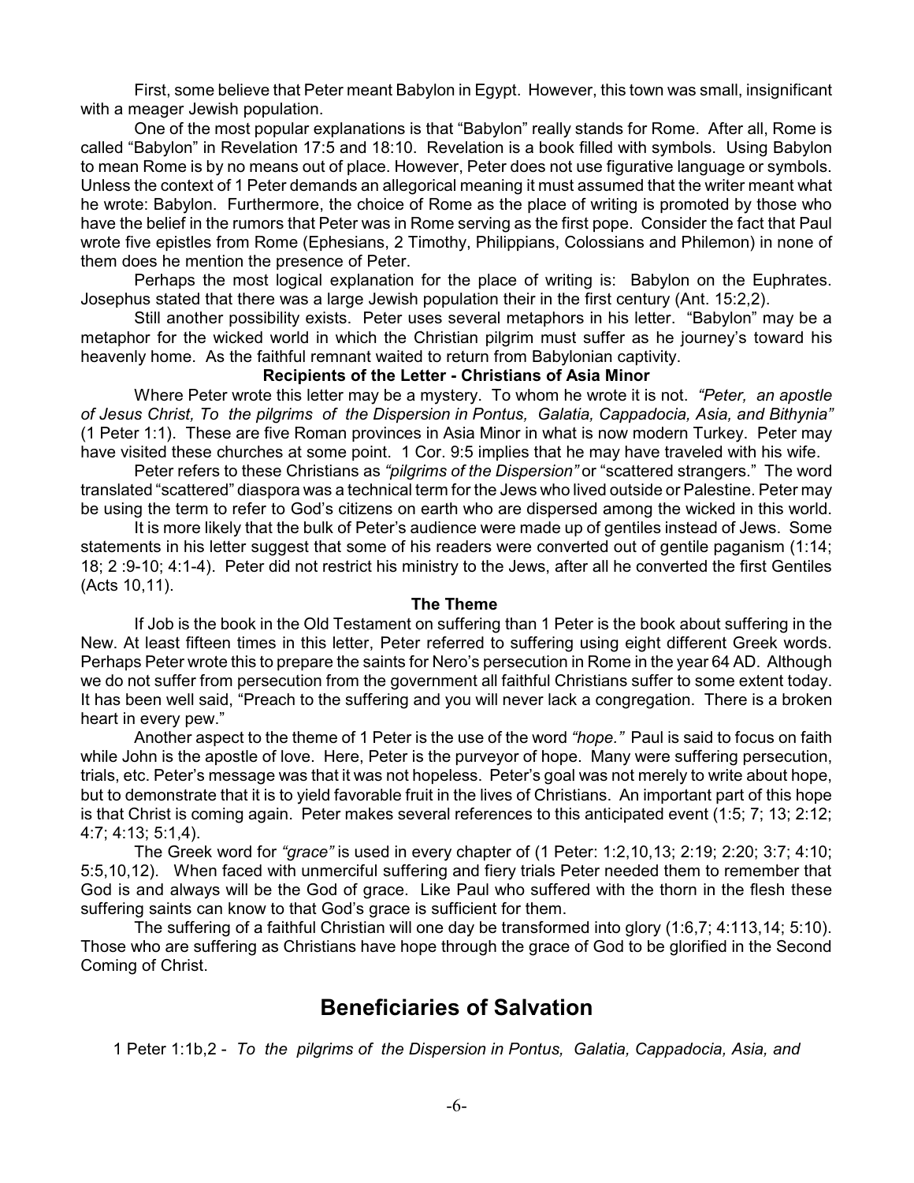First, some believe that Peter meant Babylon in Egypt. However, this town was small, insignificant with a meager Jewish population.

One of the most popular explanations is that "Babylon" really stands for Rome. After all, Rome is called "Babylon" in Revelation 17:5 and 18:10. Revelation is a book filled with symbols. Using Babylon to mean Rome is by no means out of place. However, Peter does not use figurative language or symbols. Unless the context of 1 Peter demands an allegorical meaning it must assumed that the writer meant what he wrote: Babylon. Furthermore, the choice of Rome as the place of writing is promoted by those who have the belief in the rumors that Peter was in Rome serving as the first pope. Consider the fact that Paul wrote five epistles from Rome (Ephesians, 2 Timothy, Philippians, Colossians and Philemon) in none of them does he mention the presence of Peter.

Perhaps the most logical explanation for the place of writing is: Babylon on the Euphrates. Josephus stated that there was a large Jewish population their in the first century (Ant. 15:2,2).

Still another possibility exists. Peter uses several metaphors in his letter. "Babylon" may be a metaphor for the wicked world in which the Christian pilgrim must suffer as he journey's toward his heavenly home. As the faithful remnant waited to return from Babylonian captivity.

**Recipients of the Letter - Christians of Asia Minor**

Where Peter wrote this letter may be a mystery. To whom he wrote it is not. *"Peter, an apostle of Jesus Christ, To the pilgrims of the Dispersion in Pontus, Galatia, Cappadocia, Asia, and Bithynia"* (1 Peter 1:1). These are five Roman provinces in Asia Minor in what is now modern Turkey. Peter may have visited these churches at some point. 1 Cor. 9:5 implies that he may have traveled with his wife.

Peter refers to these Christians as *"pilgrims of the Dispersion"* or "scattered strangers." The word translated "scattered" diaspora was a technical term for the Jews who lived outside or Palestine. Peter may be using the term to refer to God's citizens on earth who are dispersed among the wicked in this world.

It is more likely that the bulk of Peter's audience were made up of gentiles instead of Jews. Some statements in his letter suggest that some of his readers were converted out of gentile paganism (1:14; 18; 2 :9-10; 4:1-4). Peter did not restrict his ministry to the Jews, after all he converted the first Gentiles (Acts 10,11).

**The Theme**

If Job is the book in the Old Testament on suffering than 1 Peter is the book about suffering in the New. At least fifteen times in this letter, Peter referred to suffering using eight different Greek words. Perhaps Peter wrote this to prepare the saints for Nero's persecution in Rome in the year 64 AD. Although we do not suffer from persecution from the government all faithful Christians suffer to some extent today. It has been well said, "Preach to the suffering and you will never lack a congregation. There is a broken heart in every pew."

Another aspect to the theme of 1 Peter is the use of the word *"hope."* Paul is said to focus on faith while John is the apostle of love. Here, Peter is the purveyor of hope. Many were suffering persecution, trials, etc. Peter's message was that it was not hopeless. Peter's goal was not merely to write about hope, but to demonstrate that it is to yield favorable fruit in the lives of Christians. An important part of this hope is that Christ is coming again. Peter makes several references to this anticipated event (1:5; 7; 13; 2:12; 4:7; 4:13; 5:1,4).

The Greek word for *"grace"* is used in every chapter of (1 Peter: 1:2,10,13; 2:19; 2:20; 3:7; 4:10; 5:5,10,12). When faced with unmerciful suffering and fiery trials Peter needed them to remember that God is and always will be the God of grace. Like Paul who suffered with the thorn in the flesh these suffering saints can know to that God's grace is sufficient for them.

The suffering of a faithful Christian will one day be transformed into glory (1:6,7; 4:113,14; 5:10). Those who are suffering as Christians have hope through the grace of God to be glorified in the Second Coming of Christ.

# Beneficiaries of Salvation

1 Peter 1:1b,2 - *To the pilgrims of the Dispersion in Pontus, Galatia, Cappadocia, Asia, and*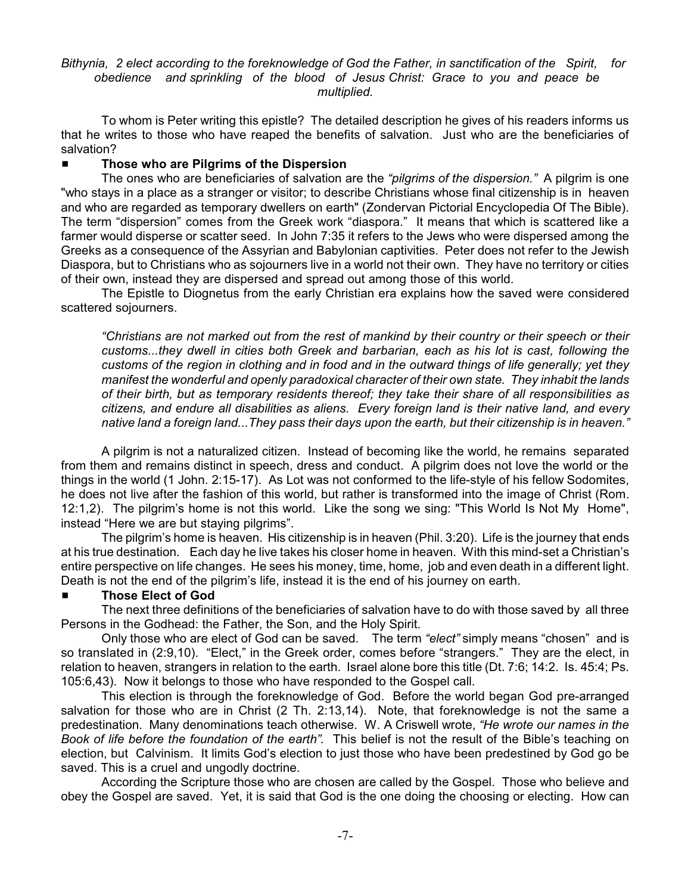*Bithynia, 2 elect according to the foreknowledge of God the Father, in sanctification of the Spirit, for obedience and sprinkling of the blood of Jesus Christ: Grace to you and peace be multiplied.*

To whom is Peter writing this epistle? The detailed description he gives of his readers informs us that he writes to those who have reaped the benefits of salvation. Just who are the beneficiaries of salvation?

### ■ Those who are Pilgrims of the Dispersion

The ones who are beneficiaries of salvation are the *"pilgrims of the dispersion."* A pilgrim is one "who stays in a place as a stranger or visitor; to describe Christians whose final citizenship is in heaven and who are regarded as temporary dwellers on earth" (Zondervan Pictorial Encyclopedia Of The Bible). The term "dispersion" comes from the Greek work "diaspora." It means that which is scattered like a farmer would disperse or scatter seed. In John 7:35 it refers to the Jews who were dispersed among the Greeks as a consequence of the Assyrian and Babylonian captivities. Peter does not refer to the Jewish Diaspora, but to Christians who as sojourners live in a world not their own. They have no territory or cities of their own, instead they are dispersed and spread out among those of this world.

The Epistle to Diognetus from the early Christian era explains how the saved were considered scattered sojourners.

> *"Christians are not marked out from the rest of mankind by their country or their speech or their customs...they dwell in cities both Greek and barbarian, each as his lot is cast, following the customs of the region in clothing and in food and in the outward things of life generally; yet they manifest the wonderful and openly paradoxical character of their own state. They inhabit the lands of their birth, but as temporary residents thereof; they take their share of all responsibilities as citizens, and endure all disabilities as aliens. Every foreign land is their native land, and every native land a foreign land...They pass their days upon the earth, but their citizenship is in heaven."*

A pilgrim is not a naturalized citizen. Instead of becoming like the world, he remains separated from them and remains distinct in speech, dress and conduct. A pilgrim does not love the world or the things in the world (1 John. 2:15-17). As Lot was not conformed to the life-style of his fellow Sodomites, he does not live after the fashion of this world, but rather is transformed into the image of Christ (Rom. 12:1,2). The pilgrim's home is not this world. Like the song we sing: "This World Is Not My Home", instead "Here we are but staying pilgrims".

The pilgrim's home is heaven. His citizenship is in heaven (Phil. 3:20). Life is the journey that ends at his true destination. Each day he live takes his closer home in heaven. With this mind-set a Christian's entire perspective on life changes. He sees his money, time, home, job and even death in a different light. Death is not the end of the pilgrim's life, instead it is the end of his journey on earth.

### ■ Those Elect of God

The next three definitions of the beneficiaries of salvation have to do with those saved by all three Persons in the Godhead: the Father, the Son, and the Holy Spirit.

Only those who are elect of God can be saved. The term *"elect"* simply means "chosen" and is so translated in (2:9,10). "Elect," in the Greek order, comes before "strangers." They are the elect, in relation to heaven, strangers in relation to the earth. Israel alone bore this title (Dt. 7:6; 14:2. Is. 45:4; Ps. 105:6,43). Now it belongs to those who have responded to the Gospel call.

This election is through the foreknowledge of God. Before the world began God pre-arranged salvation for those who are in Christ (2 Th. 2:13,14). Note, that foreknowledge is not the same a predestination. Many denominations teach otherwise. W. A Criswell wrote, *"He wrote our names in the Book of life before the foundation of the earth".* This belief is not the result of the Bible's teaching on election, but Calvinism. It limits God's election to just those who have been predestined by God go be saved. This is a cruel and ungodly doctrine.

According the Scripture those who are chosen are called by the Gospel. Those who believe and obey the Gospel are saved. Yet, it is said that God is the one doing the choosing or electing. How can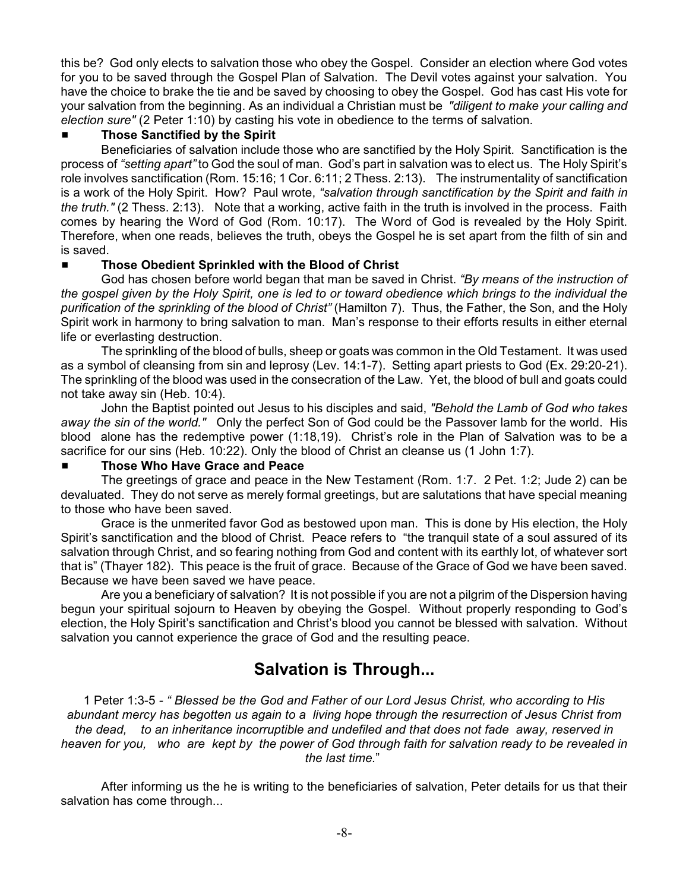this be? God only elects to salvation those who obey the Gospel. Consider an election where God votes for you to be saved through the Gospel Plan of Salvation. The Devil votes against your salvation. You have the choice to brake the tie and be saved by choosing to obey the Gospel. God has cast His vote for your salvation from the beginning. As an individual a Christian must be *"diligent to make your calling and election sure"* (2 Peter 1:10) by casting his vote in obedience to the terms of salvation.

- **Those Sanctified by the Spirit**

Beneficiaries of salvation include those who are sanctified by the Holy Spirit. Sanctification is the process of *"setting apart"* to God the soul of man. God's part in salvation was to elect us. The Holy Spirit's role involves sanctification (Rom. 15:16; 1 Cor. 6:11; 2 Thess. 2:13). The instrumentality of sanctification is a work of the Holy Spirit. How? Paul wrote, *"salvation through sanctification by the Spirit and faith in the truth."* (2 Thess. 2:13). Note that a working, active faith in the truth is involved in the process. Faith comes by hearing the Word of God (Rom. 10:17). The Word of God is revealed by the Holy Spirit. Therefore, when one reads, believes the truth, obeys the Gospel he is set apart from the filth of sin and is saved.

- **Those Obedient Sprinkled with the Blood of Christ**

God has chosen before world began that man be saved in Christ. *"By means of the instruction of the gospel given by the Holy Spirit, one is led to or toward obedience which brings to the individual the purification of the sprinkling of the blood of Christ"* (Hamilton 7). Thus, the Father, the Son, and the Holy Spirit work in harmony to bring salvation to man. Man's response to their efforts results in either eternal life or everlasting destruction.

The sprinkling of the blood of bulls, sheep or goats was common in the Old Testament. It was used as a symbol of cleansing from sin and leprosy (Lev. 14:1-7). Setting apart priests to God (Ex. 29:20-21). The sprinkling of the blood was used in the consecration of the Law. Yet, the blood of bull and goats could not take away sin (Heb. 10:4).

John the Baptist pointed out Jesus to his disciples and said, *"Behold the Lamb of God who takes away the sin of the world."* Only the perfect Son of God could be the Passover lamb for the world. His blood alone has the redemptive power (1:18,19). Christ's role in the Plan of Salvation was to be a sacrifice for our sins (Heb. 10:22). Only the blood of Christ an cleanse us (1 John 1:7).

- **Those Who Have Grace and Peace**

The greetings of grace and peace in the New Testament (Rom. 1:7. 2 Pet. 1:2; Jude 2) can be devaluated. They do not serve as merely formal greetings, but are salutations that have special meaning to those who have been saved.

Grace is the unmerited favor God as bestowed upon man. This is done by His election, the Holy Spirit's sanctification and the blood of Christ. Peace refers to "the tranquil state of a soul assured of its salvation through Christ, and so fearing nothing from God and content with its earthly lot, of whatever sort that is" (Thayer 182). This peace is the fruit of grace. Because of the Grace of God we have been saved. Because we have been saved we have peace.

Are you a beneficiary of salvation? It is not possible if you are not a pilgrim of the Dispersion having begun your spiritual sojourn to Heaven by obeying the Gospel. Without properly responding to God's election, the Holy Spirit's sanctification and Christ's blood you cannot be blessed with salvation. Without salvation you cannot experience the grace of God and the resulting peace.

## Salvation is Through...

1 Peter 1:3-5 - *" Blessed be the God and Father of our Lord Jesus Christ, who according to His abundant mercy has begotten us again to a living hope through the resurrection of Jesus Christ from the dead, to an inheritance incorruptible and undefiled and that does not fade away, reserved in heaven for you, who are kept by the power of God through faith for salvation ready to be revealed in the last time.*"

After informing us the he is writing to the beneficiaries of salvation, Peter details for us that their salvation has come through...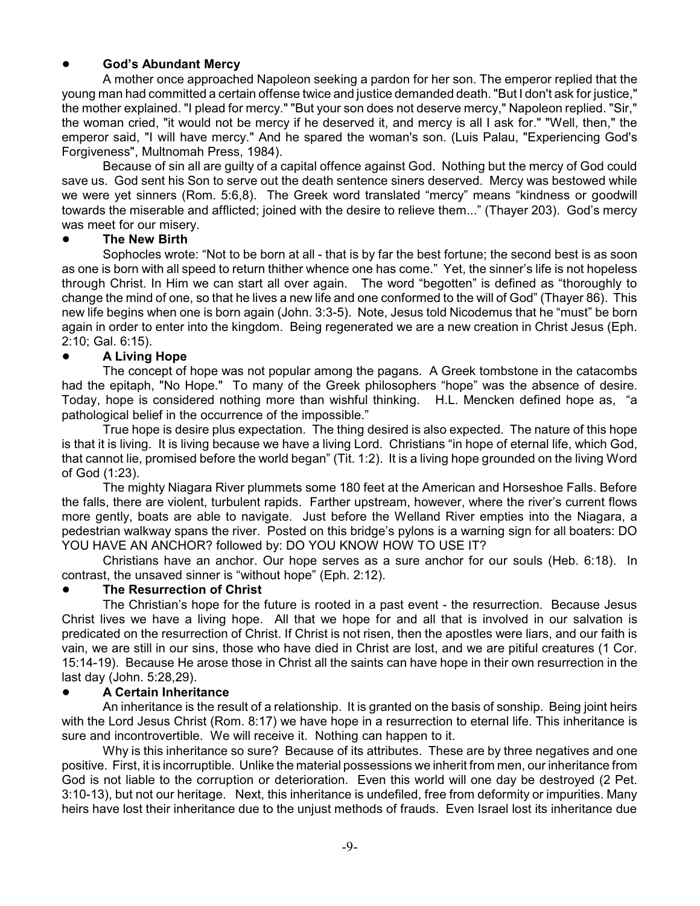- **God's Abundant Mercy**

A mother once approached Napoleon seeking a pardon for her son. The emperor replied that the young man had committed a certain offense twice and justice demanded death. "But I don't ask for justice," the mother explained. "I plead for mercy." "But your son does not deserve mercy," Napoleon replied. "Sir," the woman cried, "it would not be mercy if he deserved it, and mercy is all I ask for." "Well, then," the emperor said, "I will have mercy." And he spared the woman's son. (Luis Palau, "Experiencing God's Forgiveness", Multnomah Press, 1984).

Because of sin all are guilty of a capital offence against God. Nothing but the mercy of God could save us. God sent his Son to serve out the death sentence siners deserved. Mercy was bestowed while we were yet sinners (Rom. 5:6,8). The Greek word translated "mercy" means "kindness or goodwill towards the miserable and afflicted; joined with the desire to relieve them..." (Thayer 203). God's mercy was meet for our misery.

- **The New Birth**

Sophocles wrote: "Not to be born at all - that is by far the best fortune; the second best is as soon as one is born with all speed to return thither whence one has come." Yet, the sinner's life is not hopeless through Christ. In Him we can start all over again. The word "begotten" is defined as "thoroughly to change the mind of one, so that he lives a new life and one conformed to the will of God" (Thayer 86). This new life begins when one is born again (John. 3:3-5). Note, Jesus told Nicodemus that he "must" be born again in order to enter into the kingdom. Being regenerated we are a new creation in Christ Jesus (Eph. 2:10; Gal. 6:15).

- **A Living Hope**

The concept of hope was not popular among the pagans. A Greek tombstone in the catacombs had the epitaph, "No Hope." To many of the Greek philosophers "hope" was the absence of desire. Today, hope is considered nothing more than wishful thinking. H.L. Mencken defined hope as, "a pathological belief in the occurrence of the impossible."

True hope is desire plus expectation. The thing desired is also expected. The nature of this hope is that it is living. It is living because we have a living Lord. Christians "in hope of eternal life, which God, that cannot lie, promised before the world began" (Tit. 1:2). It is a living hope grounded on the living Word of God (1:23).

The mighty Niagara River plummets some 180 feet at the American and Horseshoe Falls. Before the falls, there are violent, turbulent rapids. Farther upstream, however, where the river's current flows more gently, boats are able to navigate. Just before the Welland River empties into the Niagara, a pedestrian walkway spans the river. Posted on this bridge's pylons is a warning sign for all boaters: DO YOU HAVE AN ANCHOR? followed by: DO YOU KNOW HOW TO USE IT?

Christians have an anchor. Our hope serves as a sure anchor for our souls (Heb. 6:18). In contrast, the unsaved sinner is "without hope" (Eph. 2:12).

- **The Resurrection of Christ**

The Christian's hope for the future is rooted in a past event - the resurrection. Because Jesus Christ lives we have a living hope. All that we hope for and all that is involved in our salvation is predicated on the resurrection of Christ. If Christ is not risen, then the apostles were liars, and our faith is vain, we are still in our sins, those who have died in Christ are lost, and we are pitiful creatures (1 Cor. 15:14-19). Because He arose those in Christ all the saints can have hope in their own resurrection in the last day (John. 5:28,29).

- **A Certain Inheritance**

An inheritance is the result of a relationship. It is granted on the basis of sonship. Being joint heirs with the Lord Jesus Christ (Rom. 8:17) we have hope in a resurrection to eternal life. This inheritance is sure and incontrovertible. We will receive it. Nothing can happen to it.

Why is this inheritance so sure? Because of its attributes. These are by three negatives and one positive. First, it is incorruptible. Unlike the material possessions we inherit from men, our inheritance from God is not liable to the corruption or deterioration. Even this world will one day be destroyed (2 Pet. 3:10-13), but not our heritage. Next, this inheritance is undefiled, free from deformity or impurities. Many heirs have lost their inheritance due to the unjust methods of frauds. Even Israel lost its inheritance due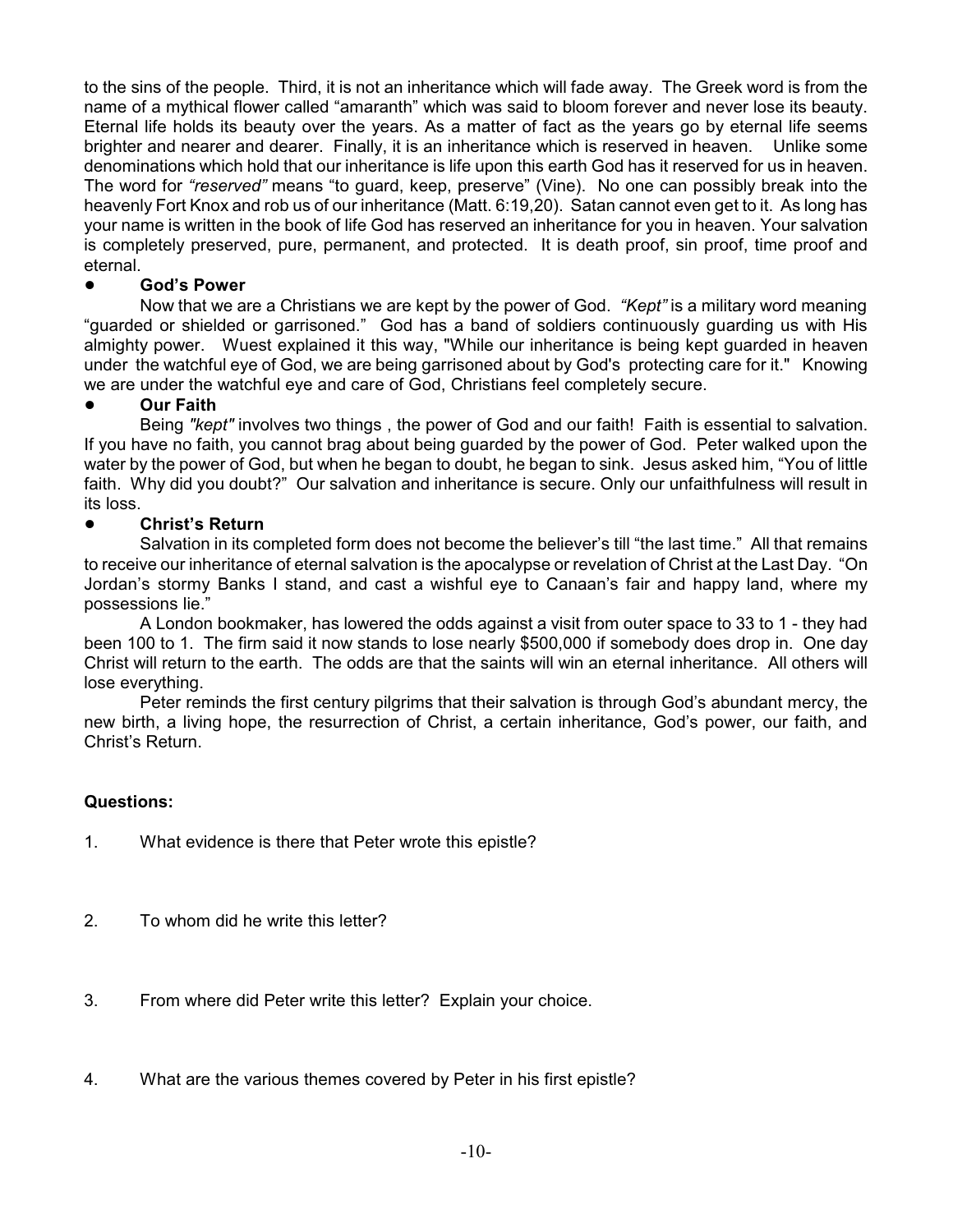to the sins of the people. Third, it is not an inheritance which will fade away. The Greek word is from the name of a mythical flower called "amaranth" which was said to bloom forever and never lose its beauty. Eternal life holds its beauty over the years. As a matter of fact as the years go by eternal life seems brighter and nearer and dearer. Finally, it is an inheritance which is reserved in heaven. Unlike some denominations which hold that our inheritance is life upon this earth God has it reserved for us in heaven. The word for *"reserved"* means "to guard, keep, preserve" (Vine). No one can possibly break into the heavenly Fort Knox and rob us of our inheritance (Matt. 6:19,20). Satan cannot even get to it. As long has your name is written in the book of life God has reserved an inheritance for you in heaven. Your salvation is completely preserved, pure, permanent, and protected. It is death proof, sin proof, time proof and eternal.

- **God's Power**

Now that we are a Christians we are kept by the power of God. *"Kept"* is a military word meaning "guarded or shielded or garrisoned." God has a band of soldiers continuously guarding us with His almighty power. Wuest explained it this way, "While our inheritance is being kept guarded in heaven under the watchful eye of God, we are being garrisoned about by God's protecting care for it." Knowing we are under the watchful eye and care of God, Christians feel completely secure.

- **Our Faith**

Being *"kept"* involves two things , the power of God and our faith! Faith is essential to salvation. If you have no faith, you cannot brag about being guarded by the power of God. Peter walked upon the water by the power of God, but when he began to doubt, he began to sink. Jesus asked him, "You of little faith. Why did you doubt?" Our salvation and inheritance is secure. Only our unfaithfulness will result in its loss.

- **Christ's Return**

Salvation in its completed form does not become the believer's till "the last time." All that remains to receive our inheritance of eternal salvation is the apocalypse or revelation of Christ at the Last Day. "On Jordan's stormy Banks I stand, and cast a wishful eye to Canaan's fair and happy land, where my possessions lie."

A London bookmaker, has lowered the odds against a visit from outer space to 33 to 1 - they had been 100 to 1. The firm said it now stands to lose nearly $500,000 if somebody does drop in. One day Christ will return to the earth. The odds are that the saints will win an eternal inheritance. All others will lose everything.

Peter reminds the first century pilgrims that their salvation is through God's abundant mercy, the new birth, a living hope, the resurrection of Christ, a certain inheritance, God's power, our faith, and Christ's Return.

**Questions:**

1. What evidence is there that Peter wrote this epistle?

2. To whom did he write this letter?

3. From where did Peter write this letter? Explain your choice.

4. What are the various themes covered by Peter in his first epistle?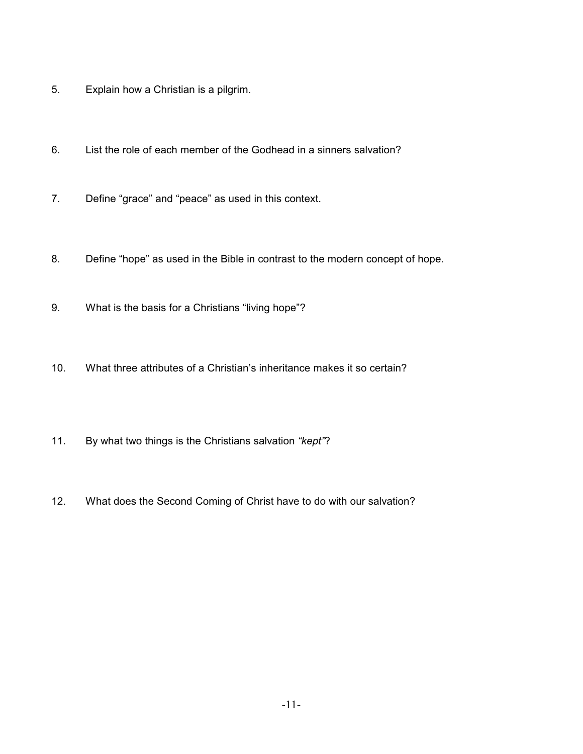5. Explain how a Christian is a pilgrim.

6. List the role of each member of the Godhead in a sinners salvation?

7. Define “grace” and “peace” as used in this context.

8. Define “hope” as used in the Bible in contrast to the modern concept of hope.

9. What is the basis for a Christians “living hope”?

10. What three attributes of a Christian’s inheritance makes it so certain?

11. By what two things is the Christians salvation *“kept”*?

12. What does the Second Coming of Christ have to do with our salvation?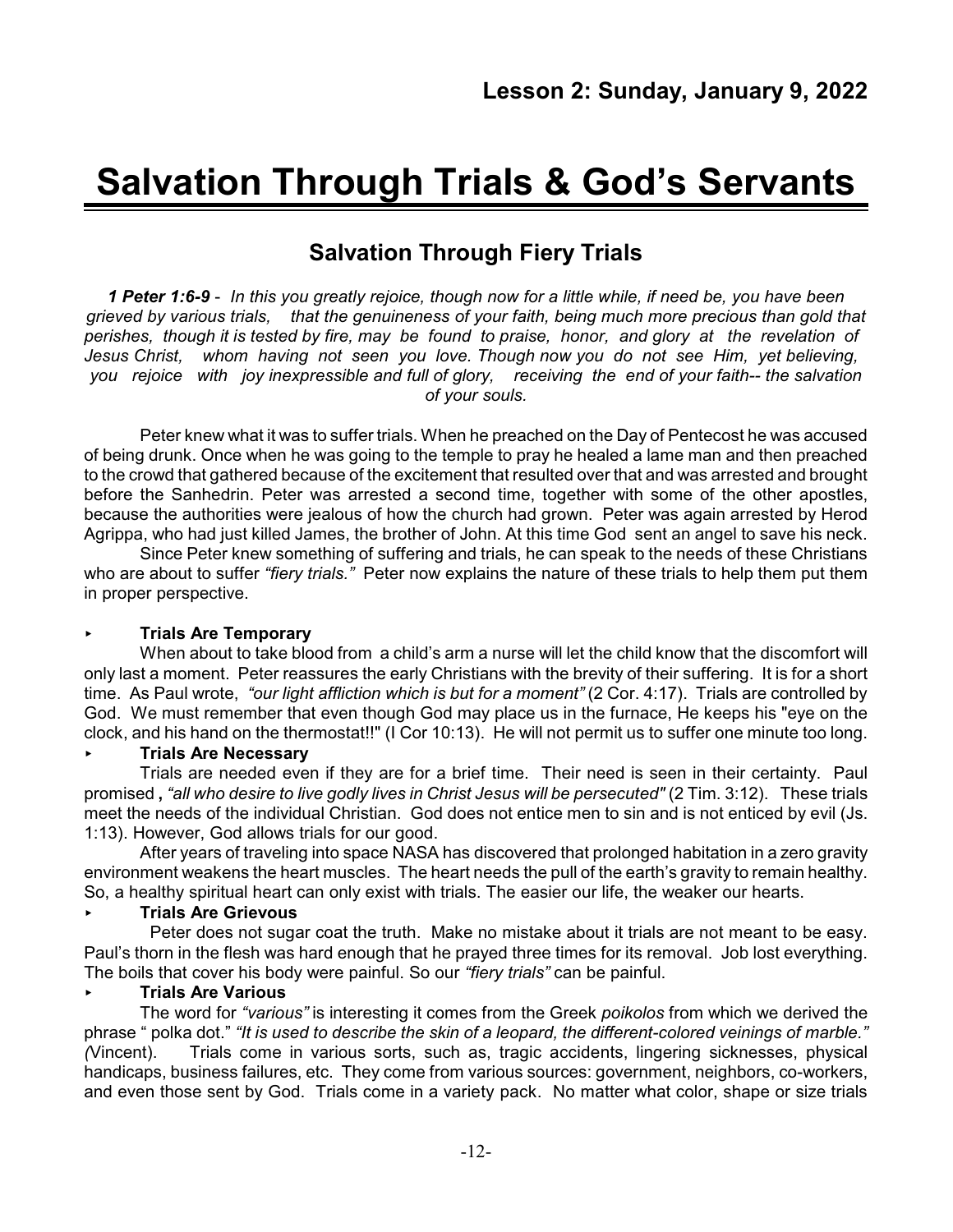## Lesson 2: Sunday, January 9, 2022

# Salvation Through Trials & God's Servants

## Salvation Through Fiery Trials

***1 Peter 1:6-9*** - *In this you greatly rejoice, though now for a little while, if need be, you have been grieved by various trials, that the genuineness of your faith, being much more precious than gold that perishes, though it is tested by fire, may be found to praise, honor, and glory at the revelation of Jesus Christ, whom having not seen you love. Though now you do not see Him, yet believing, you rejoice with joy inexpressible and full of glory, receiving the end of your faith-- the salvation of your souls.*

Peter knew what it was to suffer trials. When he preached on the Day of Pentecost he was accused of being drunk. Once when he was going to the temple to pray he healed a lame man and then preached to the crowd that gathered because of the excitement that resulted over that and was arrested and brought before the Sanhedrin. Peter was arrested a second time, together with some of the other apostles, because the authorities were jealous of how the church had grown. Peter was again arrested by Herod Agrippa, who had just killed James, the brother of John. At this time God sent an angel to save his neck.

Since Peter knew something of suffering and trials, he can speak to the needs of these Christians who are about to suffer *"fiery trials."* Peter now explains the nature of these trials to help them put them in proper perspective.

- **Trials Are Temporary**

When about to take blood from a child's arm a nurse will let the child know that the discomfort will only last a moment. Peter reassures the early Christians with the brevity of their suffering. It is for a short time. As Paul wrote, *"our light affliction which is but for a moment"* (2 Cor. 4:17). Trials are controlled by God. We must remember that even though God may place us in the furnace, He keeps his "eye on the clock, and his hand on the thermostat!!" (I Cor 10:13). He will not permit us to suffer one minute too long.

- **Trials Are Necessary**

Trials are needed even if they are for a brief time. Their need is seen in their certainty. Paul promised **,** *"all who desire to live godly lives in Christ Jesus will be persecuted"* (2 Tim. 3:12). These trials meet the needs of the individual Christian. God does not entice men to sin and is not enticed by evil (Js. 1:13). However, God allows trials for our good.

After years of traveling into space NASA has discovered that prolonged habitation in a zero gravity environment weakens the heart muscles. The heart needs the pull of the earth's gravity to remain healthy. So, a healthy spiritual heart can only exist with trials. The easier our life, the weaker our hearts.

- **Trials Are Grievous**

Peter does not sugar coat the truth. Make no mistake about it trials are not meant to be easy. Paul's thorn in the flesh was hard enough that he prayed three times for its removal. Job lost everything. The boils that cover his body were painful. So our *"fiery trials"* can be painful.

- **Trials Are Various**

The word for *"various"* is interesting it comes from the Greek *poikolos* from which we derived the phrase " polka dot." *"It is used to describe the skin of a leopard, the different-colored veinings of marble." (*Vincent). Trials come in various sorts, such as, tragic accidents, lingering sicknesses, physical handicaps, business failures, etc. They come from various sources: government, neighbors, co-workers, and even those sent by God. Trials come in a variety pack. No matter what color, shape or size trials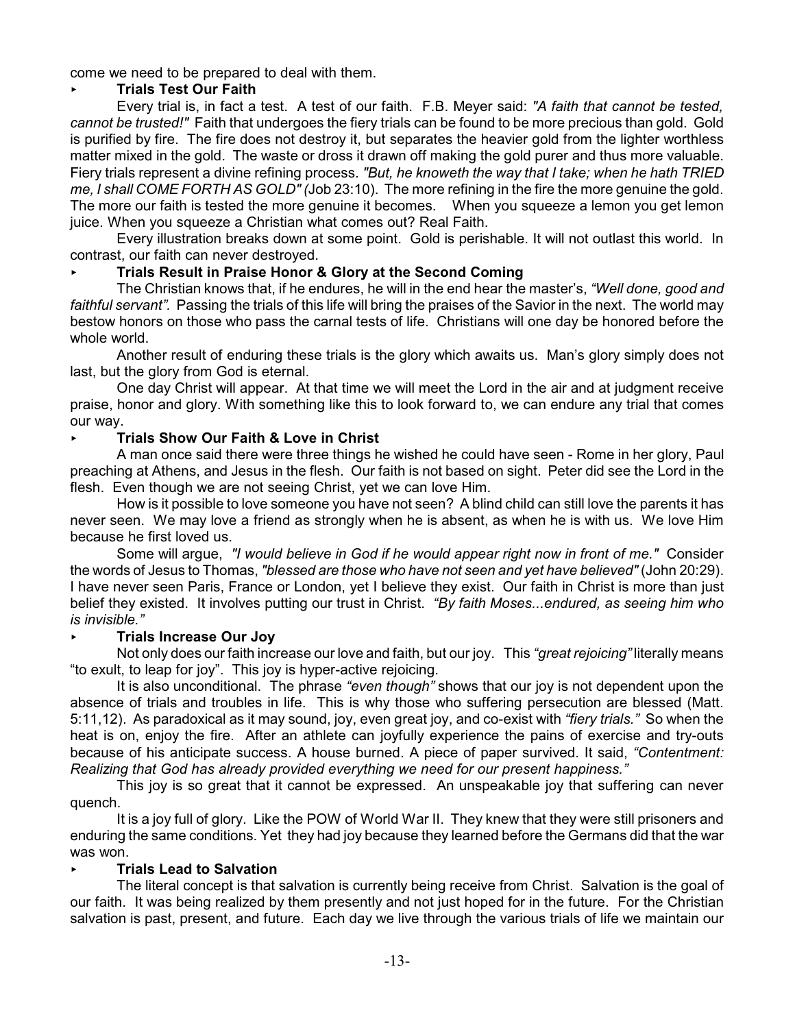come we need to be prepared to deal with them.

- **Trials Test Our Faith**

Every trial is, in fact a test. A test of our faith. F.B. Meyer said: *"A faith that cannot be tested, cannot be trusted!"* Faith that undergoes the fiery trials can be found to be more precious than gold. Gold is purified by fire. The fire does not destroy it, but separates the heavier gold from the lighter worthless matter mixed in the gold. The waste or dross it drawn off making the gold purer and thus more valuable. Fiery trials represent a divine refining process. *"But, he knoweth the way that I take; when he hath TRIED me, I shall COME FORTH AS GOLD" (*Job 23:10). The more refining in the fire the more genuine the gold. The more our faith is tested the more genuine it becomes. When you squeeze a lemon you get lemon juice. When you squeeze a Christian what comes out? Real Faith.

Every illustration breaks down at some point. Gold is perishable. It will not outlast this world. In contrast, our faith can never destroyed.

- **Trials Result in Praise Honor & Glory at the Second Coming**

The Christian knows that, if he endures, he will in the end hear the master's, *"Well done, good and faithful servant".* Passing the trials of this life will bring the praises of the Savior in the next. The world may bestow honors on those who pass the carnal tests of life. Christians will one day be honored before the whole world.

Another result of enduring these trials is the glory which awaits us. Man's glory simply does not last, but the glory from God is eternal.

One day Christ will appear. At that time we will meet the Lord in the air and at judgment receive praise, honor and glory. With something like this to look forward to, we can endure any trial that comes our way.

- **Trials Show Our Faith & Love in Christ**

A man once said there were three things he wished he could have seen - Rome in her glory, Paul preaching at Athens, and Jesus in the flesh. Our faith is not based on sight. Peter did see the Lord in the flesh. Even though we are not seeing Christ, yet we can love Him.

How is it possible to love someone you have not seen? A blind child can still love the parents it has never seen. We may love a friend as strongly when he is absent, as when he is with us. We love Him because he first loved us.

Some will argue, *"I would believe in God if he would appear right now in front of me."* Consider the words of Jesus to Thomas, *"blessed are those who have not seen and yet have believed"* (John 20:29). I have never seen Paris, France or London, yet I believe they exist. Our faith in Christ is more than just belief they existed. It involves putting our trust in Christ. *"By faith Moses...endured, as seeing him who is invisible."*

- **Trials Increase Our Joy**

Not only does our faith increase our love and faith, but our joy. This *"great rejoicing"* literally means "to exult, to leap for joy". This joy is hyper-active rejoicing.

It is also unconditional. The phrase *"even though"* shows that our joy is not dependent upon the absence of trials and troubles in life. This is why those who suffering persecution are blessed (Matt. 5:11,12). As paradoxical as it may sound, joy, even great joy, and co-exist with *"fiery trials."* So when the heat is on, enjoy the fire. After an athlete can joyfully experience the pains of exercise and try-outs because of his anticipate success. A house burned. A piece of paper survived. It said, *"Contentment: Realizing that God has already provided everything we need for our present happiness."*

This joy is so great that it cannot be expressed. An unspeakable joy that suffering can never quench.

It is a joy full of glory. Like the POW of World War II. They knew that they were still prisoners and enduring the same conditions. Yet they had joy because they learned before the Germans did that the war was won.

- **Trials Lead to Salvation**

The literal concept is that salvation is currently being receive from Christ. Salvation is the goal of our faith. It was being realized by them presently and not just hoped for in the future. For the Christian salvation is past, present, and future. Each day we live through the various trials of life we maintain our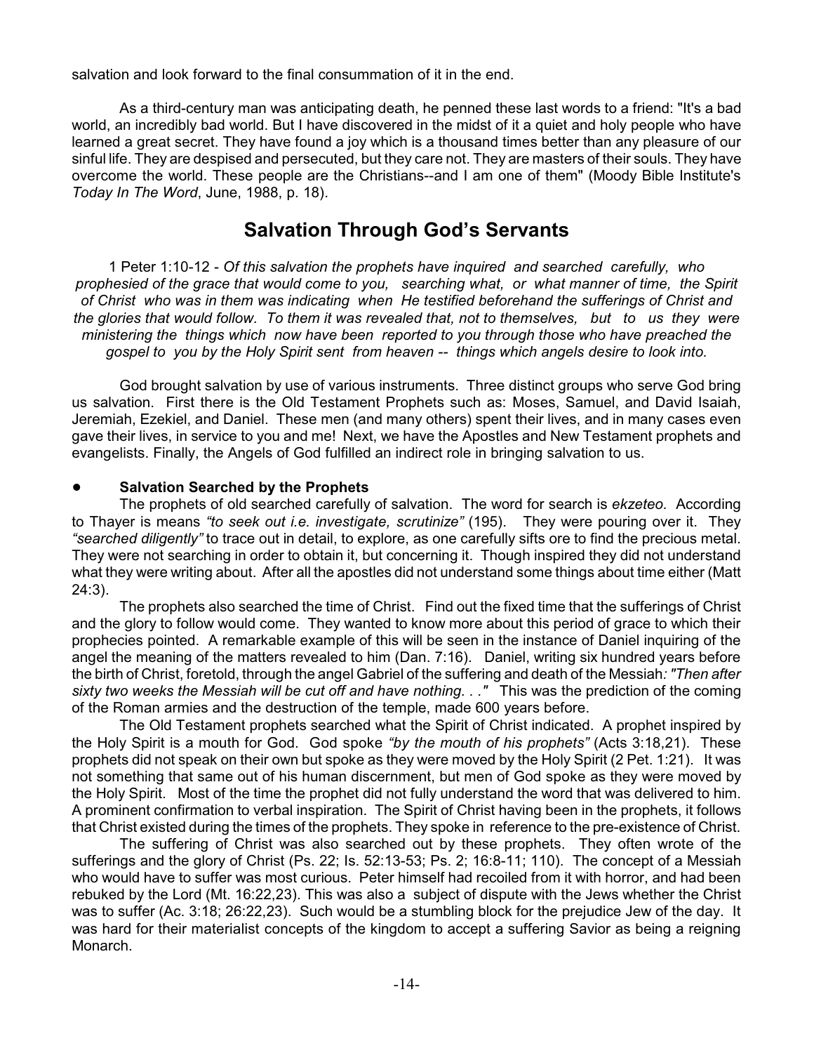salvation and look forward to the final consummation of it in the end.

As a third-century man was anticipating death, he penned these last words to a friend: "It's a bad world, an incredibly bad world. But I have discovered in the midst of it a quiet and holy people who have learned a great secret. They have found a joy which is a thousand times better than any pleasure of our sinful life. They are despised and persecuted, but they care not. They are masters of their souls. They have overcome the world. These people are the Christians--and I am one of them" (Moody Bible Institute's *Today In The Word*, June, 1988, p. 18).

## Salvation Through God's Servants

1 Peter 1:10-12 - *Of this salvation the prophets have inquired and searched carefully, who prophesied of the grace that would come to you, searching what, or what manner of time, the Spirit of Christ who was in them was indicating when He testified beforehand the sufferings of Christ and the glories that would follow. To them it was revealed that, not to themselves, but to us they were ministering the things which now have been reported to you through those who have preached the gospel to you by the Holy Spirit sent from heaven -- things which angels desire to look into.*

God brought salvation by use of various instruments. Three distinct groups who serve God bring us salvation. First there is the Old Testament Prophets such as: Moses, Samuel, and David Isaiah, Jeremiah, Ezekiel, and Daniel. These men (and many others) spent their lives, and in many cases even gave their lives, in service to you and me! Next, we have the Apostles and New Testament prophets and evangelists. Finally, the Angels of God fulfilled an indirect role in bringing salvation to us.

- **Salvation Searched by the Prophets**

The prophets of old searched carefully of salvation. The word for search is *ekzeteo.* According to Thayer is means *"to seek out i.e. investigate, scrutinize"* (195). They were pouring over it. They *"searched diligently"* to trace out in detail, to explore, as one carefully sifts ore to find the precious metal. They were not searching in order to obtain it, but concerning it. Though inspired they did not understand what they were writing about. After all the apostles did not understand some things about time either (Matt 24:3).

The prophets also searched the time of Christ. Find out the fixed time that the sufferings of Christ and the glory to follow would come. They wanted to know more about this period of grace to which their prophecies pointed. A remarkable example of this will be seen in the instance of Daniel inquiring of the angel the meaning of the matters revealed to him (Dan. 7:16). Daniel, writing six hundred years before the birth of Christ, foretold, through the angel Gabriel of the suffering and death of the Messiah*: "Then after sixty two weeks the Messiah will be cut off and have nothing. . ."* This was the prediction of the coming of the Roman armies and the destruction of the temple, made 600 years before.

The Old Testament prophets searched what the Spirit of Christ indicated. A prophet inspired by the Holy Spirit is a mouth for God. God spoke *"by the mouth of his prophets"* (Acts 3:18,21). These prophets did not speak on their own but spoke as they were moved by the Holy Spirit (2 Pet. 1:21). It was not something that same out of his human discernment, but men of God spoke as they were moved by the Holy Spirit. Most of the time the prophet did not fully understand the word that was delivered to him. A prominent confirmation to verbal inspiration. The Spirit of Christ having been in the prophets, it follows that Christ existed during the times of the prophets. They spoke in reference to the pre-existence of Christ.

The suffering of Christ was also searched out by these prophets. They often wrote of the sufferings and the glory of Christ (Ps. 22; Is. 52:13-53; Ps. 2; 16:8-11; 110). The concept of a Messiah who would have to suffer was most curious. Peter himself had recoiled from it with horror, and had been rebuked by the Lord (Mt. 16:22,23). This was also a subject of dispute with the Jews whether the Christ was to suffer (Ac. 3:18; 26:22,23). Such would be a stumbling block for the prejudice Jew of the day. It was hard for their materialist concepts of the kingdom to accept a suffering Savior as being a reigning Monarch.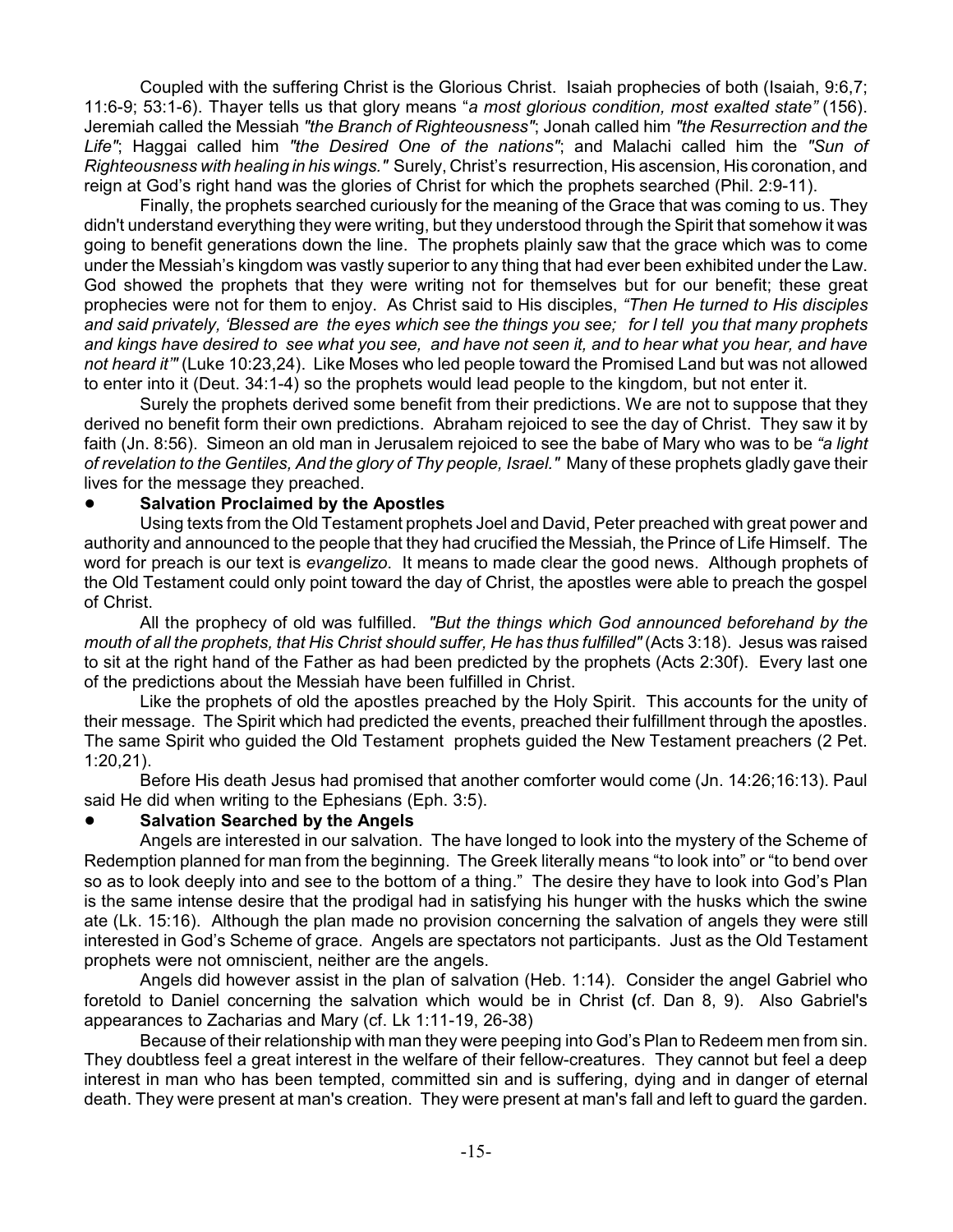Coupled with the suffering Christ is the Glorious Christ. Isaiah prophecies of both (Isaiah, 9:6,7; 11:6-9; 53:1-6). Thayer tells us that glory means "*a most glorious condition, most exalted state"* (156). Jeremiah called the Messiah *"the Branch of Righteousness"*; Jonah called him *"the Resurrection and the Life"*; Haggai called him *"the Desired One of the nations"*; and Malachi called him the *"Sun of Righteousness with healing in his wings."* Surely, Christ's resurrection, His ascension, His coronation, and reign at God's right hand was the glories of Christ for which the prophets searched (Phil. 2:9-11).

Finally, the prophets searched curiously for the meaning of the Grace that was coming to us. They didn't understand everything they were writing, but they understood through the Spirit that somehow it was going to benefit generations down the line. The prophets plainly saw that the grace which was to come under the Messiah's kingdom was vastly superior to any thing that had ever been exhibited under the Law. God showed the prophets that they were writing not for themselves but for our benefit; these great prophecies were not for them to enjoy. As Christ said to His disciples, *"Then He turned to His disciples and said privately, 'Blessed are the eyes which see the things you see; for I tell you that many prophets and kings have desired to see what you see, and have not seen it, and to hear what you hear, and have not heard it'"* (Luke 10:23,24). Like Moses who led people toward the Promised Land but was not allowed to enter into it (Deut. 34:1-4) so the prophets would lead people to the kingdom, but not enter it.

Surely the prophets derived some benefit from their predictions. We are not to suppose that they derived no benefit form their own predictions. Abraham rejoiced to see the day of Christ. They saw it by faith (Jn. 8:56). Simeon an old man in Jerusalem rejoiced to see the babe of Mary who was to be *"a light of revelation to the Gentiles, And the glory of Thy people, Israel."* Many of these prophets gladly gave their lives for the message they preached.

- **Salvation Proclaimed by the Apostles**

Using texts from the Old Testament prophets Joel and David, Peter preached with great power and authority and announced to the people that they had crucified the Messiah, the Prince of Life Himself. The word for preach is our text is *evangelizo*. It means to made clear the good news. Although prophets of the Old Testament could only point toward the day of Christ, the apostles were able to preach the gospel of Christ.

All the prophecy of old was fulfilled. *"But the things which God announced beforehand by the mouth of all the prophets, that His Christ should suffer, He has thus fulfilled"* (Acts 3:18). Jesus was raised to sit at the right hand of the Father as had been predicted by the prophets (Acts 2:30f). Every last one of the predictions about the Messiah have been fulfilled in Christ.

Like the prophets of old the apostles preached by the Holy Spirit. This accounts for the unity of their message. The Spirit which had predicted the events, preached their fulfillment through the apostles. The same Spirit who guided the Old Testament prophets guided the New Testament preachers (2 Pet. 1:20,21).

Before His death Jesus had promised that another comforter would come (Jn. 14:26;16:13). Paul said He did when writing to the Ephesians (Eph. 3:5).

- **Salvation Searched by the Angels**

Angels are interested in our salvation. The have longed to look into the mystery of the Scheme of Redemption planned for man from the beginning. The Greek literally means "to look into" or "to bend over so as to look deeply into and see to the bottom of a thing." The desire they have to look into God's Plan is the same intense desire that the prodigal had in satisfying his hunger with the husks which the swine ate (Lk. 15:16). Although the plan made no provision concerning the salvation of angels they were still interested in God's Scheme of grace. Angels are spectators not participants. Just as the Old Testament prophets were not omniscient, neither are the angels.

Angels did however assist in the plan of salvation (Heb. 1:14). Consider the angel Gabriel who foretold to Daniel concerning the salvation which would be in Christ **(**cf. Dan 8, 9). Also Gabriel's appearances to Zacharias and Mary (cf. Lk 1:11-19, 26-38)

Because of their relationship with man they were peeping into God's Plan to Redeem men from sin. They doubtless feel a great interest in the welfare of their fellow-creatures. They cannot but feel a deep interest in man who has been tempted, committed sin and is suffering, dying and in danger of eternal death. They were present at man's creation. They were present at man's fall and left to guard the garden.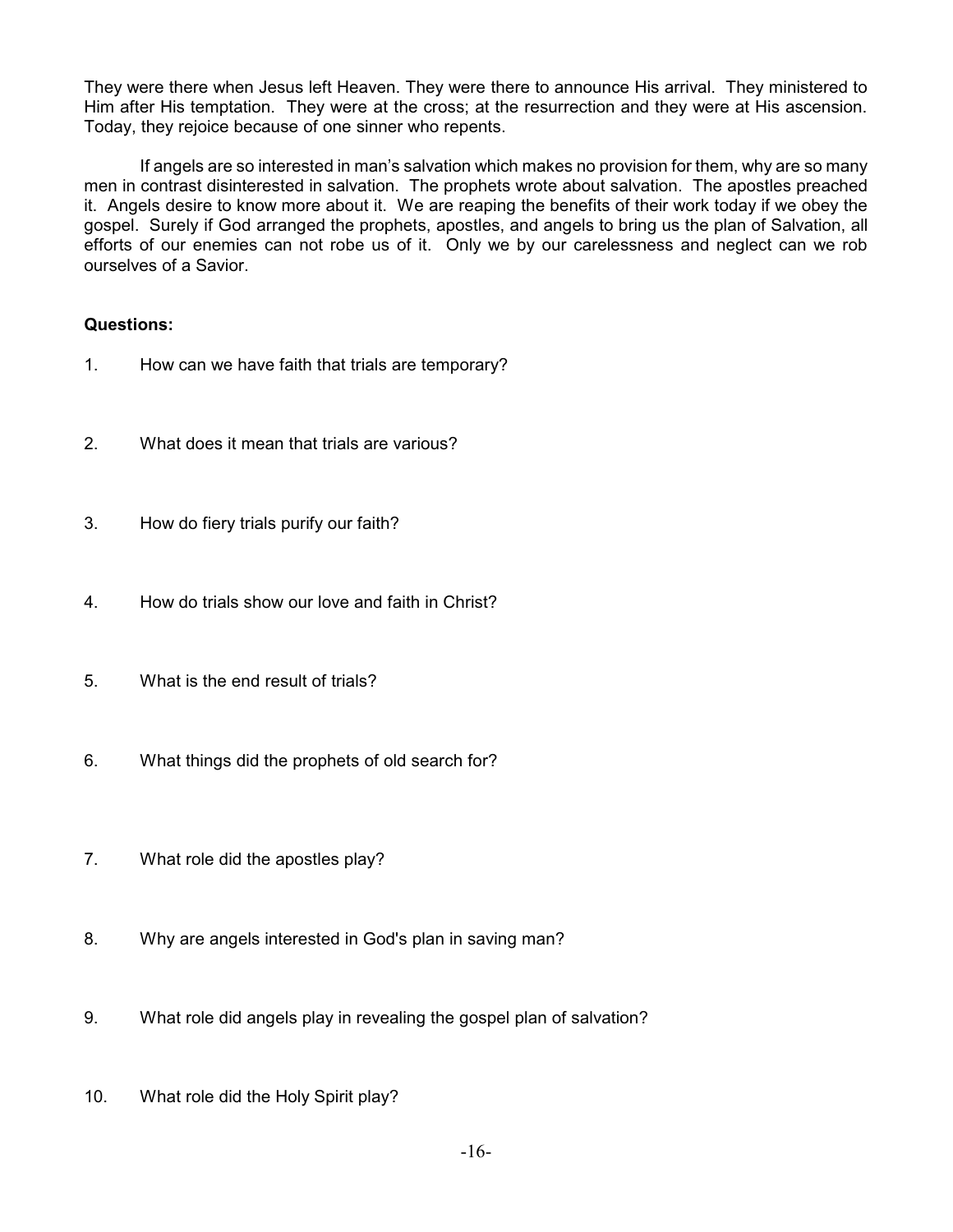They were there when Jesus left Heaven. They were there to announce His arrival. They ministered to Him after His temptation. They were at the cross; at the resurrection and they were at His ascension. Today, they rejoice because of one sinner who repents.

If angels are so interested in man's salvation which makes no provision for them, why are so many men in contrast disinterested in salvation. The prophets wrote about salvation. The apostles preached it. Angels desire to know more about it. We are reaping the benefits of their work today if we obey the gospel. Surely if God arranged the prophets, apostles, and angels to bring us the plan of Salvation, all efforts of our enemies can not robe us of it. Only we by our carelessness and neglect can we rob ourselves of a Savior.

**Questions:**

1. How can we have faith that trials are temporary?

2. What does it mean that trials are various?

3. How do fiery trials purify our faith?

4. How do trials show our love and faith in Christ?

5. What is the end result of trials?

6. What things did the prophets of old search for?

7. What role did the apostles play?

8. Why are angels interested in God's plan in saving man?

9. What role did angels play in revealing the gospel plan of salvation?

10. What role did the Holy Spirit play?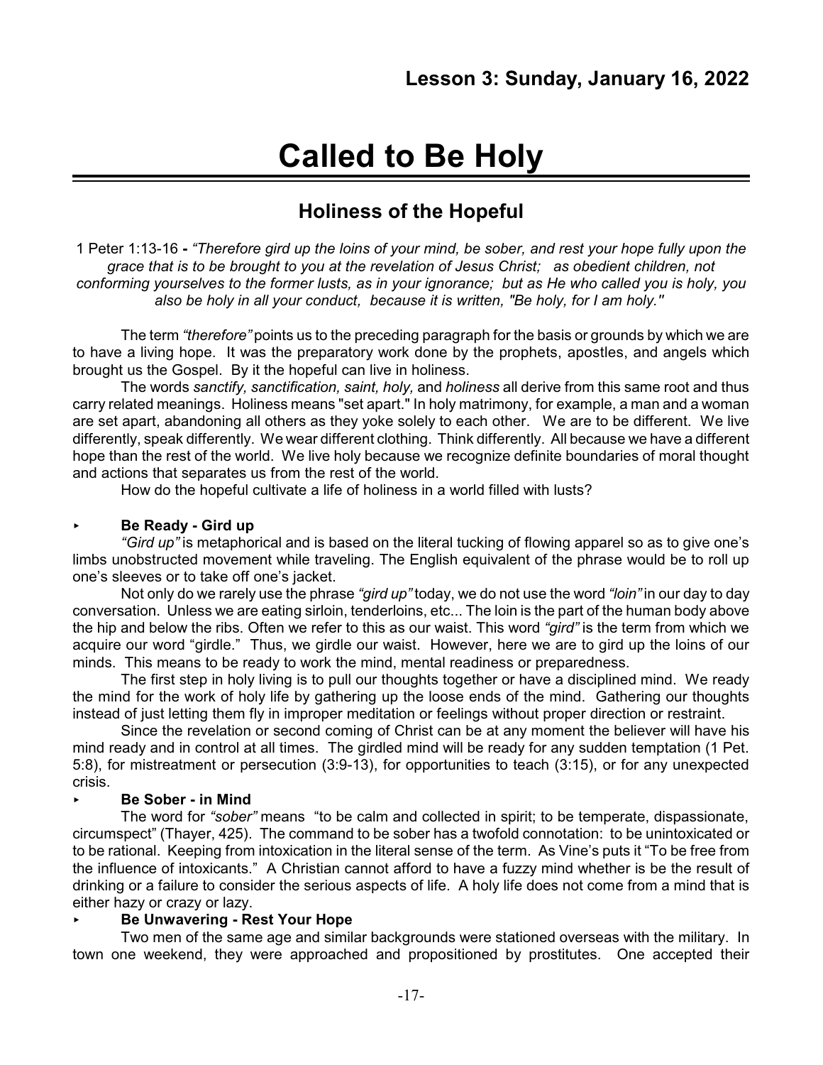## Lesson 3: Sunday, January 16, 2022

# Called to Be Holy

## Holiness of the Hopeful

1 Peter 1:13-16 **-** *"Therefore gird up the loins of your mind, be sober, and rest your hope fully upon the grace that is to be brought to you at the revelation of Jesus Christ; as obedient children, not conforming yourselves to the former lusts, as in your ignorance; but as He who called you is holy, you also be holy in all your conduct, because it is written, "Be holy, for I am holy."*

The term *"therefore"* points us to the preceding paragraph for the basis or grounds by which we are to have a living hope. It was the preparatory work done by the prophets, apostles, and angels which brought us the Gospel. By it the hopeful can live in holiness.

The words *sanctify, sanctification, saint, holy,* and *holiness* all derive from this same root and thus carry related meanings. Holiness means "set apart." In holy matrimony, for example, a man and a woman are set apart, abandoning all others as they yoke solely to each other. We are to be different. We live differently, speak differently. We wear different clothing. Think differently. All because we have a different hope than the rest of the world. We live holy because we recognize definite boundaries of moral thought and actions that separates us from the rest of the world.

How do the hopeful cultivate a life of holiness in a world filled with lusts?

- **Be Ready - Gird up**

*"Gird up"* is metaphorical and is based on the literal tucking of flowing apparel so as to give one's limbs unobstructed movement while traveling. The English equivalent of the phrase would be to roll up one's sleeves or to take off one's jacket.

Not only do we rarely use the phrase *"gird up"* today, we do not use the word *"loin"* in our day to day conversation. Unless we are eating sirloin, tenderloins, etc... The loin is the part of the human body above the hip and below the ribs. Often we refer to this as our waist. This word *"gird"* is the term from which we acquire our word "girdle." Thus, we girdle our waist. However, here we are to gird up the loins of our minds. This means to be ready to work the mind, mental readiness or preparedness.

The first step in holy living is to pull our thoughts together or have a disciplined mind. We ready the mind for the work of holy life by gathering up the loose ends of the mind. Gathering our thoughts instead of just letting them fly in improper meditation or feelings without proper direction or restraint.

Since the revelation or second coming of Christ can be at any moment the believer will have his mind ready and in control at all times. The girdled mind will be ready for any sudden temptation (1 Pet. 5:8), for mistreatment or persecution (3:9-13), for opportunities to teach (3:15), or for any unexpected crisis.

- **Be Sober - in Mind**

The word for *"sober"* means "to be calm and collected in spirit; to be temperate, dispassionate, circumspect" (Thayer, 425). The command to be sober has a twofold connotation: to be unintoxicated or to be rational. Keeping from intoxication in the literal sense of the term. As Vine's puts it "To be free from the influence of intoxicants." A Christian cannot afford to have a fuzzy mind whether is be the result of drinking or a failure to consider the serious aspects of life. A holy life does not come from a mind that is either hazy or crazy or lazy.

- **Be Unwavering - Rest Your Hope**

Two men of the same age and similar backgrounds were stationed overseas with the military. In town one weekend, they were approached and propositioned by prostitutes. One accepted their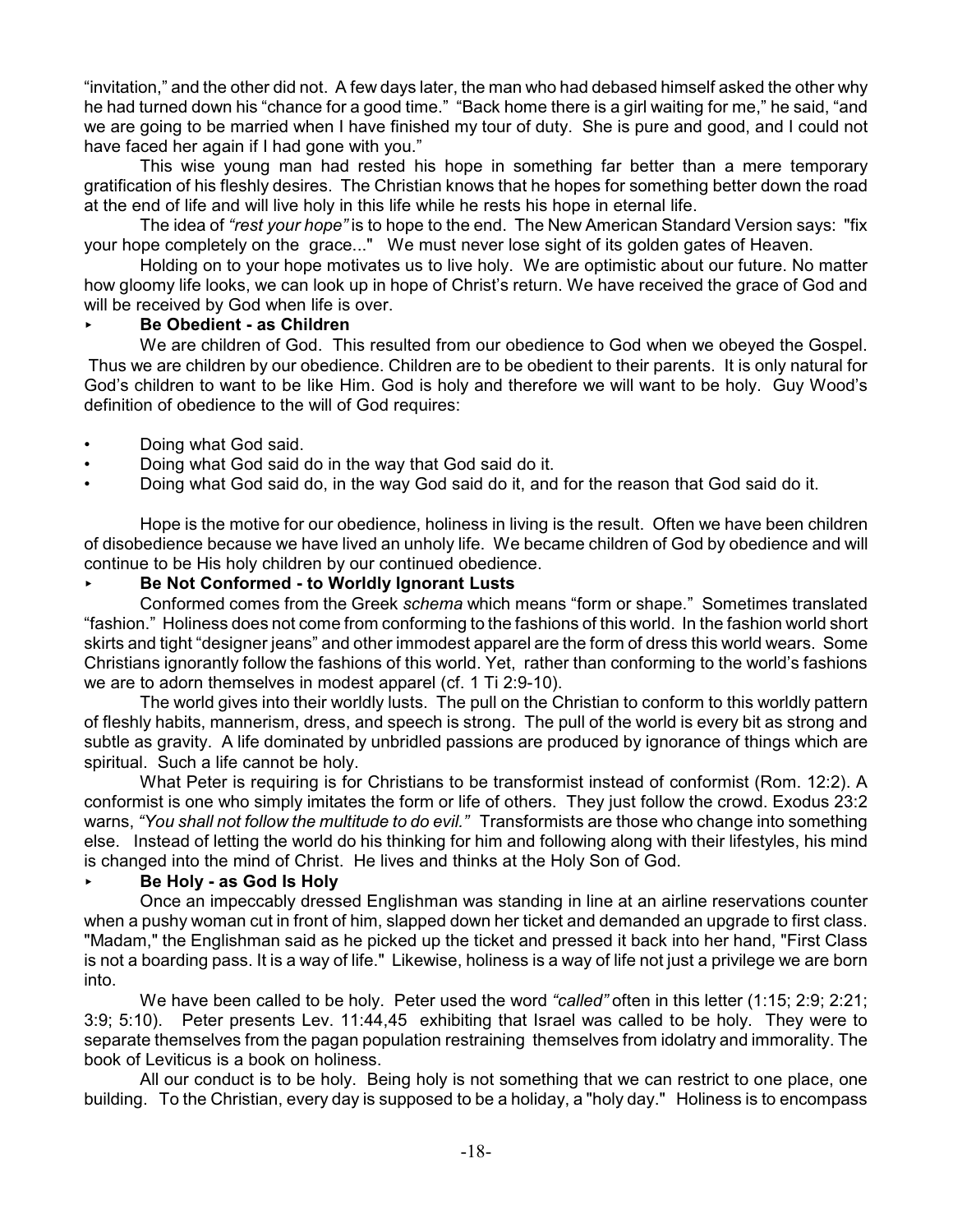"invitation," and the other did not. A few days later, the man who had debased himself asked the other why he had turned down his "chance for a good time." "Back home there is a girl waiting for me," he said, "and we are going to be married when I have finished my tour of duty. She is pure and good, and I could not have faced her again if I had gone with you."

This wise young man had rested his hope in something far better than a mere temporary gratification of his fleshly desires. The Christian knows that he hopes for something better down the road at the end of life and will live holy in this life while he rests his hope in eternal life.

The idea of *"rest your hope"* is to hope to the end. The New American Standard Version says: "fix your hope completely on the grace..." We must never lose sight of its golden gates of Heaven.

Holding on to your hope motivates us to live holy. We are optimistic about our future. No matter how gloomy life looks, we can look up in hope of Christ's return. We have received the grace of God and will be received by God when life is over.

- **Be Obedient - as Children**

We are children of God. This resulted from our obedience to God when we obeyed the Gospel. Thus we are children by our obedience. Children are to be obedient to their parents. It is only natural for God's children to want to be like Him. God is holy and therefore we will want to be holy. Guy Wood's definition of obedience to the will of God requires:

- Doing what God said.
- Doing what God said do in the way that God said do it.
- Doing what God said do, in the way God said do it, and for the reason that God said do it.

Hope is the motive for our obedience, holiness in living is the result. Often we have been children of disobedience because we have lived an unholy life. We became children of God by obedience and will continue to be His holy children by our continued obedience.

- **Be Not Conformed - to Worldly Ignorant Lusts**

Conformed comes from the Greek *schema* which means "form or shape." Sometimes translated "fashion." Holiness does not come from conforming to the fashions of this world. In the fashion world short skirts and tight "designer jeans" and other immodest apparel are the form of dress this world wears. Some Christians ignorantly follow the fashions of this world. Yet, rather than conforming to the world's fashions we are to adorn themselves in modest apparel (cf. 1 Ti 2:9-10).

The world gives into their worldly lusts. The pull on the Christian to conform to this worldly pattern of fleshly habits, mannerism, dress, and speech is strong. The pull of the world is every bit as strong and subtle as gravity. A life dominated by unbridled passions are produced by ignorance of things which are spiritual. Such a life cannot be holy.

What Peter is requiring is for Christians to be transformist instead of conformist (Rom. 12:2). A conformist is one who simply imitates the form or life of others. They just follow the crowd. Exodus 23:2 warns, *"You shall not follow the multitude to do evil."* Transformists are those who change into something else. Instead of letting the world do his thinking for him and following along with their lifestyles, his mind is changed into the mind of Christ. He lives and thinks at the Holy Son of God.

- **Be Holy - as God Is Holy**

Once an impeccably dressed Englishman was standing in line at an airline reservations counter when a pushy woman cut in front of him, slapped down her ticket and demanded an upgrade to first class. "Madam," the Englishman said as he picked up the ticket and pressed it back into her hand, "First Class is not a boarding pass. It is a way of life." Likewise, holiness is a way of life not just a privilege we are born into.

We have been called to be holy. Peter used the word *"called"* often in this letter (1:15; 2:9; 2:21; 3:9; 5:10). Peter presents Lev. 11:44,45 exhibiting that Israel was called to be holy. They were to separate themselves from the pagan population restraining themselves from idolatry and immorality. The book of Leviticus is a book on holiness.

All our conduct is to be holy. Being holy is not something that we can restrict to one place, one building. To the Christian, every day is supposed to be a holiday, a "holy day." Holiness is to encompass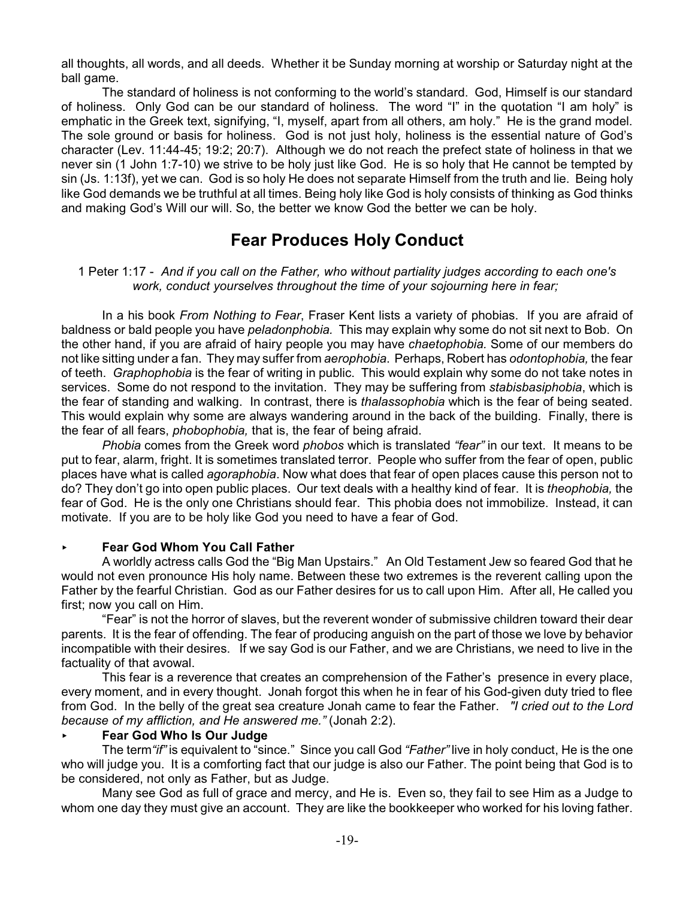all thoughts, all words, and all deeds. Whether it be Sunday morning at worship or Saturday night at the ball game.

The standard of holiness is not conforming to the world's standard. God, Himself is our standard of holiness. Only God can be our standard of holiness. The word "I" in the quotation "I am holy" is emphatic in the Greek text, signifying, "I, myself, apart from all others, am holy." He is the grand model. The sole ground or basis for holiness. God is not just holy, holiness is the essential nature of God's character (Lev. 11:44-45; 19:2; 20:7). Although we do not reach the prefect state of holiness in that we never sin (1 John 1:7-10) we strive to be holy just like God. He is so holy that He cannot be tempted by sin (Js. 1:13f), yet we can. God is so holy He does not separate Himself from the truth and lie. Being holy like God demands we be truthful at all times. Being holy like God is holy consists of thinking as God thinks and making God's Will our will. So, the better we know God the better we can be holy.

## Fear Produces Holy Conduct

1 Peter 1:17 - *And if you call on the Father, who without partiality judges according to each one's work, conduct yourselves throughout the time of your sojourning here in fear;*

In a his book *From Nothing to Fear*, Fraser Kent lists a variety of phobias. If you are afraid of baldness or bald people you have *peladonphobia.* This may explain why some do not sit next to Bob. On the other hand, if you are afraid of hairy people you may have *chaetophobia.* Some of our members do not like sitting under a fan. They may suffer from *aerophobia*. Perhaps, Robert has *odontophobia,* the fear of teeth. *Graphophobia* is the fear of writing in public. This would explain why some do not take notes in services. Some do not respond to the invitation. They may be suffering from *stabisbasiphobia*, which is the fear of standing and walking. In contrast, there is *thalassophobia* which is the fear of being seated. This would explain why some are always wandering around in the back of the building. Finally, there is the fear of all fears, *phobophobia,* that is, the fear of being afraid.

*Phobia* comes from the Greek word *phobos* which is translated *"fear"* in our text. It means to be put to fear, alarm, fright. It is sometimes translated terror. People who suffer from the fear of open, public places have what is called *agoraphobia*. Now what does that fear of open places cause this person not to do? They don't go into open public places. Our text deals with a healthy kind of fear. It is *theophobia,* the fear of God. He is the only one Christians should fear. This phobia does not immobilize. Instead, it can motivate. If you are to be holy like God you need to have a fear of God.

- **Fear God Whom You Call Father**

A worldly actress calls God the "Big Man Upstairs." An Old Testament Jew so feared God that he would not even pronounce His holy name. Between these two extremes is the reverent calling upon the Father by the fearful Christian. God as our Father desires for us to call upon Him. After all, He called you first; now you call on Him.

"Fear" is not the horror of slaves, but the reverent wonder of submissive children toward their dear parents. It is the fear of offending. The fear of producing anguish on the part of those we love by behavior incompatible with their desires. If we say God is our Father, and we are Christians, we need to live in the factuality of that avowal.

This fear is a reverence that creates an comprehension of the Father's presence in every place, every moment, and in every thought. Jonah forgot this when he in fear of his God-given duty tried to flee from God. In the belly of the great sea creature Jonah came to fear the Father. *"I cried out to the Lord because of my affliction, and He answered me."* (Jonah 2:2).

- **Fear God Who Is Our Judge**

The term *"if"* is equivalent to "since." Since you call God *"Father"* live in holy conduct, He is the one who will judge you. It is a comforting fact that our judge is also our Father. The point being that God is to be considered, not only as Father, but as Judge.

Many see God as full of grace and mercy, and He is. Even so, they fail to see Him as a Judge to whom one day they must give an account. They are like the bookkeeper who worked for his loving father.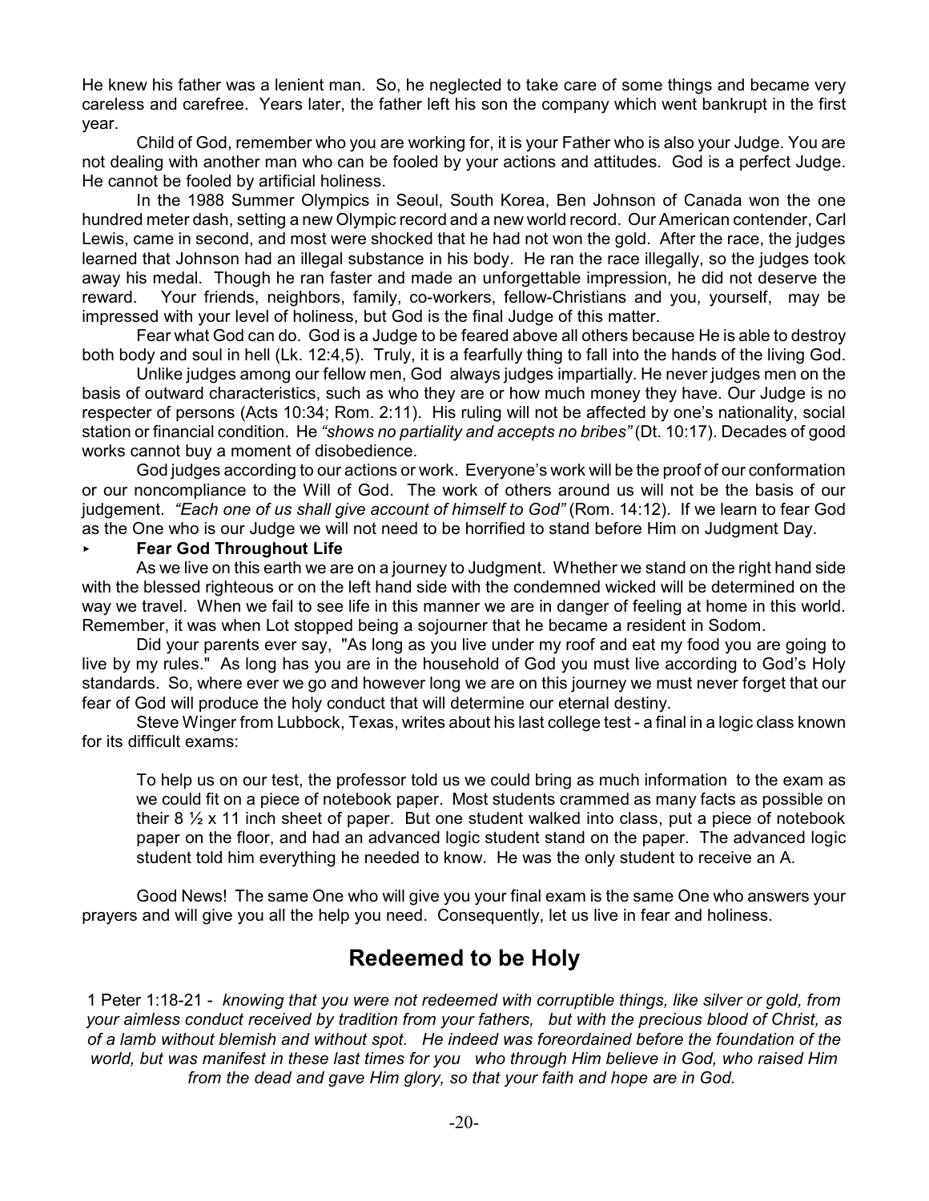He knew his father was a lenient man. So, he neglected to take care of some things and became very careless and carefree. Years later, the father left his son the company which went bankrupt in the first year.

Child of God, remember who you are working for, it is your Father who is also your Judge. You are not dealing with another man who can be fooled by your actions and attitudes. God is a perfect Judge. He cannot be fooled by artificial holiness.

In the 1988 Summer Olympics in Seoul, South Korea, Ben Johnson of Canada won the one hundred meter dash, setting a new Olympic record and a new world record. Our American contender, Carl Lewis, came in second, and most were shocked that he had not won the gold. After the race, the judges learned that Johnson had an illegal substance in his body. He ran the race illegally, so the judges took away his medal. Though he ran faster and made an unforgettable impression, he did not deserve the reward. Your friends, neighbors, family, co-workers, fellow-Christians and you, yourself, may be impressed with your level of holiness, but God is the final Judge of this matter.

Fear what God can do. God is a Judge to be feared above all others because He is able to destroy both body and soul in hell (Lk. 12:4,5). Truly, it is a fearfully thing to fall into the hands of the living God.

Unlike judges among our fellow men, God always judges impartially. He never judges men on the basis of outward characteristics, such as who they are or how much money they have. Our Judge is no respecter of persons (Acts 10:34; Rom. 2:11). His ruling will not be affected by one's nationality, social station or financial condition. He *"shows no partiality and accepts no bribes"* (Dt. 10:17). Decades of good works cannot buy a moment of disobedience.

God judges according to our actions or work. Everyone's work will be the proof of our conformation or our noncompliance to the Will of God. The work of others around us will not be the basis of our judgement. *"Each one of us shall give account of himself to God"* (Rom. 14:12). If we learn to fear God as the One who is our Judge we will not need to be horrified to stand before Him on Judgment Day.

- **Fear God Throughout Life**

As we live on this earth we are on a journey to Judgment. Whether we stand on the right hand side with the blessed righteous or on the left hand side with the condemned wicked will be determined on the way we travel. When we fail to see life in this manner we are in danger of feeling at home in this world. Remember, it was when Lot stopped being a sojourner that he became a resident in Sodom.

Did your parents ever say, "As long as you live under my roof and eat my food you are going to live by my rules." As long has you are in the household of God you must live according to God's Holy standards. So, where ever we go and however long we are on this journey we must never forget that our fear of God will produce the holy conduct that will determine our eternal destiny.

Steve Winger from Lubbock, Texas, writes about his last college test - a final in a logic class known for its difficult exams:

> To help us on our test, the professor told us we could bring as much information to the exam as we could fit on a piece of notebook paper. Most students crammed as many facts as possible on their 8 ½ x 11 inch sheet of paper. But one student walked into class, put a piece of notebook paper on the floor, and had an advanced logic student stand on the paper. The advanced logic student told him everything he needed to know. He was the only student to receive an A.

Good News! The same One who will give you your final exam is the same One who answers your prayers and will give you all the help you need. Consequently, let us live in fear and holiness.

## Redeemed to be Holy

1 Peter 1:18-21 - *knowing that you were not redeemed with corruptible things, like silver or gold, from your aimless conduct received by tradition from your fathers, but with the precious blood of Christ, as of a lamb without blemish and without spot. He indeed was foreordained before the foundation of the world, but was manifest in these last times for you who through Him believe in God, who raised Him from the dead and gave Him glory, so that your faith and hope are in God.*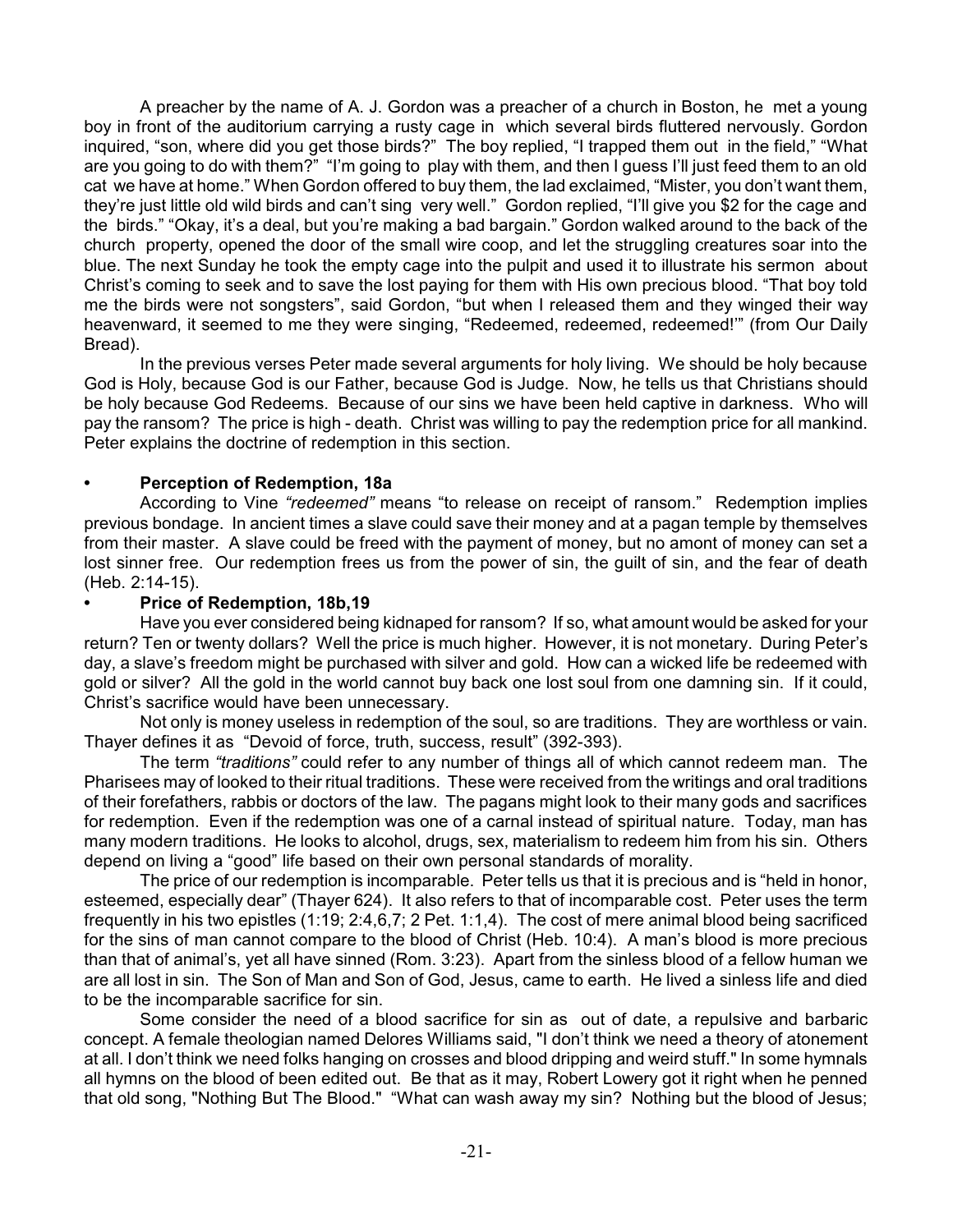A preacher by the name of A. J. Gordon was a preacher of a church in Boston, he met a young boy in front of the auditorium carrying a rusty cage in which several birds fluttered nervously. Gordon inquired, "son, where did you get those birds?" The boy replied, "I trapped them out in the field," "What are you going to do with them?" "I'm going to play with them, and then I guess I'll just feed them to an old cat we have at home." When Gordon offered to buy them, the lad exclaimed, "Mister, you don't want them, they're just little old wild birds and can't sing very well." Gordon replied, "I'll give you $2 for the cage and the birds." "Okay, it's a deal, but you're making a bad bargain." Gordon walked around to the back of the church property, opened the door of the small wire coop, and let the struggling creatures soar into the blue. The next Sunday he took the empty cage into the pulpit and used it to illustrate his sermon about Christ's coming to seek and to save the lost paying for them with His own precious blood. "That boy told me the birds were not songsters", said Gordon, "but when I released them and they winged their way heavenward, it seemed to me they were singing, "Redeemed, redeemed, redeemed!'" (from Our Daily Bread).

In the previous verses Peter made several arguments for holy living. We should be holy because God is Holy, because God is our Father, because God is Judge. Now, he tells us that Christians should be holy because God Redeems. Because of our sins we have been held captive in darkness. Who will pay the ransom? The price is high - death. Christ was willing to pay the redemption price for all mankind. Peter explains the doctrine of redemption in this section.

- **Perception of Redemption, 18a**

According to Vine *"redeemed"* means "to release on receipt of ransom." Redemption implies previous bondage. In ancient times a slave could save their money and at a pagan temple by themselves from their master. A slave could be freed with the payment of money, but no amont of money can set a lost sinner free. Our redemption frees us from the power of sin, the guilt of sin, and the fear of death (Heb. 2:14-15).

- **Price of Redemption, 18b,19**

Have you ever considered being kidnaped for ransom? If so, what amount would be asked for your return? Ten or twenty dollars? Well the price is much higher. However, it is not monetary. During Peter's day, a slave's freedom might be purchased with silver and gold. How can a wicked life be redeemed with gold or silver? All the gold in the world cannot buy back one lost soul from one damning sin. If it could, Christ's sacrifice would have been unnecessary.

Not only is money useless in redemption of the soul, so are traditions. They are worthless or vain. Thayer defines it as "Devoid of force, truth, success, result" (392-393).

The term *"traditions"* could refer to any number of things all of which cannot redeem man. The Pharisees may of looked to their ritual traditions. These were received from the writings and oral traditions of their forefathers, rabbis or doctors of the law. The pagans might look to their many gods and sacrifices for redemption. Even if the redemption was one of a carnal instead of spiritual nature. Today, man has many modern traditions. He looks to alcohol, drugs, sex, materialism to redeem him from his sin. Others depend on living a "good" life based on their own personal standards of morality.

The price of our redemption is incomparable. Peter tells us that it is precious and is "held in honor, esteemed, especially dear" (Thayer 624). It also refers to that of incomparable cost. Peter uses the term frequently in his two epistles (1:19; 2:4,6,7; 2 Pet. 1:1,4). The cost of mere animal blood being sacrificed for the sins of man cannot compare to the blood of Christ (Heb. 10:4). A man's blood is more precious than that of animal's, yet all have sinned (Rom. 3:23). Apart from the sinless blood of a fellow human we are all lost in sin. The Son of Man and Son of God, Jesus, came to earth. He lived a sinless life and died to be the incomparable sacrifice for sin.

Some consider the need of a blood sacrifice for sin as out of date, a repulsive and barbaric concept. A female theologian named Delores Williams said, "I don't think we need a theory of atonement at all. I don't think we need folks hanging on crosses and blood dripping and weird stuff." In some hymnals all hymns on the blood of been edited out. Be that as it may, Robert Lowery got it right when he penned that old song, "Nothing But The Blood." "What can wash away my sin? Nothing but the blood of Jesus;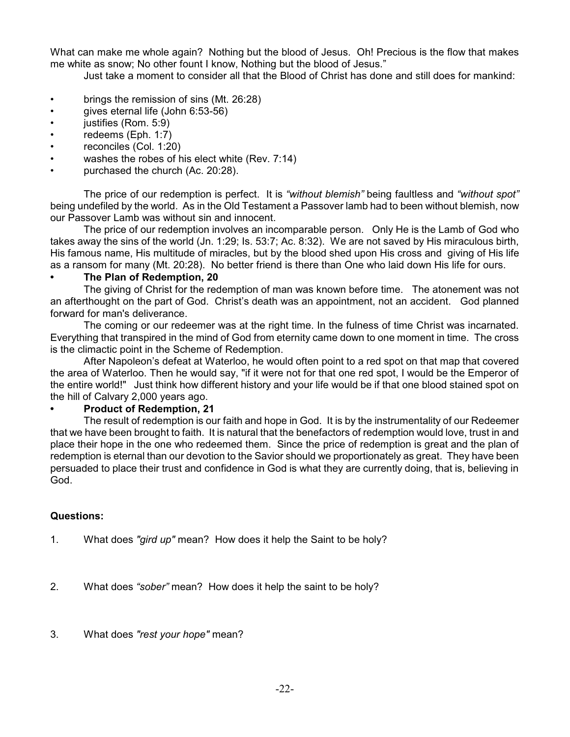What can make me whole again? Nothing but the blood of Jesus. Oh! Precious is the flow that makes me white as snow; No other fount I know, Nothing but the blood of Jesus."

Just take a moment to consider all that the Blood of Christ has done and still does for mankind:

- brings the remission of sins (Mt. 26:28)
- gives eternal life (John 6:53-56)
- justifies (Rom. 5:9)
- redeems (Eph. 1:7)
- reconciles (Col. 1:20)
- washes the robes of his elect white (Rev. 7:14)
- purchased the church (Ac. 20:28).

The price of our redemption is perfect. It is *"without blemish"* being faultless and *"without spot"* being undefiled by the world. As in the Old Testament a Passover lamb had to been without blemish, now our Passover Lamb was without sin and innocent.

The price of our redemption involves an incomparable person. Only He is the Lamb of God who takes away the sins of the world (Jn. 1:29; Is. 53:7; Ac. 8:32). We are not saved by His miraculous birth, His famous name, His multitude of miracles, but by the blood shed upon His cross and giving of His life as a ransom for many (Mt. 20:28). No better friend is there than One who laid down His life for ours.

- **The Plan of Redemption, 20**

The giving of Christ for the redemption of man was known before time. The atonement was not an afterthought on the part of God. Christ's death was an appointment, not an accident. God planned forward for man's deliverance.

The coming or our redeemer was at the right time. In the fulness of time Christ was incarnated. Everything that transpired in the mind of God from eternity came down to one moment in time. The cross is the climactic point in the Scheme of Redemption.

After Napoleon's defeat at Waterloo, he would often point to a red spot on that map that covered the area of Waterloo. Then he would say, "if it were not for that one red spot, I would be the Emperor of the entire world!" Just think how different history and your life would be if that one blood stained spot on the hill of Calvary 2,000 years ago.

- **Product of Redemption, 21**

The result of redemption is our faith and hope in God. It is by the instrumentality of our Redeemer that we have been brought to faith. It is natural that the benefactors of redemption would love, trust in and place their hope in the one who redeemed them. Since the price of redemption is great and the plan of redemption is eternal than our devotion to the Savior should we proportionately as great. They have been persuaded to place their trust and confidence in God is what they are currently doing, that is, believing in God.

**Questions:**

1. What does *"gird up"* mean? How does it help the Saint to be holy?

2. What does *"sober"* mean? How does it help the saint to be holy?

3. What does *"rest your hope"* mean?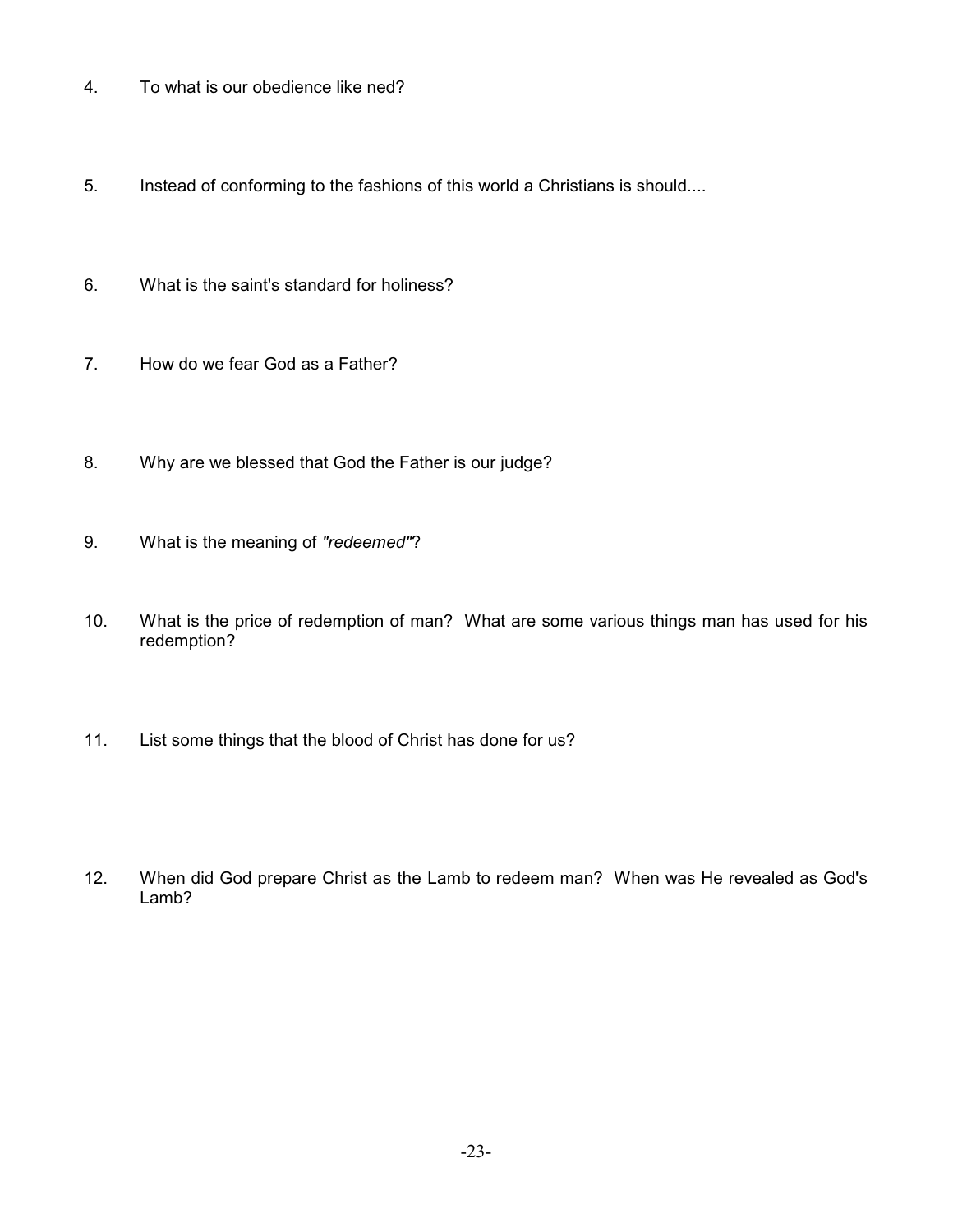4. To what is our obedience like ned?

5. Instead of conforming to the fashions of this world a Christians is should....

6. What is the saint's standard for holiness?

7. How do we fear God as a Father?

8. Why are we blessed that God the Father is our judge?

9. What is the meaning of *"redeemed"*?

10. What is the price of redemption of man? What are some various things man has used for his redemption?

11. List some things that the blood of Christ has done for us?

12. When did God prepare Christ as the Lamb to redeem man? When was He revealed as God's Lamb?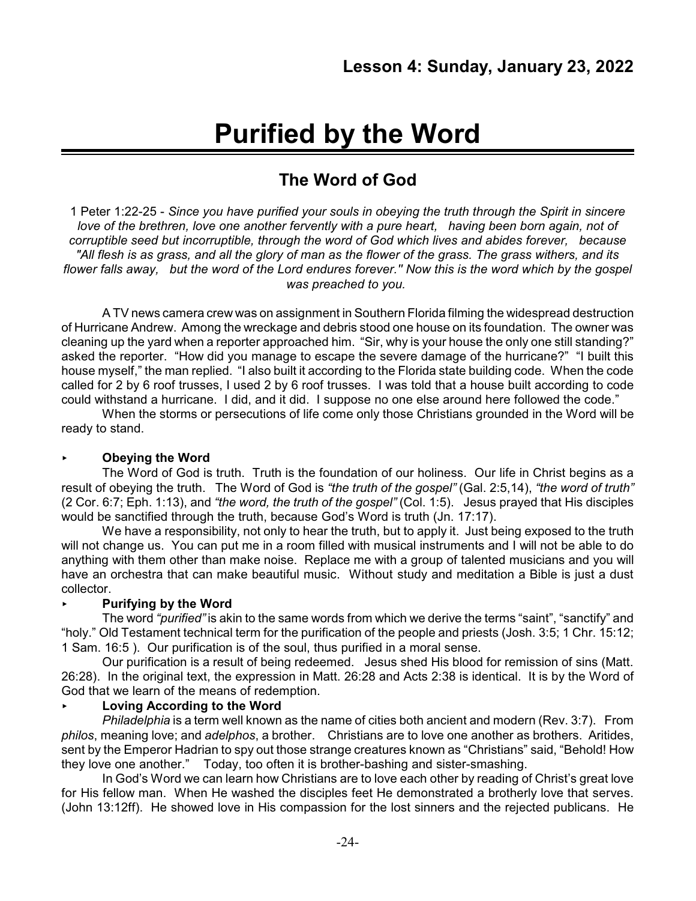## Lesson 4: Sunday, January 23, 2022

# Purified by the Word

## The Word of God

1 Peter 1:22-25 - *Since you have purified your souls in obeying the truth through the Spirit in sincere love of the brethren, love one another fervently with a pure heart, having been born again, not of corruptible seed but incorruptible, through the word of God which lives and abides forever, because "All flesh is as grass, and all the glory of man as the flower of the grass. The grass withers, and its flower falls away, but the word of the Lord endures forever." Now this is the word which by the gospel was preached to you.*

A TV news camera crew was on assignment in Southern Florida filming the widespread destruction of Hurricane Andrew. Among the wreckage and debris stood one house on its foundation. The owner was cleaning up the yard when a reporter approached him. "Sir, why is your house the only one still standing?" asked the reporter. "How did you manage to escape the severe damage of the hurricane?" "I built this house myself," the man replied. "I also built it according to the Florida state building code. When the code called for 2 by 6 roof trusses, I used 2 by 6 roof trusses. I was told that a house built according to code could withstand a hurricane. I did, and it did. I suppose no one else around here followed the code."

When the storms or persecutions of life come only those Christians grounded in the Word will be ready to stand.

- **Obeying the Word**

The Word of God is truth. Truth is the foundation of our holiness. Our life in Christ begins as a result of obeying the truth. The Word of God is *"the truth of the gospel"* (Gal. 2:5,14), *"the word of truth"* (2 Cor. 6:7; Eph. 1:13), and *"the word, the truth of the gospel"* (Col. 1:5). Jesus prayed that His disciples would be sanctified through the truth, because God's Word is truth (Jn. 17:17).

We have a responsibility, not only to hear the truth, but to apply it. Just being exposed to the truth will not change us. You can put me in a room filled with musical instruments and I will not be able to do anything with them other than make noise. Replace me with a group of talented musicians and you will have an orchestra that can make beautiful music. Without study and meditation a Bible is just a dust collector.

- **Purifying by the Word**

The word *"purified"* is akin to the same words from which we derive the terms "saint", "sanctify" and "holy." Old Testament technical term for the purification of the people and priests (Josh. 3:5; 1 Chr. 15:12; 1 Sam. 16:5 ). Our purification is of the soul, thus purified in a moral sense.

Our purification is a result of being redeemed. Jesus shed His blood for remission of sins (Matt. 26:28). In the original text, the expression in Matt. 26:28 and Acts 2:38 is identical. It is by the Word of God that we learn of the means of redemption.

- **Loving According to the Word**

*Philadelphia* is a term well known as the name of cities both ancient and modern (Rev. 3:7). From *philos*, meaning love; and *adelphos*, a brother. Christians are to love one another as brothers. Aritides, sent by the Emperor Hadrian to spy out those strange creatures known as "Christians" said, "Behold! How they love one another." Today, too often it is brother-bashing and sister-smashing.

In God's Word we can learn how Christians are to love each other by reading of Christ's great love for His fellow man. When He washed the disciples feet He demonstrated a brotherly love that serves. (John 13:12ff). He showed love in His compassion for the lost sinners and the rejected publicans. He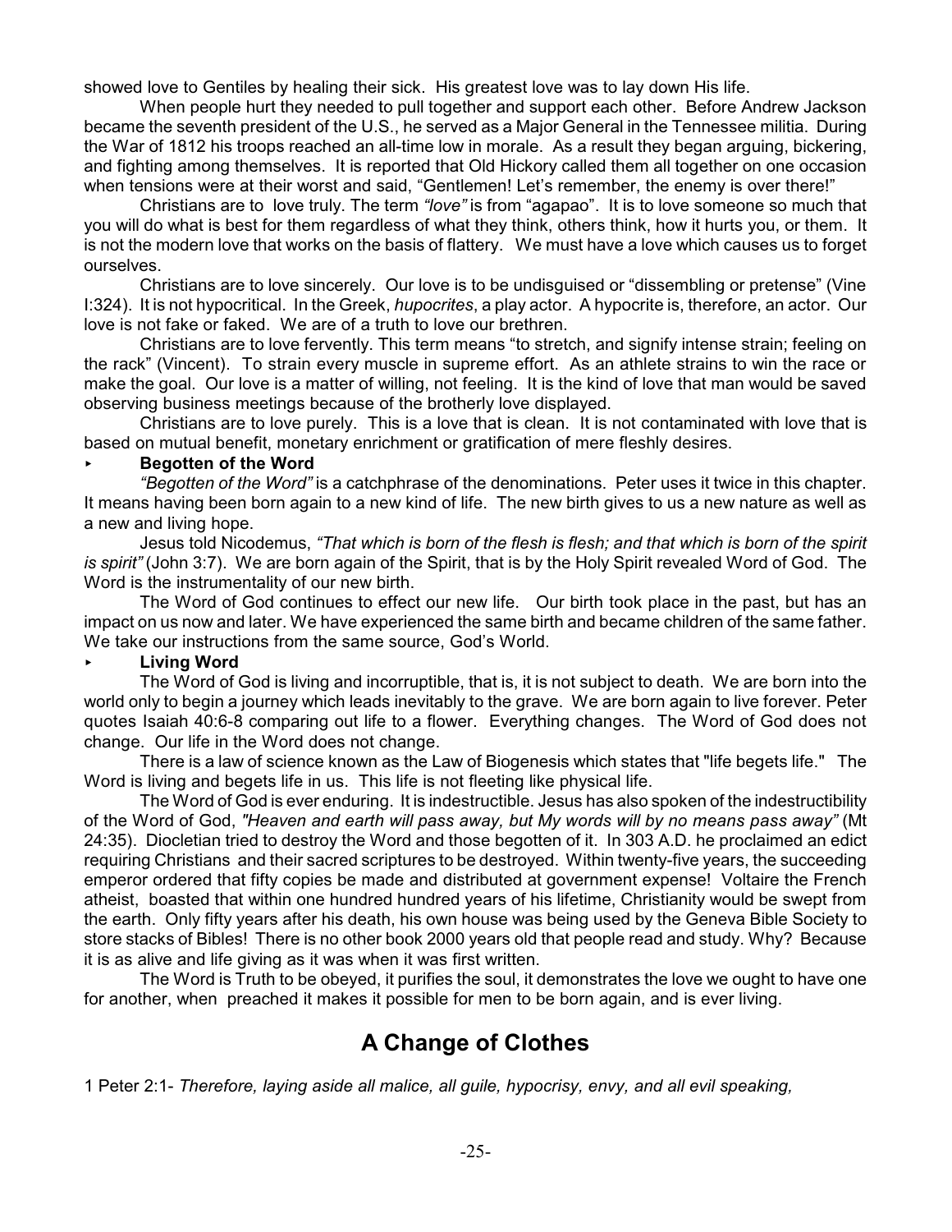showed love to Gentiles by healing their sick. His greatest love was to lay down His life.

When people hurt they needed to pull together and support each other. Before Andrew Jackson became the seventh president of the U.S., he served as a Major General in the Tennessee militia. During the War of 1812 his troops reached an all-time low in morale. As a result they began arguing, bickering, and fighting among themselves. It is reported that Old Hickory called them all together on one occasion when tensions were at their worst and said, "Gentlemen! Let's remember, the enemy is over there!"

Christians are to love truly. The term *"love"* is from "agapao". It is to love someone so much that you will do what is best for them regardless of what they think, others think, how it hurts you, or them. It is not the modern love that works on the basis of flattery. We must have a love which causes us to forget ourselves.

Christians are to love sincerely. Our love is to be undisguised or "dissembling or pretense" (Vine I:324). It is not hypocritical. In the Greek, *hupocrites*, a play actor. A hypocrite is, therefore, an actor. Our love is not fake or faked. We are of a truth to love our brethren.

Christians are to love fervently. This term means "to stretch, and signify intense strain; feeling on the rack" (Vincent). To strain every muscle in supreme effort. As an athlete strains to win the race or make the goal. Our love is a matter of willing, not feeling. It is the kind of love that man would be saved observing business meetings because of the brotherly love displayed.

Christians are to love purely. This is a love that is clean. It is not contaminated with love that is based on mutual benefit, monetary enrichment or gratification of mere fleshly desires.

- **Begotten of the Word**

*"Begotten of the Word"* is a catchphrase of the denominations. Peter uses it twice in this chapter. It means having been born again to a new kind of life. The new birth gives to us a new nature as well as a new and living hope.

Jesus told Nicodemus, *"That which is born of the flesh is flesh; and that which is born of the spirit is spirit"* (John 3:7). We are born again of the Spirit, that is by the Holy Spirit revealed Word of God. The Word is the instrumentality of our new birth.

The Word of God continues to effect our new life. Our birth took place in the past, but has an impact on us now and later. We have experienced the same birth and became children of the same father. We take our instructions from the same source, God's World.

- **Living Word**

The Word of God is living and incorruptible, that is, it is not subject to death. We are born into the world only to begin a journey which leads inevitably to the grave. We are born again to live forever. Peter quotes Isaiah 40:6-8 comparing out life to a flower. Everything changes. The Word of God does not change. Our life in the Word does not change.

There is a law of science known as the Law of Biogenesis which states that "life begets life." The Word is living and begets life in us. This life is not fleeting like physical life.

The Word of God is ever enduring. It is indestructible. Jesus has also spoken of the indestructibility of the Word of God, *"Heaven and earth will pass away, but My words will by no means pass away"* (Mt 24:35). Diocletian tried to destroy the Word and those begotten of it. In 303 A.D. he proclaimed an edict requiring Christians and their sacred scriptures to be destroyed. Within twenty-five years, the succeeding emperor ordered that fifty copies be made and distributed at government expense! Voltaire the French atheist, boasted that within one hundred hundred years of his lifetime, Christianity would be swept from the earth. Only fifty years after his death, his own house was being used by the Geneva Bible Society to store stacks of Bibles! There is no other book 2000 years old that people read and study. Why? Because it is as alive and life giving as it was when it was first written.

The Word is Truth to be obeyed, it purifies the soul, it demonstrates the love we ought to have one for another, when preached it makes it possible for men to be born again, and is ever living.

## A Change of Clothes

1 Peter 2:1- *Therefore, laying aside all malice, all guile, hypocrisy, envy, and all evil speaking,*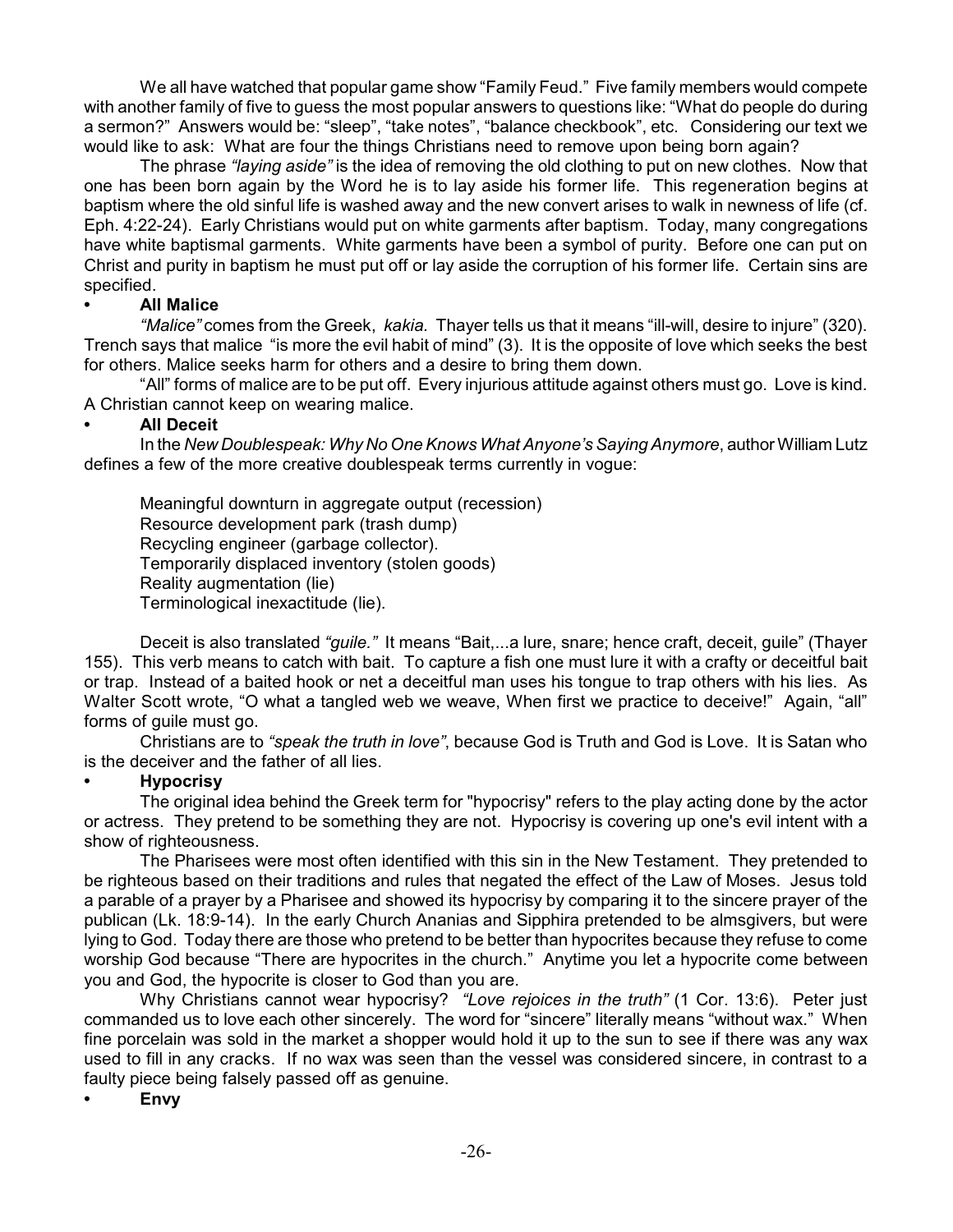We all have watched that popular game show "Family Feud." Five family members would compete with another family of five to guess the most popular answers to questions like: "What do people do during a sermon?" Answers would be: "sleep", "take notes", "balance checkbook", etc. Considering our text we would like to ask: What are four the things Christians need to remove upon being born again?

The phrase *"laying aside"* is the idea of removing the old clothing to put on new clothes. Now that one has been born again by the Word he is to lay aside his former life. This regeneration begins at baptism where the old sinful life is washed away and the new convert arises to walk in newness of life (cf. Eph. 4:22-24). Early Christians would put on white garments after baptism. Today, many congregations have white baptismal garments. White garments have been a symbol of purity. Before one can put on Christ and purity in baptism he must put off or lay aside the corruption of his former life. Certain sins are specified.

- **All Malice**

*"Malice"* comes from the Greek, *kakia.* Thayer tells us that it means "ill-will, desire to injure" (320). Trench says that malice "is more the evil habit of mind" (3). It is the opposite of love which seeks the best for others. Malice seeks harm for others and a desire to bring them down.

"All" forms of malice are to be put off. Every injurious attitude against others must go. Love is kind. A Christian cannot keep on wearing malice.

- **All Deceit**

In the *New Doublespeak: Why No One Knows What Anyone's Saying Anymore*, author William Lutz defines a few of the more creative doublespeak terms currently in vogue:

> Meaningful downturn in aggregate output (recession)
> Resource development park (trash dump)
> Recycling engineer (garbage collector).
> Temporarily displaced inventory (stolen goods)
> Reality augmentation (lie)
> Terminological inexactitude (lie).

Deceit is also translated *"guile."* It means "Bait,...a lure, snare; hence craft, deceit, guile" (Thayer 155). This verb means to catch with bait. To capture a fish one must lure it with a crafty or deceitful bait or trap. Instead of a baited hook or net a deceitful man uses his tongue to trap others with his lies. As Walter Scott wrote, "O what a tangled web we weave, When first we practice to deceive!" Again, "all" forms of guile must go.

Christians are to *"speak the truth in love"*, because God is Truth and God is Love. It is Satan who is the deceiver and the father of all lies.

- **Hypocrisy**

The original idea behind the Greek term for "hypocrisy" refers to the play acting done by the actor or actress. They pretend to be something they are not. Hypocrisy is covering up one's evil intent with a show of righteousness.

The Pharisees were most often identified with this sin in the New Testament. They pretended to be righteous based on their traditions and rules that negated the effect of the Law of Moses. Jesus told a parable of a prayer by a Pharisee and showed its hypocrisy by comparing it to the sincere prayer of the publican (Lk. 18:9-14). In the early Church Ananias and Sipphira pretended to be almsgivers, but were lying to God. Today there are those who pretend to be better than hypocrites because they refuse to come worship God because "There are hypocrites in the church." Anytime you let a hypocrite come between you and God, the hypocrite is closer to God than you are.

Why Christians cannot wear hypocrisy? *"Love rejoices in the truth"* (1 Cor. 13:6). Peter just commanded us to love each other sincerely. The word for "sincere" literally means "without wax." When fine porcelain was sold in the market a shopper would hold it up to the sun to see if there was any wax used to fill in any cracks. If no wax was seen than the vessel was considered sincere, in contrast to a faulty piece being falsely passed off as genuine.

- **Envy**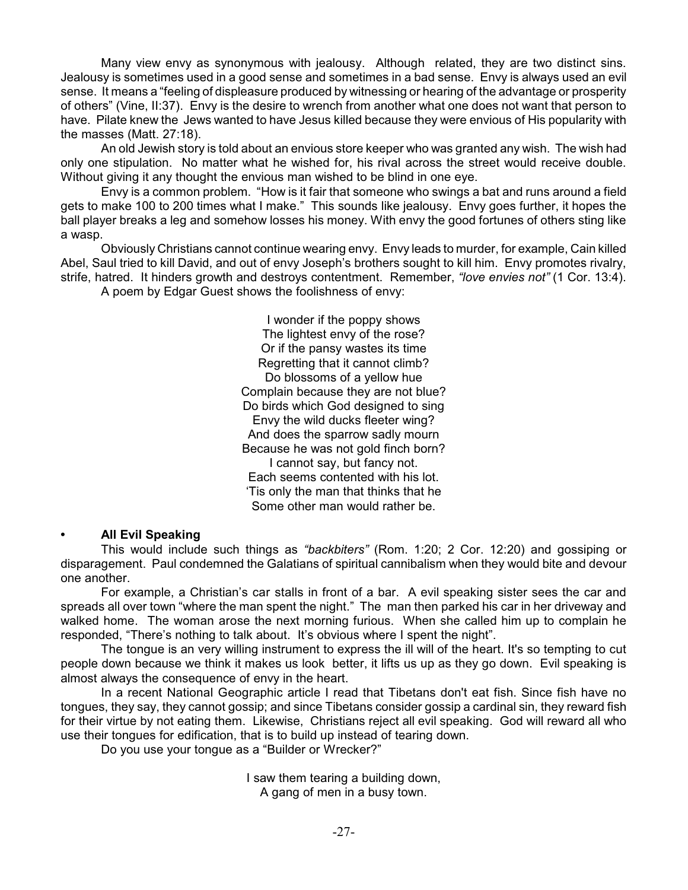Many view envy as synonymous with jealousy. Although related, they are two distinct sins. Jealousy is sometimes used in a good sense and sometimes in a bad sense. Envy is always used an evil sense. It means a "feeling of displeasure produced by witnessing or hearing of the advantage or prosperity of others" (Vine, II:37). Envy is the desire to wrench from another what one does not want that person to have. Pilate knew the Jews wanted to have Jesus killed because they were envious of His popularity with the masses (Matt. 27:18).

An old Jewish story is told about an envious store keeper who was granted any wish. The wish had only one stipulation. No matter what he wished for, his rival across the street would receive double. Without giving it any thought the envious man wished to be blind in one eye.

Envy is a common problem. "How is it fair that someone who swings a bat and runs around a field gets to make 100 to 200 times what I make." This sounds like jealousy. Envy goes further, it hopes the ball player breaks a leg and somehow losses his money. With envy the good fortunes of others sting like a wasp.

Obviously Christians cannot continue wearing envy. Envy leads to murder, for example, Cain killed Abel, Saul tried to kill David, and out of envy Joseph's brothers sought to kill him. Envy promotes rivalry, strife, hatred. It hinders growth and destroys contentment. Remember, *"love envies not"* (1 Cor. 13:4).

A poem by Edgar Guest shows the foolishness of envy:

> I wonder if the poppy shows
> The lightest envy of the rose?
> Or if the pansy wastes its time
> Regretting that it cannot climb?
> Do blossoms of a yellow hue
> Complain because they are not blue?
> Do birds which God designed to sing
> Envy the wild ducks fleeter wing?
> And does the sparrow sadly mourn
> Because he was not gold finch born?
> I cannot say, but fancy not.
> Each seems contented with his lot.
> 'Tis only the man that thinks that he
> Some other man would rather be.

- **All Evil Speaking**

This would include such things as *"backbiters"* (Rom. 1:20; 2 Cor. 12:20) and gossiping or disparagement. Paul condemned the Galatians of spiritual cannibalism when they would bite and devour one another.

For example, a Christian's car stalls in front of a bar. A evil speaking sister sees the car and spreads all over town "where the man spent the night." The man then parked his car in her driveway and walked home. The woman arose the next morning furious. When she called him up to complain he responded, "There's nothing to talk about. It's obvious where I spent the night".

The tongue is an very willing instrument to express the ill will of the heart. It's so tempting to cut people down because we think it makes us look better, it lifts us up as they go down. Evil speaking is almost always the consequence of envy in the heart.

In a recent National Geographic article I read that Tibetans don't eat fish. Since fish have no tongues, they say, they cannot gossip; and since Tibetans consider gossip a cardinal sin, they reward fish for their virtue by not eating them. Likewise, Christians reject all evil speaking. God will reward all who use their tongues for edification, that is to build up instead of tearing down.

Do you use your tongue as a "Builder or Wrecker?"

> I saw them tearing a building down,
> A gang of men in a busy town.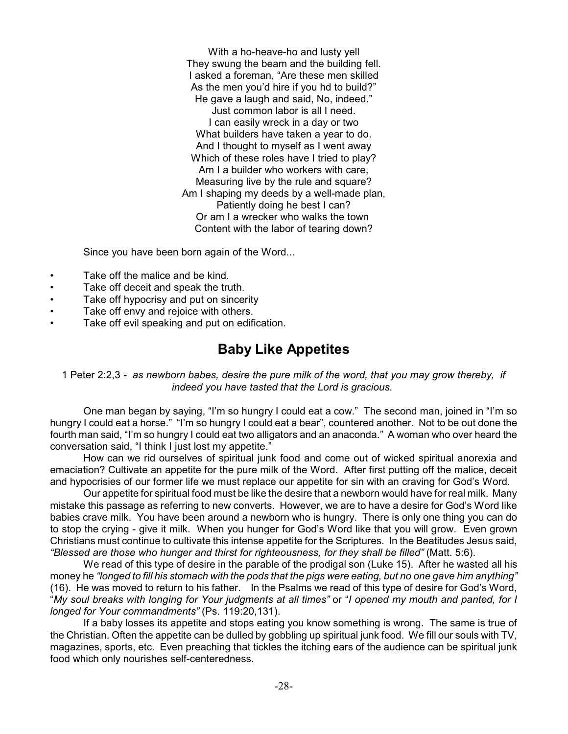With a ho-heave-ho and lusty yell  
They swung the beam and the building fell.  
I asked a foreman, "Are these men skilled  
As the men you'd hire if you hd to build?"  
He gave a laugh and said, No, indeed."  
Just common labor is all I need.  
I can easily wreck in a day or two  
What builders have taken a year to do.  
And I thought to myself as I went away  
Which of these roles have I tried to play?  
Am I a builder who workers with care,  
Measuring live by the rule and square?  
Am I shaping my deeds by a well-made plan,  
Patiently doing he best I can?  
Or am I a wrecker who walks the town  
Content with the labor of tearing down?

Since you have been born again of the Word...

- Take off the malice and be kind.
- Take off deceit and speak the truth.
- Take off hypocrisy and put on sincerity
- Take off envy and rejoice with others.
- Take off evil speaking and put on edification.

## Baby Like Appetites

1 Peter 2:2,3 **-** *as newborn babes, desire the pure milk of the word, that you may grow thereby, if indeed you have tasted that the Lord is gracious.*

One man began by saying, "I'm so hungry I could eat a cow." The second man, joined in "I'm so hungry I could eat a horse." "I'm so hungry I could eat a bear", countered another. Not to be out done the fourth man said, "I'm so hungry I could eat two alligators and an anaconda." A woman who over heard the conversation said, "I think I just lost my appetite."

How can we rid ourselves of spiritual junk food and come out of wicked spiritual anorexia and emaciation? Cultivate an appetite for the pure milk of the Word. After first putting off the malice, deceit and hypocrisies of our former life we must replace our appetite for sin with an craving for God's Word.

Our appetite for spiritual food must be like the desire that a newborn would have for real milk. Many mistake this passage as referring to new converts. However, we are to have a desire for God's Word like babies crave milk. You have been around a newborn who is hungry. There is only one thing you can do to stop the crying - give it milk. When you hunger for God's Word like that you will grow. Even grown Christians must continue to cultivate this intense appetite for the Scriptures. In the Beatitudes Jesus said, *"Blessed are those who hunger and thirst for righteousness, for they shall be filled"* (Matt. 5:6).

We read of this type of desire in the parable of the prodigal son (Luke 15). After he wasted all his money he *"longed to fill his stomach with the pods that the pigs were eating, but no one gave him anything"* (16). He was moved to return to his father. In the Psalms we read of this type of desire for God's Word, "*My soul breaks with longing for Your judgments at all times"* or "*I opened my mouth and panted, for I longed for Your commandments"* (Ps. 119:20,131).

If a baby losses its appetite and stops eating you know something is wrong. The same is true of the Christian. Often the appetite can be dulled by gobbling up spiritual junk food. We fill our souls with TV, magazines, sports, etc. Even preaching that tickles the itching ears of the audience can be spiritual junk food which only nourishes self-centeredness.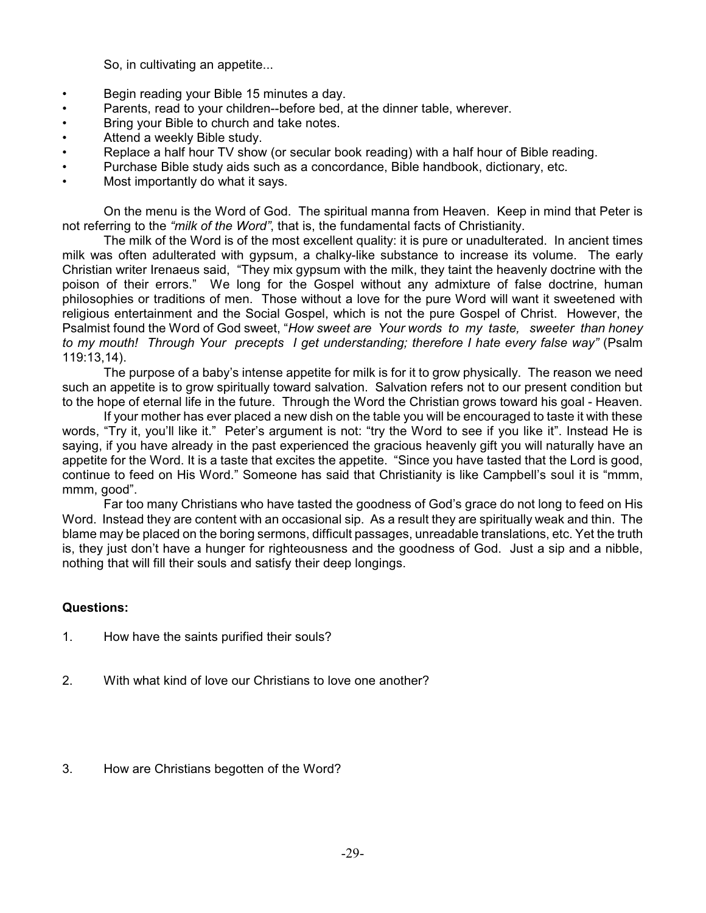So, in cultivating an appetite...

- Begin reading your Bible 15 minutes a day.
- Parents, read to your children--before bed, at the dinner table, wherever.
- Bring your Bible to church and take notes.
- Attend a weekly Bible study.
- Replace a half hour TV show (or secular book reading) with a half hour of Bible reading.
- Purchase Bible study aids such as a concordance, Bible handbook, dictionary, etc.
- Most importantly do what it says.

On the menu is the Word of God. The spiritual manna from Heaven. Keep in mind that Peter is not referring to the *"milk of the Word"*, that is, the fundamental facts of Christianity.

The milk of the Word is of the most excellent quality: it is pure or unadulterated. In ancient times milk was often adulterated with gypsum, a chalky-like substance to increase its volume. The early Christian writer Irenaeus said, "They mix gypsum with the milk, they taint the heavenly doctrine with the poison of their errors." We long for the Gospel without any admixture of false doctrine, human philosophies or traditions of men. Those without a love for the pure Word will want it sweetened with religious entertainment and the Social Gospel, which is not the pure Gospel of Christ. However, the Psalmist found the Word of God sweet, "*How sweet are Your words to my taste, sweeter than honey to my mouth! Through Your precepts I get understanding; therefore I hate every false way"* (Psalm 119:13,14).

The purpose of a baby's intense appetite for milk is for it to grow physically. The reason we need such an appetite is to grow spiritually toward salvation. Salvation refers not to our present condition but to the hope of eternal life in the future. Through the Word the Christian grows toward his goal - Heaven.

If your mother has ever placed a new dish on the table you will be encouraged to taste it with these words, "Try it, you'll like it." Peter's argument is not: "try the Word to see if you like it". Instead He is saying, if you have already in the past experienced the gracious heavenly gift you will naturally have an appetite for the Word. It is a taste that excites the appetite. "Since you have tasted that the Lord is good, continue to feed on His Word." Someone has said that Christianity is like Campbell's soul it is "mmm, mmm, good".

Far too many Christians who have tasted the goodness of God's grace do not long to feed on His Word. Instead they are content with an occasional sip. As a result they are spiritually weak and thin. The blame may be placed on the boring sermons, difficult passages, unreadable translations, etc. Yet the truth is, they just don't have a hunger for righteousness and the goodness of God. Just a sip and a nibble, nothing that will fill their souls and satisfy their deep longings.

**Questions:**

1. How have the saints purified their souls?

2. With what kind of love our Christians to love one another?

3. How are Christians begotten of the Word?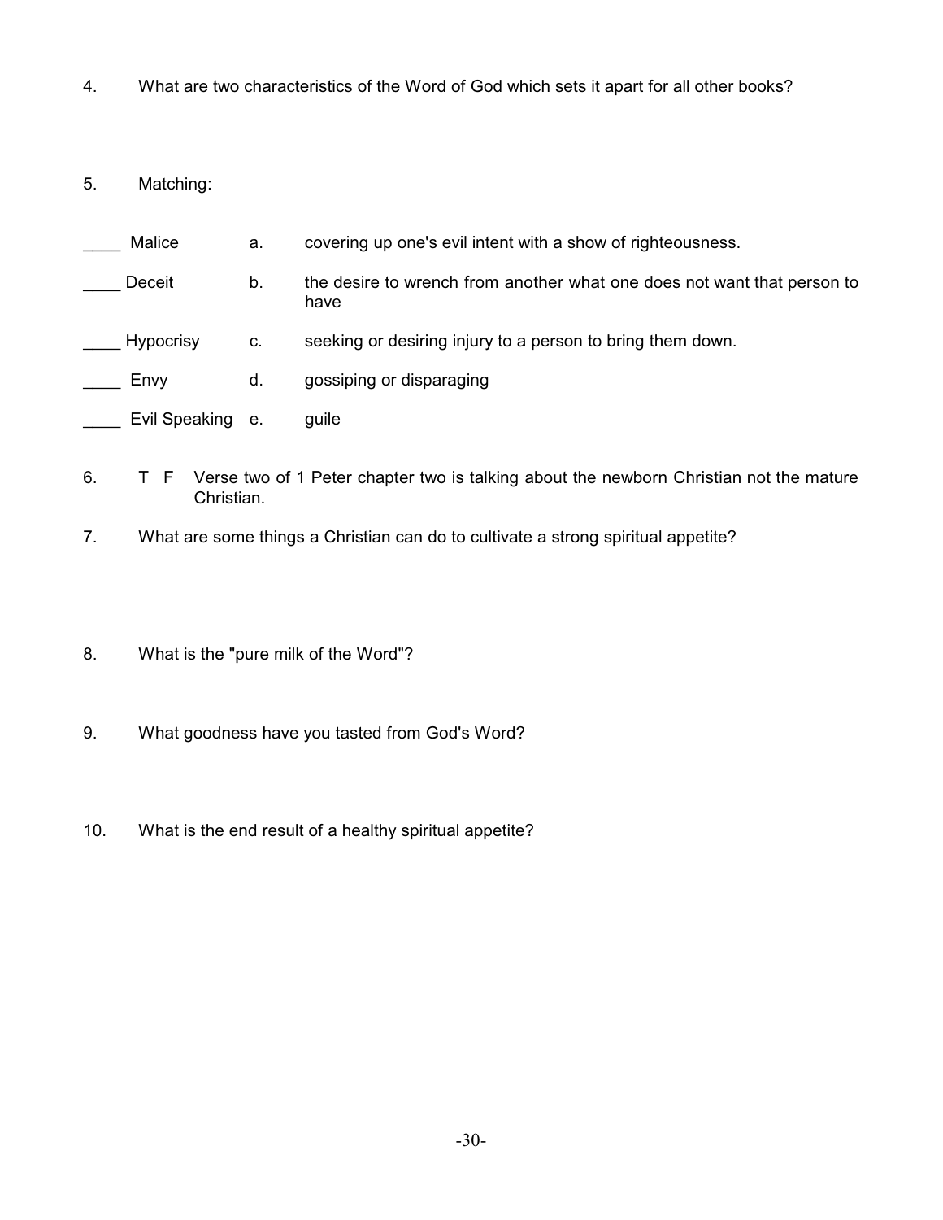4. What are two characteristics of the Word of God which sets it apart for all other books?

5. Matching:

| | | |
|---|---|---|
| ____ Malice | a. | covering up one's evil intent with a show of righteousness. |
| ____ Deceit | b. | the desire to wrench from another what one does not want that person to have |
| ____ Hypocrisy | c. | seeking or desiring injury to a person to bring them down. |
| ____ Envy | d. | gossiping or disparaging |
| ____ Evil Speaking | e. | guile |

6. T F Verse two of 1 Peter chapter two is talking about the newborn Christian not the mature Christian.

7. What are some things a Christian can do to cultivate a strong spiritual appetite?

8. What is the "pure milk of the Word"?

9. What goodness have you tasted from God's Word?

10. What is the end result of a healthy spiritual appetite?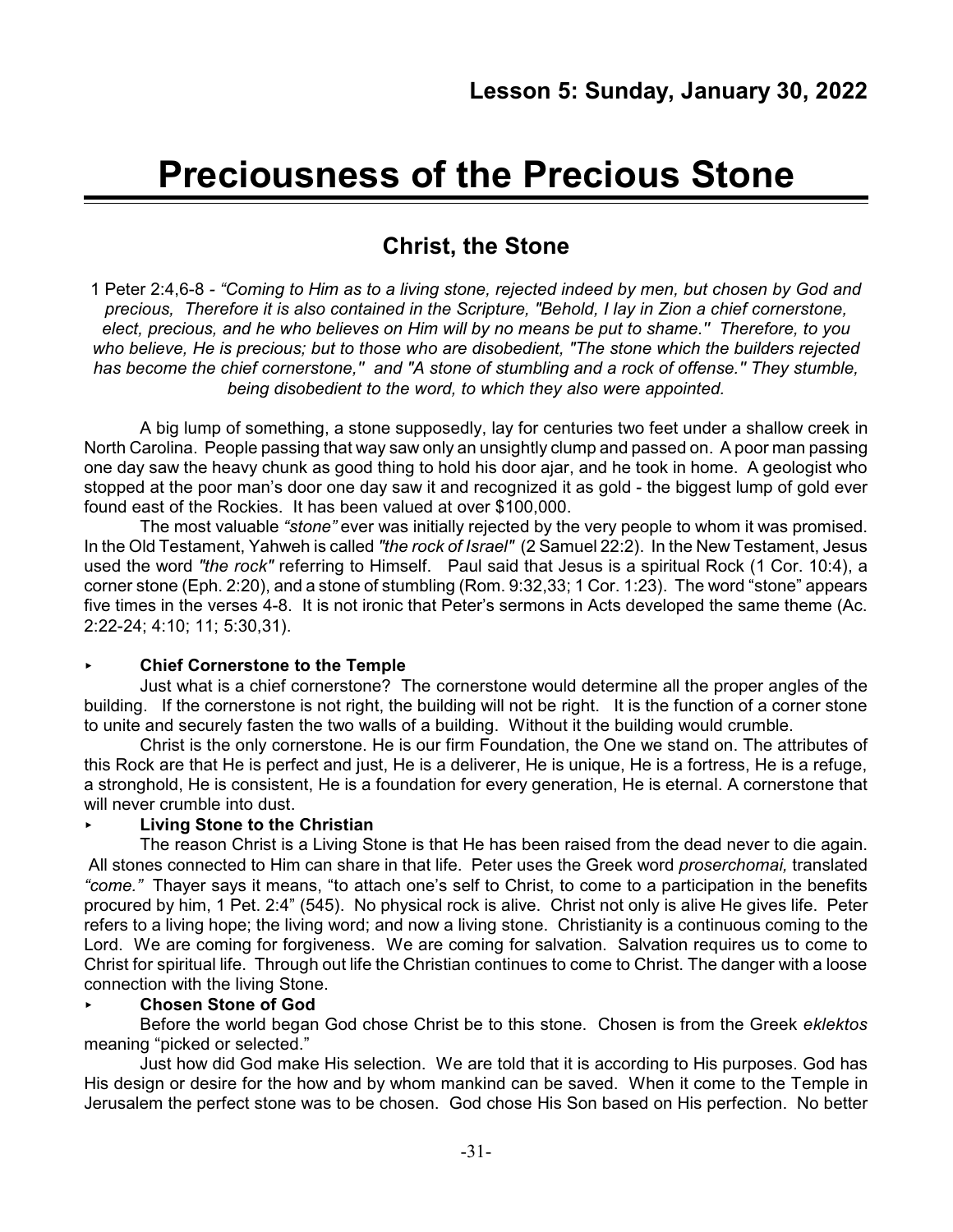## Lesson 5: Sunday, January 30, 2022

# Preciousness of the Precious Stone

## Christ, the Stone

1 Peter 2:4,6-8 - *"Coming to Him as to a living stone, rejected indeed by men, but chosen by God and precious, Therefore it is also contained in the Scripture, "Behold, I lay in Zion a chief cornerstone, elect, precious, and he who believes on Him will by no means be put to shame." Therefore, to you who believe, He is precious; but to those who are disobedient, "The stone which the builders rejected has become the chief cornerstone," and "A stone of stumbling and a rock of offense." They stumble, being disobedient to the word, to which they also were appointed.*

A big lump of something, a stone supposedly, lay for centuries two feet under a shallow creek in North Carolina. People passing that way saw only an unsightly clump and passed on. A poor man passing one day saw the heavy chunk as good thing to hold his door ajar, and he took in home. A geologist who stopped at the poor man's door one day saw it and recognized it as gold - the biggest lump of gold ever found east of the Rockies. It has been valued at over $100,000.

The most valuable *"stone"* ever was initially rejected by the very people to whom it was promised. In the Old Testament, Yahweh is called *"the rock of Israel"* (2 Samuel 22:2). In the New Testament, Jesus used the word *"the rock"* referring to Himself. Paul said that Jesus is a spiritual Rock (1 Cor. 10:4), a corner stone (Eph. 2:20), and a stone of stumbling (Rom. 9:32,33; 1 Cor. 1:23). The word "stone" appears five times in the verses 4-8. It is not ironic that Peter's sermons in Acts developed the same theme (Ac. 2:22-24; 4:10; 11; 5:30,31).

- **Chief Cornerstone to the Temple**

Just what is a chief cornerstone? The cornerstone would determine all the proper angles of the building. If the cornerstone is not right, the building will not be right. It is the function of a corner stone to unite and securely fasten the two walls of a building. Without it the building would crumble.

Christ is the only cornerstone. He is our firm Foundation, the One we stand on. The attributes of this Rock are that He is perfect and just, He is a deliverer, He is unique, He is a fortress, He is a refuge, a stronghold, He is consistent, He is a foundation for every generation, He is eternal. A cornerstone that will never crumble into dust.

- **Living Stone to the Christian**

The reason Christ is a Living Stone is that He has been raised from the dead never to die again. All stones connected to Him can share in that life. Peter uses the Greek word *proserchomai,* translated *"come."* Thayer says it means, "to attach one's self to Christ, to come to a participation in the benefits procured by him, 1 Pet. 2:4" (545). No physical rock is alive. Christ not only is alive He gives life. Peter refers to a living hope; the living word; and now a living stone. Christianity is a continuous coming to the Lord. We are coming for forgiveness. We are coming for salvation. Salvation requires us to come to Christ for spiritual life. Through out life the Christian continues to come to Christ. The danger with a loose connection with the living Stone.

- **Chosen Stone of God**

Before the world began God chose Christ be to this stone. Chosen is from the Greek *eklektos* meaning "picked or selected."

Just how did God make His selection. We are told that it is according to His purposes. God has His design or desire for the how and by whom mankind can be saved. When it come to the Temple in Jerusalem the perfect stone was to be chosen. God chose His Son based on His perfection. No better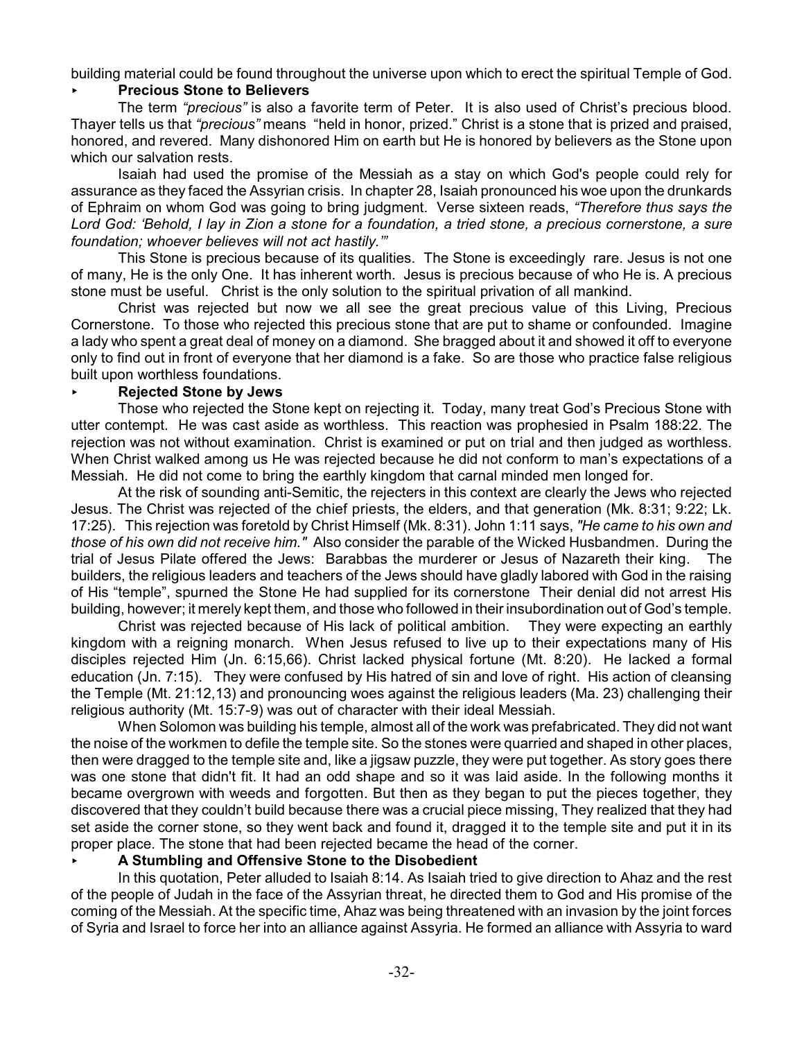building material could be found throughout the universe upon which to erect the spiritual Temple of God.

- **Precious Stone to Believers**

The term *"precious"* is also a favorite term of Peter. It is also used of Christ's precious blood. Thayer tells us that *"precious"* means "held in honor, prized." Christ is a stone that is prized and praised, honored, and revered. Many dishonored Him on earth but He is honored by believers as the Stone upon which our salvation rests.

Isaiah had used the promise of the Messiah as a stay on which God's people could rely for assurance as they faced the Assyrian crisis. In chapter 28, Isaiah pronounced his woe upon the drunkards of Ephraim on whom God was going to bring judgment. Verse sixteen reads, *"Therefore thus says the Lord God: 'Behold, I lay in Zion a stone for a foundation, a tried stone, a precious cornerstone, a sure foundation; whoever believes will not act hastily.'"*

This Stone is precious because of its qualities. The Stone is exceedingly rare. Jesus is not one of many, He is the only One. It has inherent worth. Jesus is precious because of who He is. A precious stone must be useful. Christ is the only solution to the spiritual privation of all mankind.

Christ was rejected but now we all see the great precious value of this Living, Precious Cornerstone. To those who rejected this precious stone that are put to shame or confounded. Imagine a lady who spent a great deal of money on a diamond. She bragged about it and showed it off to everyone only to find out in front of everyone that her diamond is a fake. So are those who practice false religious built upon worthless foundations.

- **Rejected Stone by Jews**

Those who rejected the Stone kept on rejecting it. Today, many treat God's Precious Stone with utter contempt. He was cast aside as worthless. This reaction was prophesied in Psalm 188:22. The rejection was not without examination. Christ is examined or put on trial and then judged as worthless. When Christ walked among us He was rejected because he did not conform to man's expectations of a Messiah. He did not come to bring the earthly kingdom that carnal minded men longed for.

At the risk of sounding anti-Semitic, the rejecters in this context are clearly the Jews who rejected Jesus. The Christ was rejected of the chief priests, the elders, and that generation (Mk. 8:31; 9:22; Lk. 17:25). This rejection was foretold by Christ Himself (Mk. 8:31). John 1:11 says, *"He came to his own and those of his own did not receive him."* Also consider the parable of the Wicked Husbandmen. During the trial of Jesus Pilate offered the Jews: Barabbas the murderer or Jesus of Nazareth their king. The builders, the religious leaders and teachers of the Jews should have gladly labored with God in the raising of His "temple", spurned the Stone He had supplied for its cornerstone Their denial did not arrest His building, however; it merely kept them, and those who followed in their insubordination out of God's temple.

Christ was rejected because of His lack of political ambition. They were expecting an earthly kingdom with a reigning monarch. When Jesus refused to live up to their expectations many of His disciples rejected Him (Jn. 6:15,66). Christ lacked physical fortune (Mt. 8:20). He lacked a formal education (Jn. 7:15). They were confused by His hatred of sin and love of right. His action of cleansing the Temple (Mt. 21:12,13) and pronouncing woes against the religious leaders (Ma. 23) challenging their religious authority (Mt. 15:7-9) was out of character with their ideal Messiah.

When Solomon was building his temple, almost all of the work was prefabricated. They did not want the noise of the workmen to defile the temple site. So the stones were quarried and shaped in other places, then were dragged to the temple site and, like a jigsaw puzzle, they were put together. As story goes there was one stone that didn't fit. It had an odd shape and so it was laid aside. In the following months it became overgrown with weeds and forgotten. But then as they began to put the pieces together, they discovered that they couldn't build because there was a crucial piece missing, They realized that they had set aside the corner stone, so they went back and found it, dragged it to the temple site and put it in its proper place. The stone that had been rejected became the head of the corner.

- **A Stumbling and Offensive Stone to the Disobedient**

In this quotation, Peter alluded to Isaiah 8:14. As Isaiah tried to give direction to Ahaz and the rest of the people of Judah in the face of the Assyrian threat, he directed them to God and His promise of the coming of the Messiah. At the specific time, Ahaz was being threatened with an invasion by the joint forces of Syria and Israel to force her into an alliance against Assyria. He formed an alliance with Assyria to ward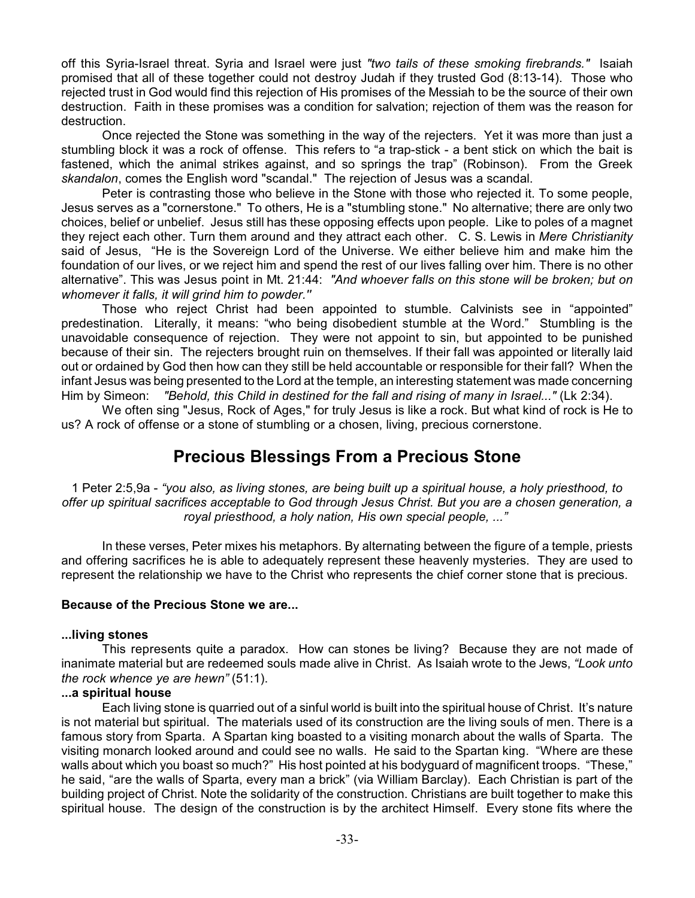off this Syria-Israel threat. Syria and Israel were just *"two tails of these smoking firebrands."* Isaiah promised that all of these together could not destroy Judah if they trusted God (8:13-14). Those who rejected trust in God would find this rejection of His promises of the Messiah to be the source of their own destruction. Faith in these promises was a condition for salvation; rejection of them was the reason for destruction.

Once rejected the Stone was something in the way of the rejecters. Yet it was more than just a stumbling block it was a rock of offense. This refers to "a trap-stick - a bent stick on which the bait is fastened, which the animal strikes against, and so springs the trap" (Robinson). From the Greek *skandalon*, comes the English word "scandal." The rejection of Jesus was a scandal.

Peter is contrasting those who believe in the Stone with those who rejected it. To some people, Jesus serves as a "cornerstone." To others, He is a "stumbling stone." No alternative; there are only two choices, belief or unbelief. Jesus still has these opposing effects upon people. Like to poles of a magnet they reject each other. Turn them around and they attract each other. C. S. Lewis in *Mere Christianity* said of Jesus, "He is the Sovereign Lord of the Universe. We either believe him and make him the foundation of our lives, or we reject him and spend the rest of our lives falling over him. There is no other alternative". This was Jesus point in Mt. 21:44: *"And whoever falls on this stone will be broken; but on whomever it falls, it will grind him to powder."*

Those who reject Christ had been appointed to stumble. Calvinists see in "appointed" predestination. Literally, it means: "who being disobedient stumble at the Word." Stumbling is the unavoidable consequence of rejection. They were not appoint to sin, but appointed to be punished because of their sin. The rejecters brought ruin on themselves. If their fall was appointed or literally laid out or ordained by God then how can they still be held accountable or responsible for their fall? When the infant Jesus was being presented to the Lord at the temple, an interesting statement was made concerning Him by Simeon: *"Behold, this Child in destined for the fall and rising of many in Israel..."* (Lk 2:34).

We often sing "Jesus, Rock of Ages," for truly Jesus is like a rock. But what kind of rock is He to us? A rock of offense or a stone of stumbling or a chosen, living, precious cornerstone.

## Precious Blessings From a Precious Stone

1 Peter 2:5,9a - *"you also, as living stones, are being built up a spiritual house, a holy priesthood, to offer up spiritual sacrifices acceptable to God through Jesus Christ. But you are a chosen generation, a royal priesthood, a holy nation, His own special people, ..."*

In these verses, Peter mixes his metaphors. By alternating between the figure of a temple, priests and offering sacrifices he is able to adequately represent these heavenly mysteries. They are used to represent the relationship we have to the Christ who represents the chief corner stone that is precious.

**Because of the Precious Stone we are...**

**...living stones**

This represents quite a paradox. How can stones be living? Because they are not made of inanimate material but are redeemed souls made alive in Christ. As Isaiah wrote to the Jews, *"Look unto the rock whence ye are hewn"* (51:1).

**...a spiritual house**

Each living stone is quarried out of a sinful world is built into the spiritual house of Christ. It's nature is not material but spiritual. The materials used of its construction are the living souls of men. There is a famous story from Sparta. A Spartan king boasted to a visiting monarch about the walls of Sparta. The visiting monarch looked around and could see no walls. He said to the Spartan king. "Where are these walls about which you boast so much?" His host pointed at his bodyguard of magnificent troops. "These," he said, "are the walls of Sparta, every man a brick" (via William Barclay). Each Christian is part of the building project of Christ. Note the solidarity of the construction. Christians are built together to make this spiritual house. The design of the construction is by the architect Himself. Every stone fits where the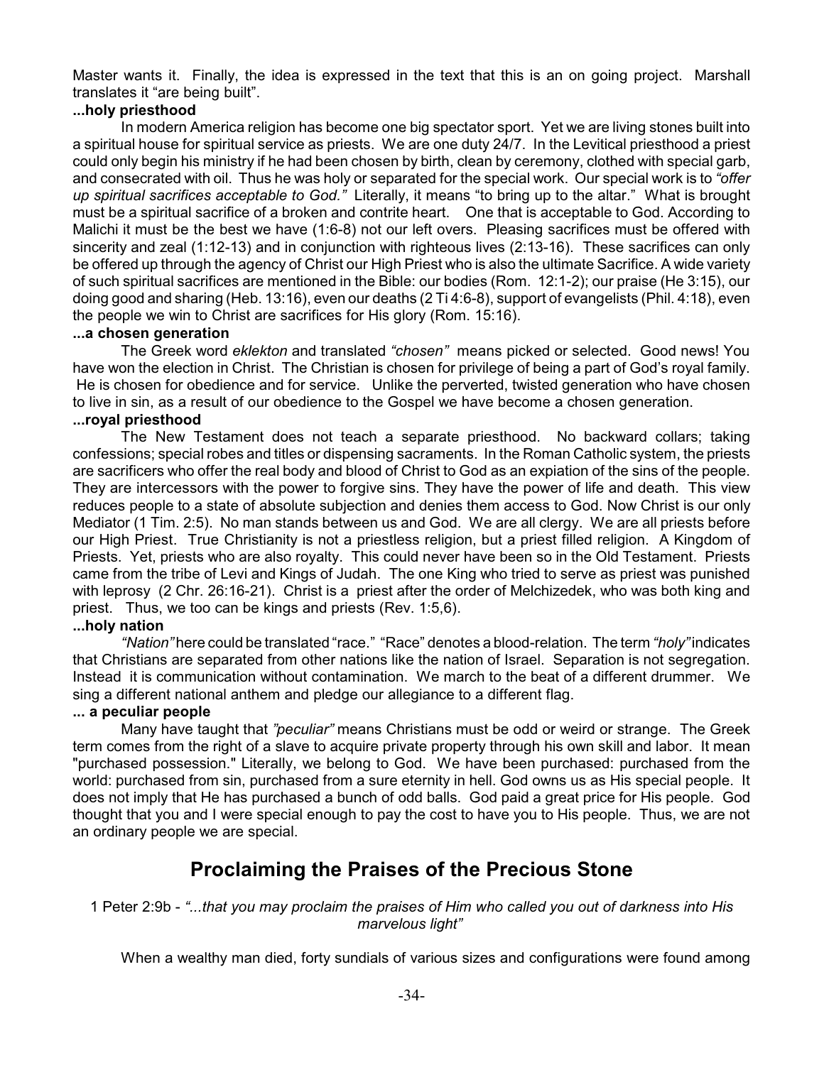Master wants it. Finally, the idea is expressed in the text that this is an on going project. Marshall translates it "are being built".

**...holy priesthood**

In modern America religion has become one big spectator sport. Yet we are living stones built into a spiritual house for spiritual service as priests. We are one duty 24/7. In the Levitical priesthood a priest could only begin his ministry if he had been chosen by birth, clean by ceremony, clothed with special garb, and consecrated with oil. Thus he was holy or separated for the special work. Our special work is to *"offer up spiritual sacrifices acceptable to God."* Literally, it means "to bring up to the altar." What is brought must be a spiritual sacrifice of a broken and contrite heart. One that is acceptable to God. According to Malichi it must be the best we have (1:6-8) not our left overs. Pleasing sacrifices must be offered with sincerity and zeal (1:12-13) and in conjunction with righteous lives (2:13-16). These sacrifices can only be offered up through the agency of Christ our High Priest who is also the ultimate Sacrifice. A wide variety of such spiritual sacrifices are mentioned in the Bible: our bodies (Rom. 12:1-2); our praise (He 3:15), our doing good and sharing (Heb. 13:16), even our deaths (2 Ti 4:6-8), support of evangelists (Phil. 4:18), even the people we win to Christ are sacrifices for His glory (Rom. 15:16).

**...a chosen generation**

The Greek word *eklekton* and translated *"chosen"* means picked or selected. Good news! You have won the election in Christ. The Christian is chosen for privilege of being a part of God's royal family. He is chosen for obedience and for service. Unlike the perverted, twisted generation who have chosen to live in sin, as a result of our obedience to the Gospel we have become a chosen generation.

**...royal priesthood**

The New Testament does not teach a separate priesthood. No backward collars; taking confessions; special robes and titles or dispensing sacraments. In the Roman Catholic system, the priests are sacrificers who offer the real body and blood of Christ to God as an expiation of the sins of the people. They are intercessors with the power to forgive sins. They have the power of life and death. This view reduces people to a state of absolute subjection and denies them access to God. Now Christ is our only Mediator (1 Tim. 2:5). No man stands between us and God. We are all clergy. We are all priests before our High Priest. True Christianity is not a priestless religion, but a priest filled religion. A Kingdom of Priests. Yet, priests who are also royalty. This could never have been so in the Old Testament. Priests came from the tribe of Levi and Kings of Judah. The one King who tried to serve as priest was punished with leprosy (2 Chr. 26:16-21). Christ is a priest after the order of Melchizedek, who was both king and priest. Thus, we too can be kings and priests (Rev. 1:5,6).

**...holy nation**

*"Nation"* here could be translated "race." "Race" denotes a blood-relation. The term *"holy"* indicates that Christians are separated from other nations like the nation of Israel. Separation is not segregation. Instead it is communication without contamination. We march to the beat of a different drummer. We sing a different national anthem and pledge our allegiance to a different flag.

**... a peculiar people**

Many have taught that *"peculiar"* means Christians must be odd or weird or strange. The Greek term comes from the right of a slave to acquire private property through his own skill and labor. It mean "purchased possession." Literally, we belong to God. We have been purchased: purchased from the world: purchased from sin, purchased from a sure eternity in hell. God owns us as His special people. It does not imply that He has purchased a bunch of odd balls. God paid a great price for His people. God thought that you and I were special enough to pay the cost to have you to His people. Thus, we are not an ordinary people we are special.

## Proclaiming the Praises of the Precious Stone

1 Peter 2:9b - *"...that you may proclaim the praises of Him who called you out of darkness into His marvelous light"*

When a wealthy man died, forty sundials of various sizes and configurations were found among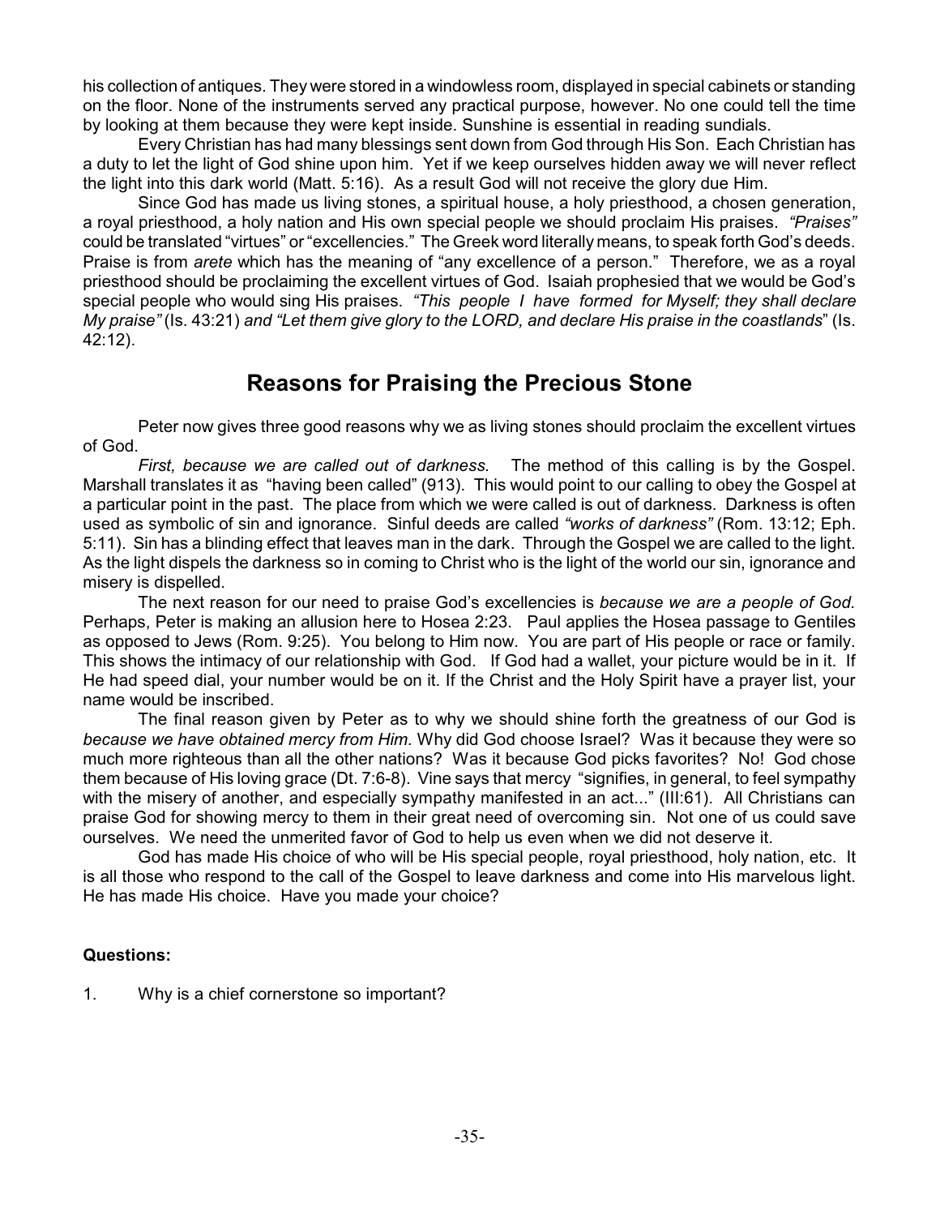his collection of antiques. They were stored in a windowless room, displayed in special cabinets or standing on the floor. None of the instruments served any practical purpose, however. No one could tell the time by looking at them because they were kept inside. Sunshine is essential in reading sundials.

Every Christian has had many blessings sent down from God through His Son. Each Christian has a duty to let the light of God shine upon him. Yet if we keep ourselves hidden away we will never reflect the light into this dark world (Matt. 5:16). As a result God will not receive the glory due Him.

Since God has made us living stones, a spiritual house, a holy priesthood, a chosen generation, a royal priesthood, a holy nation and His own special people we should proclaim His praises. *"Praises"* could be translated "virtues" or "excellencies." The Greek word literally means, to speak forth God's deeds. Praise is from *arete* which has the meaning of "any excellence of a person." Therefore, we as a royal priesthood should be proclaiming the excellent virtues of God. Isaiah prophesied that we would be God's special people who would sing His praises. *"This people I have formed for Myself; they shall declare My praise"* (Is. 43:21) *and "Let them give glory to the LORD, and declare His praise in the coastlands*" (Is. 42:12).

## Reasons for Praising the Precious Stone

Peter now gives three good reasons why we as living stones should proclaim the excellent virtues of God.

*First, because we are called out of darkness.* The method of this calling is by the Gospel. Marshall translates it as "having been called" (913). This would point to our calling to obey the Gospel at a particular point in the past. The place from which we were called is out of darkness. Darkness is often used as symbolic of sin and ignorance. Sinful deeds are called *"works of darkness"* (Rom. 13:12; Eph. 5:11). Sin has a blinding effect that leaves man in the dark. Through the Gospel we are called to the light. As the light dispels the darkness so in coming to Christ who is the light of the world our sin, ignorance and misery is dispelled.

The next reason for our need to praise God's excellencies is *because we are a people of God.* Perhaps, Peter is making an allusion here to Hosea 2:23. Paul applies the Hosea passage to Gentiles as opposed to Jews (Rom. 9:25). You belong to Him now. You are part of His people or race or family. This shows the intimacy of our relationship with God. If God had a wallet, your picture would be in it. If He had speed dial, your number would be on it. If the Christ and the Holy Spirit have a prayer list, your name would be inscribed.

The final reason given by Peter as to why we should shine forth the greatness of our God is *because we have obtained mercy from Him.* Why did God choose Israel? Was it because they were so much more righteous than all the other nations? Was it because God picks favorites? No! God chose them because of His loving grace (Dt. 7:6-8). Vine says that mercy "signifies, in general, to feel sympathy with the misery of another, and especially sympathy manifested in an act..." (III:61). All Christians can praise God for showing mercy to them in their great need of overcoming sin. Not one of us could save ourselves. We need the unmerited favor of God to help us even when we did not deserve it.

God has made His choice of who will be His special people, royal priesthood, holy nation, etc. It is all those who respond to the call of the Gospel to leave darkness and come into His marvelous light. He has made His choice. Have you made your choice?

**Questions:**

1. Why is a chief cornerstone so important?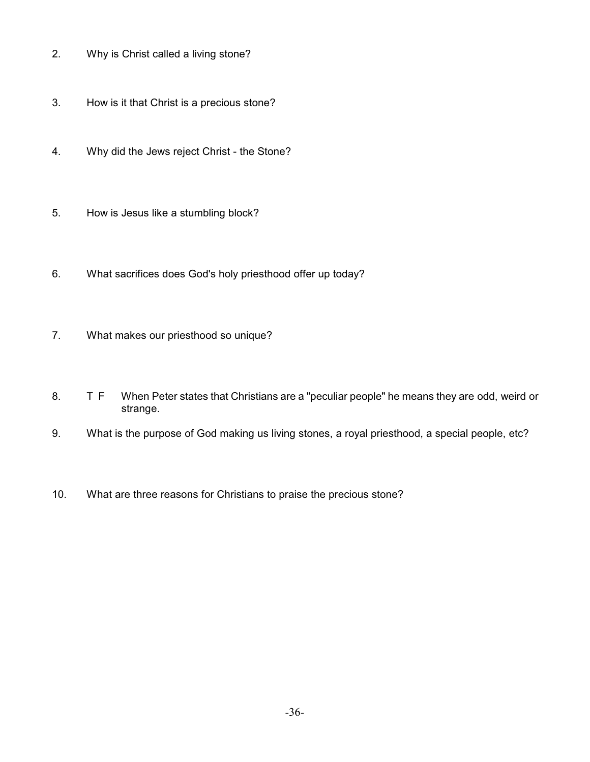2. Why is Christ called a living stone?

3. How is it that Christ is a precious stone?

4. Why did the Jews reject Christ - the Stone?

5. How is Jesus like a stumbling block?

6. What sacrifices does God's holy priesthood offer up today?

7. What makes our priesthood so unique?

8. T F When Peter states that Christians are a "peculiar people" he means they are odd, weird or strange.

9. What is the purpose of God making us living stones, a royal priesthood, a special people, etc?

10. What are three reasons for Christians to praise the precious stone?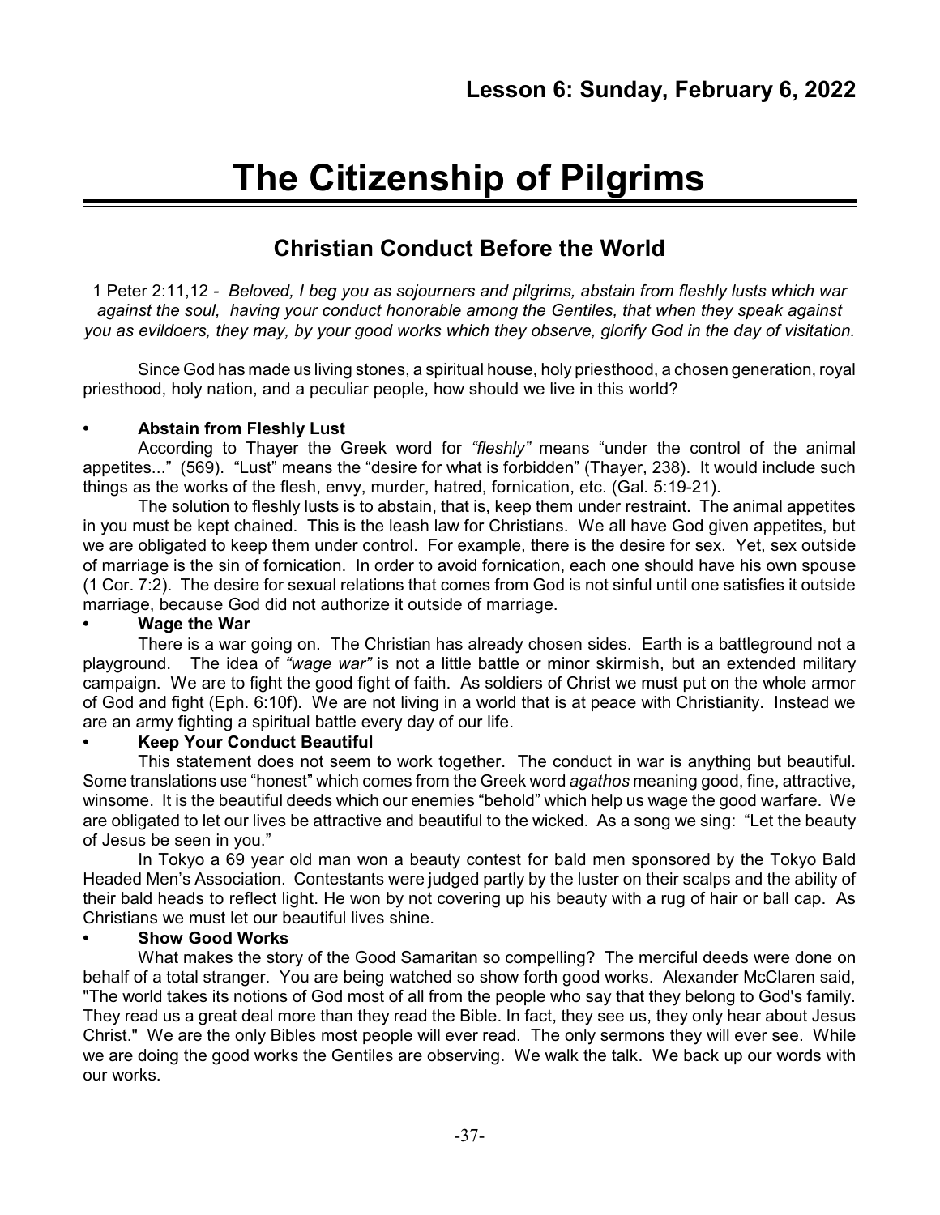**Lesson 6: Sunday, February 6, 2022**

# The Citizenship of Pilgrims

## Christian Conduct Before the World

1 Peter 2:11,12 - *Beloved, I beg you as sojourners and pilgrims, abstain from fleshly lusts which war against the soul, having your conduct honorable among the Gentiles, that when they speak against you as evildoers, they may, by your good works which they observe, glorify God in the day of visitation.*

Since God has made us living stones, a spiritual house, holy priesthood, a chosen generation, royal priesthood, holy nation, and a peculiar people, how should we live in this world?

- **Abstain from Fleshly Lust**

According to Thayer the Greek word for *"fleshly"* means "under the control of the animal appetites..." (569). "Lust" means the "desire for what is forbidden" (Thayer, 238). It would include such things as the works of the flesh, envy, murder, hatred, fornication, etc. (Gal. 5:19-21).

The solution to fleshly lusts is to abstain, that is, keep them under restraint. The animal appetites in you must be kept chained. This is the leash law for Christians. We all have God given appetites, but we are obligated to keep them under control. For example, there is the desire for sex. Yet, sex outside of marriage is the sin of fornication. In order to avoid fornication, each one should have his own spouse (1 Cor. 7:2). The desire for sexual relations that comes from God is not sinful until one satisfies it outside marriage, because God did not authorize it outside of marriage.

- **Wage the War**

There is a war going on. The Christian has already chosen sides. Earth is a battleground not a playground. The idea of *"wage war"* is not a little battle or minor skirmish, but an extended military campaign. We are to fight the good fight of faith. As soldiers of Christ we must put on the whole armor of God and fight (Eph. 6:10f). We are not living in a world that is at peace with Christianity. Instead we are an army fighting a spiritual battle every day of our life.

- **Keep Your Conduct Beautiful**

This statement does not seem to work together. The conduct in war is anything but beautiful. Some translations use "honest" which comes from the Greek word *agathos* meaning good, fine, attractive, winsome. It is the beautiful deeds which our enemies "behold" which help us wage the good warfare. We are obligated to let our lives be attractive and beautiful to the wicked. As a song we sing: "Let the beauty of Jesus be seen in you."

In Tokyo a 69 year old man won a beauty contest for bald men sponsored by the Tokyo Bald Headed Men's Association. Contestants were judged partly by the luster on their scalps and the ability of their bald heads to reflect light. He won by not covering up his beauty with a rug of hair or ball cap. As Christians we must let our beautiful lives shine.

- **Show Good Works**

What makes the story of the Good Samaritan so compelling? The merciful deeds were done on behalf of a total stranger. You are being watched so show forth good works. Alexander McClaren said, "The world takes its notions of God most of all from the people who say that they belong to God's family. They read us a great deal more than they read the Bible. In fact, they see us, they only hear about Jesus Christ." We are the only Bibles most people will ever read. The only sermons they will ever see. While we are doing the good works the Gentiles are observing. We walk the talk. We back up our words with our works.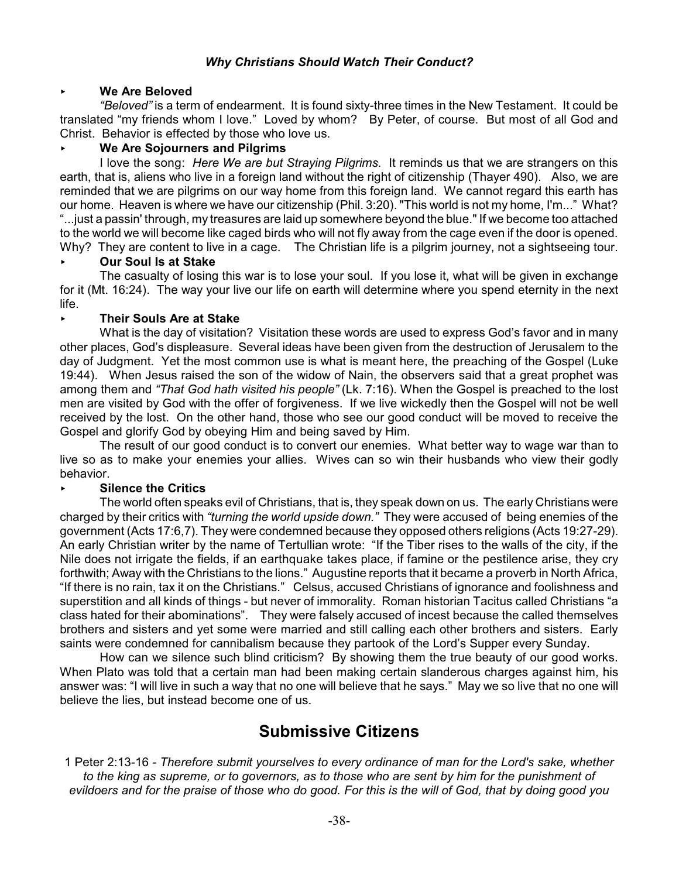### *Why Christians Should Watch Their Conduct?*

- **We Are Beloved**

*"Beloved"* is a term of endearment. It is found sixty-three times in the New Testament. It could be translated "my friends whom I love." Loved by whom? By Peter, of course. But most of all God and Christ. Behavior is effected by those who love us.

- **We Are Sojourners and Pilgrims**

I love the song: *Here We are but Straying Pilgrims.* It reminds us that we are strangers on this earth, that is, aliens who live in a foreign land without the right of citizenship (Thayer 490). Also, we are reminded that we are pilgrims on our way home from this foreign land. We cannot regard this earth has our home. Heaven is where we have our citizenship (Phil. 3:20). "This world is not my home, I'm..." What? "...just a passin' through, my treasures are laid up somewhere beyond the blue." If we become too attached to the world we will become like caged birds who will not fly away from the cage even if the door is opened. Why? They are content to live in a cage. The Christian life is a pilgrim journey, not a sightseeing tour.

- **Our Soul Is at Stake**

The casualty of losing this war is to lose your soul. If you lose it, what will be given in exchange for it (Mt. 16:24). The way your live our life on earth will determine where you spend eternity in the next life.

- **Their Souls Are at Stake**

What is the day of visitation? Visitation these words are used to express God's favor and in many other places, God's displeasure. Several ideas have been given from the destruction of Jerusalem to the day of Judgment. Yet the most common use is what is meant here, the preaching of the Gospel (Luke 19:44). When Jesus raised the son of the widow of Nain, the observers said that a great prophet was among them and *"That God hath visited his people"* (Lk. 7:16). When the Gospel is preached to the lost men are visited by God with the offer of forgiveness. If we live wickedly then the Gospel will not be well received by the lost. On the other hand, those who see our good conduct will be moved to receive the Gospel and glorify God by obeying Him and being saved by Him.

The result of our good conduct is to convert our enemies. What better way to wage war than to live so as to make your enemies your allies. Wives can so win their husbands who view their godly behavior.

- **Silence the Critics**

The world often speaks evil of Christians, that is, they speak down on us. The early Christians were charged by their critics with *"turning the world upside down."* They were accused of being enemies of the government (Acts 17:6,7). They were condemned because they opposed others religions (Acts 19:27-29). An early Christian writer by the name of Tertullian wrote: "If the Tiber rises to the walls of the city, if the Nile does not irrigate the fields, if an earthquake takes place, if famine or the pestilence arise, they cry forthwith; Away with the Christians to the lions." Augustine reports that it became a proverb in North Africa, "If there is no rain, tax it on the Christians." Celsus, accused Christians of ignorance and foolishness and superstition and all kinds of things - but never of immorality. Roman historian Tacitus called Christians "a class hated for their abominations". They were falsely accused of incest because the called themselves brothers and sisters and yet some were married and still calling each other brothers and sisters. Early saints were condemned for cannibalism because they partook of the Lord's Supper every Sunday.

How can we silence such blind criticism? By showing them the true beauty of our good works. When Plato was told that a certain man had been making certain slanderous charges against him, his answer was: "I will live in such a way that no one will believe that he says." May we so live that no one will believe the lies, but instead become one of us.

## Submissive Citizens

1 Peter 2:13-16 - *Therefore submit yourselves to every ordinance of man for the Lord's sake, whether to the king as supreme, or to governors, as to those who are sent by him for the punishment of evildoers and for the praise of those who do good. For this is the will of God, that by doing good you*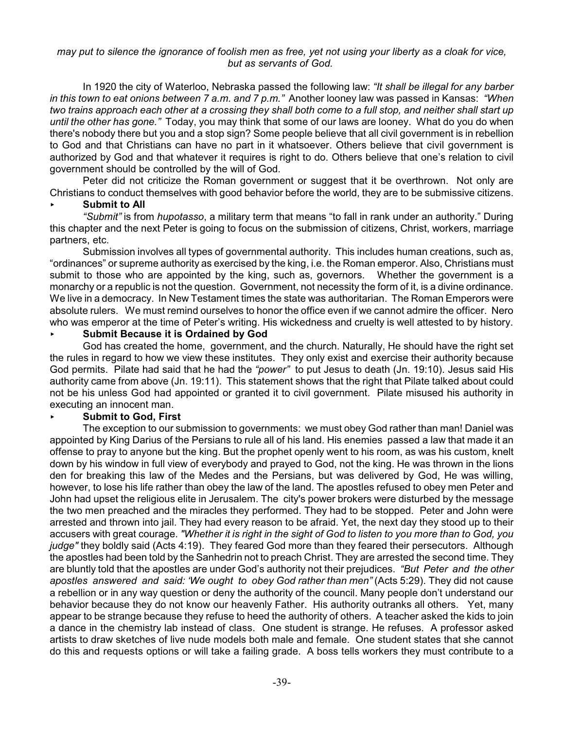*may put to silence the ignorance of foolish men as free, yet not using your liberty as a cloak for vice, but as servants of God.*

In 1920 the city of Waterloo, Nebraska passed the following law: *"It shall be illegal for any barber in this town to eat onions between 7 a.m. and 7 p.m."* Another looney law was passed in Kansas: *"When two trains approach each other at a crossing they shall both come to a full stop, and neither shall start up until the other has gone."* Today, you may think that some of our laws are looney. What do you do when there's nobody there but you and a stop sign? Some people believe that all civil government is in rebellion to God and that Christians can have no part in it whatsoever. Others believe that civil government is authorized by God and that whatever it requires is right to do. Others believe that one's relation to civil government should be controlled by the will of God.

Peter did not criticize the Roman government or suggest that it be overthrown. Not only are Christians to conduct themselves with good behavior before the world, they are to be submissive citizens.

- **Submit to All**

*"Submit"* is from *hupotasso*, a military term that means "to fall in rank under an authority." During this chapter and the next Peter is going to focus on the submission of citizens, Christ, workers, marriage partners, etc.

Submission involves all types of governmental authority. This includes human creations, such as, "ordinances" or supreme authority as exercised by the king, i.e. the Roman emperor. Also, Christians must submit to those who are appointed by the king, such as, governors. Whether the government is a monarchy or a republic is not the question. Government, not necessity the form of it, is a divine ordinance. We live in a democracy. In New Testament times the state was authoritarian. The Roman Emperors were absolute rulers. We must remind ourselves to honor the office even if we cannot admire the officer. Nero who was emperor at the time of Peter's writing. His wickedness and cruelty is well attested to by history.

- **Submit Because it is Ordained by God**

God has created the home, government, and the church. Naturally, He should have the right set the rules in regard to how we view these institutes. They only exist and exercise their authority because God permits. Pilate had said that he had the *"power"* to put Jesus to death (Jn. 19:10). Jesus said His authority came from above (Jn. 19:11). This statement shows that the right that Pilate talked about could not be his unless God had appointed or granted it to civil government. Pilate misused his authority in executing an innocent man.

- **Submit to God, First**

The exception to our submission to governments: we must obey God rather than man! Daniel was appointed by King Darius of the Persians to rule all of his land. His enemies passed a law that made it an offense to pray to anyone but the king. But the prophet openly went to his room, as was his custom, knelt down by his window in full view of everybody and prayed to God, not the king. He was thrown in the lions den for breaking this law of the Medes and the Persians, but was delivered by God, He was willing, however, to lose his life rather than obey the law of the land. The apostles refused to obey men Peter and John had upset the religious elite in Jerusalem. The city's power brokers were disturbed by the message the two men preached and the miracles they performed. They had to be stopped. Peter and John were arrested and thrown into jail. They had every reason to be afraid. Yet, the next day they stood up to their accusers with great courage. *"Whether it is right in the sight of God to listen to you more than to God, you judge"* they boldly said (Acts 4:19). They feared God more than they feared their persecutors. Although the apostles had been told by the Sanhedrin not to preach Christ. They are arrested the second time. They are bluntly told that the apostles are under God's authority not their prejudices. *"But Peter and the other apostles answered and said: 'We ought to obey God rather than men"* (Acts 5:29). They did not cause a rebellion or in any way question or deny the authority of the council. Many people don't understand our behavior because they do not know our heavenly Father. His authority outranks all others. Yet, many appear to be strange because they refuse to heed the authority of others. A teacher asked the kids to join a dance in the chemistry lab instead of class. One student is strange. He refuses. A professor asked artists to draw sketches of live nude models both male and female. One student states that she cannot do this and requests options or will take a failing grade. A boss tells workers they must contribute to a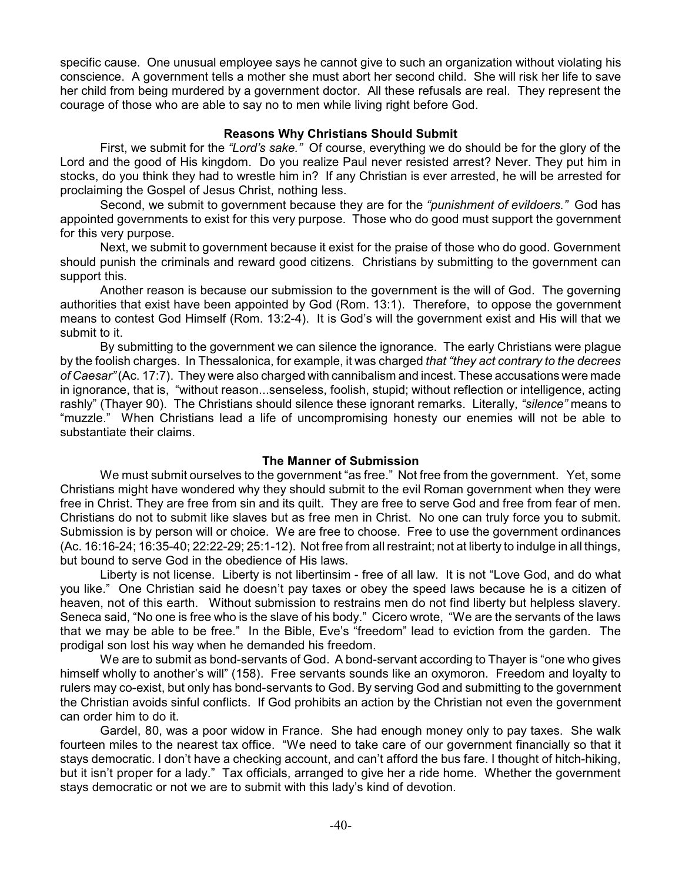specific cause. One unusual employee says he cannot give to such an organization without violating his conscience. A government tells a mother she must abort her second child. She will risk her life to save her child from being murdered by a government doctor. All these refusals are real. They represent the courage of those who are able to say no to men while living right before God.

### Reasons Why Christians Should Submit

First, we submit for the *"Lord's sake."* Of course, everything we do should be for the glory of the Lord and the good of His kingdom. Do you realize Paul never resisted arrest? Never. They put him in stocks, do you think they had to wrestle him in? If any Christian is ever arrested, he will be arrested for proclaiming the Gospel of Jesus Christ, nothing less.

Second, we submit to government because they are for the *"punishment of evildoers."* God has appointed governments to exist for this very purpose. Those who do good must support the government for this very purpose.

Next, we submit to government because it exist for the praise of those who do good. Government should punish the criminals and reward good citizens. Christians by submitting to the government can support this.

Another reason is because our submission to the government is the will of God. The governing authorities that exist have been appointed by God (Rom. 13:1). Therefore, to oppose the government means to contest God Himself (Rom. 13:2-4). It is God's will the government exist and His will that we submit to it.

By submitting to the government we can silence the ignorance. The early Christians were plague by the foolish charges. In Thessalonica, for example, it was charged *that "they act contrary to the decrees of Caesar"* (Ac. 17:7). They were also charged with cannibalism and incest. These accusations were made in ignorance, that is, "without reason...senseless, foolish, stupid; without reflection or intelligence, acting rashly" (Thayer 90). The Christians should silence these ignorant remarks. Literally, *"silence"* means to "muzzle." When Christians lead a life of uncompromising honesty our enemies will not be able to substantiate their claims.

### The Manner of Submission

We must submit ourselves to the government "as free." Not free from the government. Yet, some Christians might have wondered why they should submit to the evil Roman government when they were free in Christ. They are free from sin and its quilt. They are free to serve God and free from fear of men. Christians do not to submit like slaves but as free men in Christ. No one can truly force you to submit. Submission is by person will or choice. We are free to choose. Free to use the government ordinances (Ac. 16:16-24; 16:35-40; 22:22-29; 25:1-12). Not free from all restraint; not at liberty to indulge in all things, but bound to serve God in the obedience of His laws.

Liberty is not license. Liberty is not libertinsim - free of all law. It is not "Love God, and do what you like." One Christian said he doesn't pay taxes or obey the speed laws because he is a citizen of heaven, not of this earth. Without submission to restrains men do not find liberty but helpless slavery. Seneca said, "No one is free who is the slave of his body." Cicero wrote, "We are the servants of the laws that we may be able to be free." In the Bible, Eve's "freedom" lead to eviction from the garden. The prodigal son lost his way when he demanded his freedom.

We are to submit as bond-servants of God. A bond-servant according to Thayer is "one who gives himself wholly to another's will" (158). Free servants sounds like an oxymoron. Freedom and loyalty to rulers may co-exist, but only has bond-servants to God. By serving God and submitting to the government the Christian avoids sinful conflicts. If God prohibits an action by the Christian not even the government can order him to do it.

Gardel, 80, was a poor widow in France. She had enough money only to pay taxes. She walk fourteen miles to the nearest tax office. "We need to take care of our government financially so that it stays democratic. I don't have a checking account, and can't afford the bus fare. I thought of hitch-hiking, but it isn't proper for a lady." Tax officials, arranged to give her a ride home. Whether the government stays democratic or not we are to submit with this lady's kind of devotion.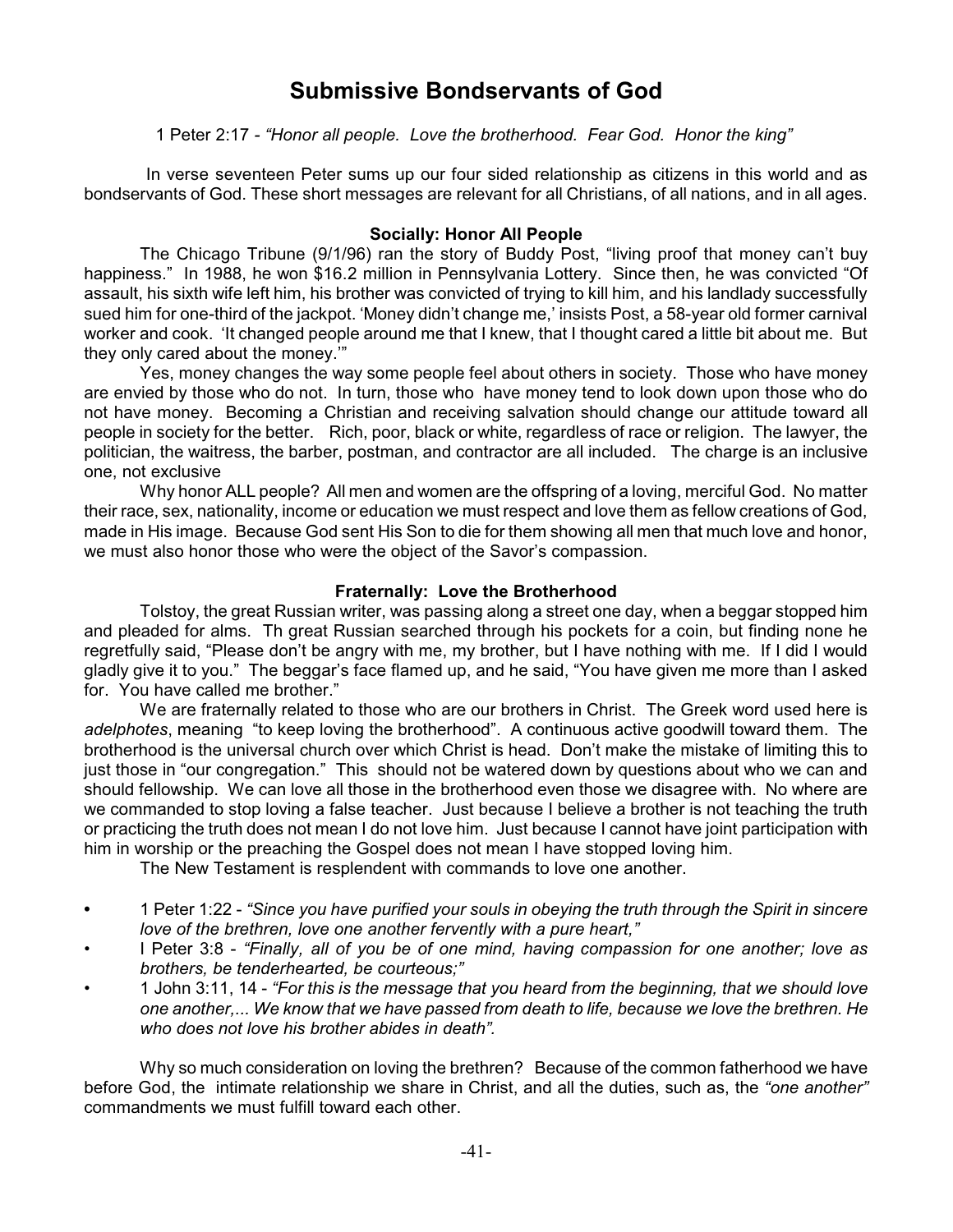# Submissive Bondservants of God

1 Peter 2:17 - *"Honor all people. Love the brotherhood. Fear God. Honor the king"*

In verse seventeen Peter sums up our four sided relationship as citizens in this world and as bondservants of God. These short messages are relevant for all Christians, of all nations, and in all ages.

### Socially: Honor All People

The Chicago Tribune (9/1/96) ran the story of Buddy Post, "living proof that money can't buy happiness." In 1988, he won $16.2 million in Pennsylvania Lottery. Since then, he was convicted "Of assault, his sixth wife left him, his brother was convicted of trying to kill him, and his landlady successfully sued him for one-third of the jackpot. 'Money didn't change me,' insists Post, a 58-year old former carnival worker and cook. 'It changed people around me that I knew, that I thought cared a little bit about me. But they only cared about the money.'"

Yes, money changes the way some people feel about others in society. Those who have money are envied by those who do not. In turn, those who have money tend to look down upon those who do not have money. Becoming a Christian and receiving salvation should change our attitude toward all people in society for the better. Rich, poor, black or white, regardless of race or religion. The lawyer, the politician, the waitress, the barber, postman, and contractor are all included. The charge is an inclusive one, not exclusive

Why honor ALL people? All men and women are the offspring of a loving, merciful God. No matter their race, sex, nationality, income or education we must respect and love them as fellow creations of God, made in His image. Because God sent His Son to die for them showing all men that much love and honor, we must also honor those who were the object of the Savor's compassion.

### Fraternally: Love the Brotherhood

Tolstoy, the great Russian writer, was passing along a street one day, when a beggar stopped him and pleaded for alms. Th great Russian searched through his pockets for a coin, but finding none he regretfully said, "Please don't be angry with me, my brother, but I have nothing with me. If I did I would gladly give it to you." The beggar's face flamed up, and he said, "You have given me more than I asked for. You have called me brother."

We are fraternally related to those who are our brothers in Christ. The Greek word used here is *adelphotes*, meaning "to keep loving the brotherhood". A continuous active goodwill toward them. The brotherhood is the universal church over which Christ is head. Don't make the mistake of limiting this to just those in "our congregation." This should not be watered down by questions about who we can and should fellowship. We can love all those in the brotherhood even those we disagree with. No where are we commanded to stop loving a false teacher. Just because I believe a brother is not teaching the truth or practicing the truth does not mean I do not love him. Just because I cannot have joint participation with him in worship or the preaching the Gospel does not mean I have stopped loving him.

The New Testament is resplendent with commands to love one another.

- 1 Peter 1:22 - *"Since you have purified your souls in obeying the truth through the Spirit in sincere love of the brethren, love one another fervently with a pure heart,"*
- I Peter 3:8 - *"Finally, all of you be of one mind, having compassion for one another; love as brothers, be tenderhearted, be courteous;"*
- 1 John 3:11, 14 - *"For this is the message that you heard from the beginning, that we should love one another,... We know that we have passed from death to life, because we love the brethren. He who does not love his brother abides in death".*

Why so much consideration on loving the brethren? Because of the common fatherhood we have before God, the intimate relationship we share in Christ, and all the duties, such as, the *"one another"* commandments we must fulfill toward each other.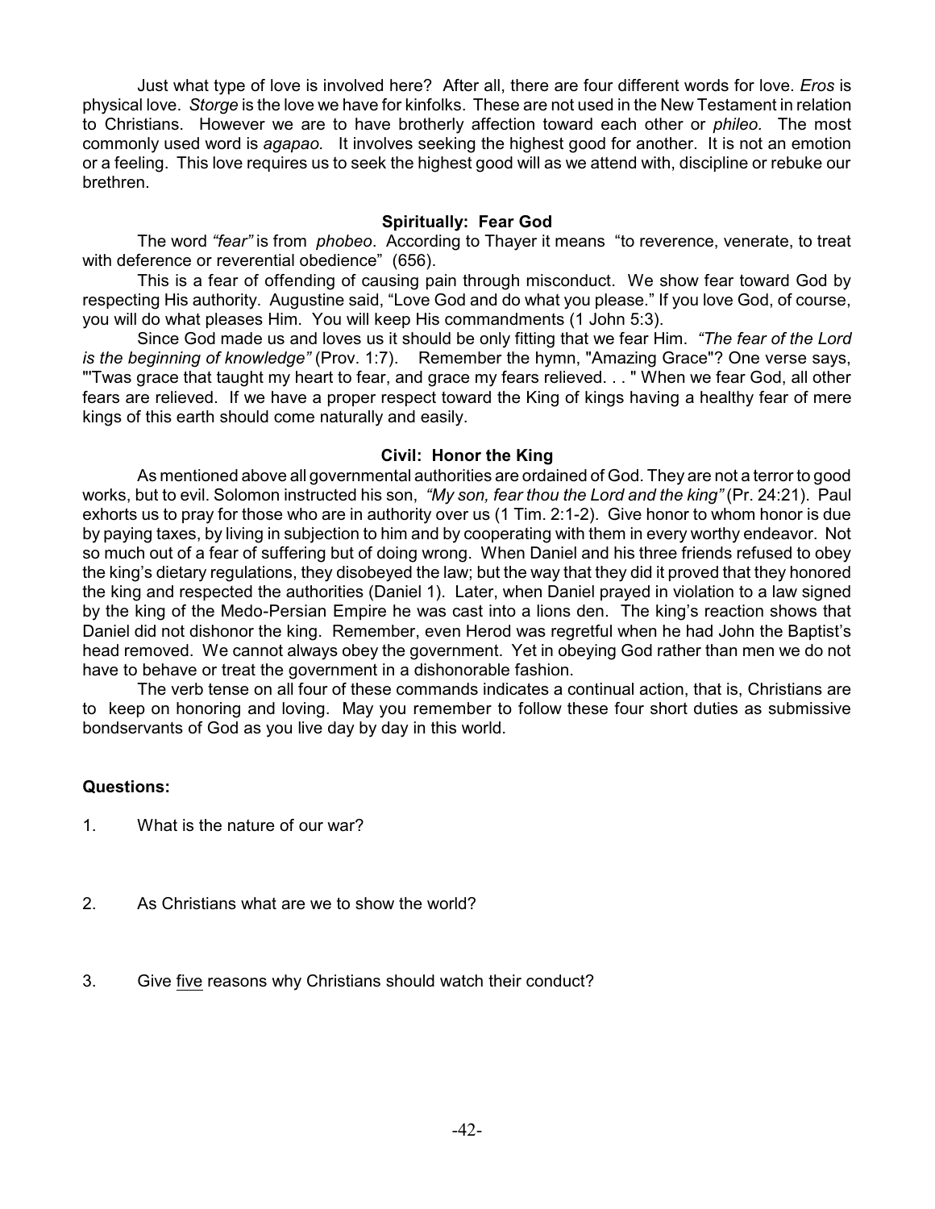Just what type of love is involved here? After all, there are four different words for love. *Eros* is physical love. *Storge* is the love we have for kinfolks. These are not used in the New Testament in relation to Christians. However we are to have brotherly affection toward each other or *phileo.* The most commonly used word is *agapao.* It involves seeking the highest good for another. It is not an emotion or a feeling. This love requires us to seek the highest good will as we attend with, discipline or rebuke our brethren.

**Spiritually: Fear God**

The word *"fear"* is from *phobeo*. According to Thayer it means "to reverence, venerate, to treat with deference or reverential obedience" (656).

This is a fear of offending of causing pain through misconduct. We show fear toward God by respecting His authority. Augustine said, "Love God and do what you please." If you love God, of course, you will do what pleases Him. You will keep His commandments (1 John 5:3).

Since God made us and loves us it should be only fitting that we fear Him. *"The fear of the Lord is the beginning of knowledge"* (Prov. 1:7). Remember the hymn, "Amazing Grace"? One verse says, "'Twas grace that taught my heart to fear, and grace my fears relieved. . . " When we fear God, all other fears are relieved. If we have a proper respect toward the King of kings having a healthy fear of mere kings of this earth should come naturally and easily.

**Civil: Honor the King**

As mentioned above all governmental authorities are ordained of God. They are not a terror to good works, but to evil. Solomon instructed his son, *"My son, fear thou the Lord and the king"* (Pr. 24:21). Paul exhorts us to pray for those who are in authority over us (1 Tim. 2:1-2). Give honor to whom honor is due by paying taxes, by living in subjection to him and by cooperating with them in every worthy endeavor. Not so much out of a fear of suffering but of doing wrong. When Daniel and his three friends refused to obey the king's dietary regulations, they disobeyed the law; but the way that they did it proved that they honored the king and respected the authorities (Daniel 1). Later, when Daniel prayed in violation to a law signed by the king of the Medo-Persian Empire he was cast into a lions den. The king's reaction shows that Daniel did not dishonor the king. Remember, even Herod was regretful when he had John the Baptist's head removed. We cannot always obey the government. Yet in obeying God rather than men we do not have to behave or treat the government in a dishonorable fashion.

The verb tense on all four of these commands indicates a continual action, that is, Christians are to keep on honoring and loving. May you remember to follow these four short duties as submissive bondservants of God as you live day by day in this world.

**Questions:**

1. What is the nature of our war?

2. As Christians what are we to show the world?

3. Give <u>five</u> reasons why Christians should watch their conduct?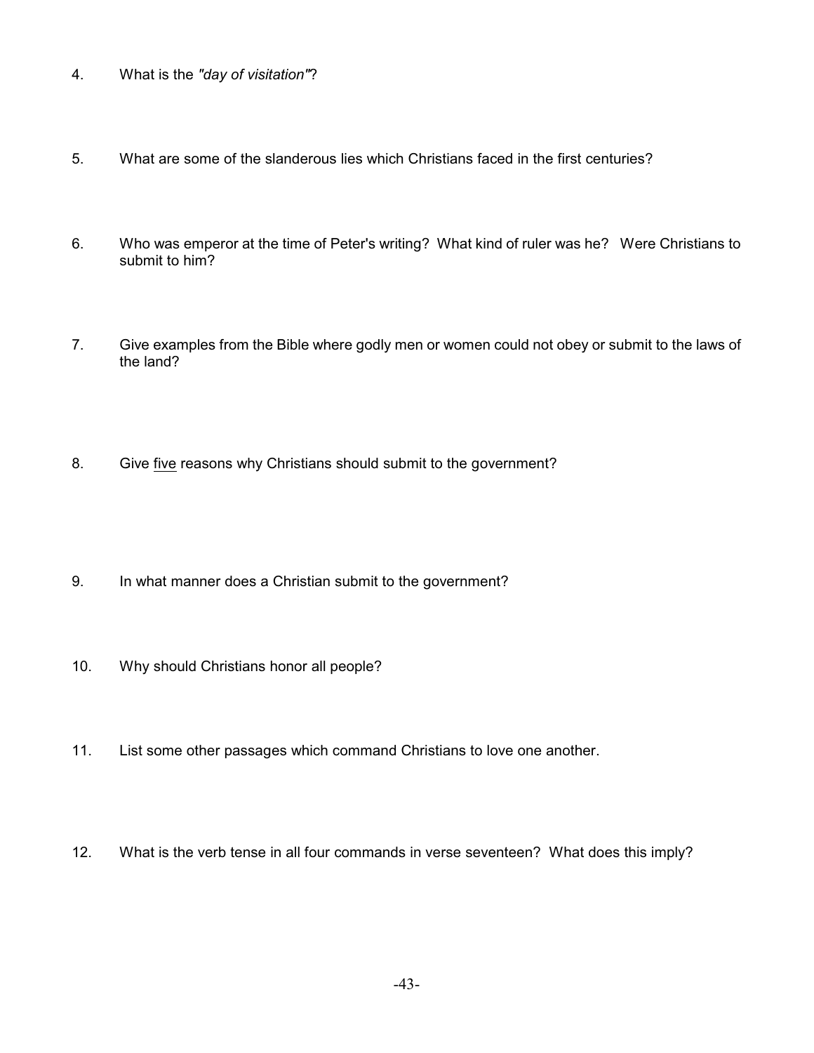4. What is the *"day of visitation"*?

5. What are some of the slanderous lies which Christians faced in the first centuries?

6. Who was emperor at the time of Peter's writing? What kind of ruler was he? Were Christians to submit to him?

7. Give examples from the Bible where godly men or women could not obey or submit to the laws of the land?

8. Give <u>five</u> reasons why Christians should submit to the government?

9. In what manner does a Christian submit to the government?

10. Why should Christians honor all people?

11. List some other passages which command Christians to love one another.

12. What is the verb tense in all four commands in verse seventeen? What does this imply?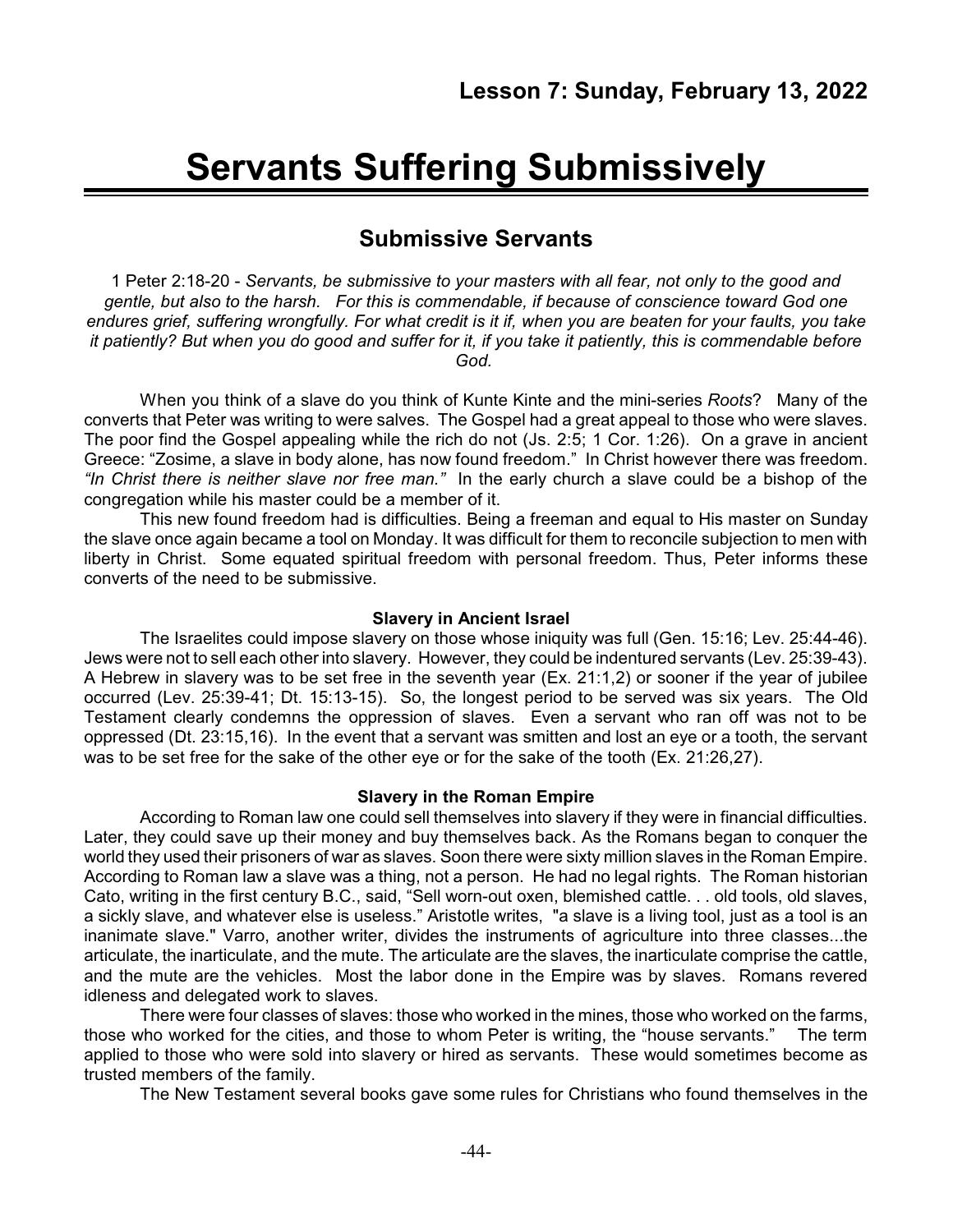## Lesson 7: Sunday, February 13, 2022

# Servants Suffering Submissively

## Submissive Servants

1 Peter 2:18-20 - *Servants, be submissive to your masters with all fear, not only to the good and gentle, but also to the harsh. For this is commendable, if because of conscience toward God one endures grief, suffering wrongfully. For what credit is it if, when you are beaten for your faults, you take it patiently? But when you do good and suffer for it, if you take it patiently, this is commendable before God.*

When you think of a slave do you think of Kunte Kinte and the mini-series *Roots*? Many of the converts that Peter was writing to were salves. The Gospel had a great appeal to those who were slaves. The poor find the Gospel appealing while the rich do not (Js. 2:5; 1 Cor. 1:26). On a grave in ancient Greece: "Zosime, a slave in body alone, has now found freedom." In Christ however there was freedom. *"In Christ there is neither slave nor free man."* In the early church a slave could be a bishop of the congregation while his master could be a member of it.

This new found freedom had is difficulties. Being a freeman and equal to His master on Sunday the slave once again became a tool on Monday. It was difficult for them to reconcile subjection to men with liberty in Christ. Some equated spiritual freedom with personal freedom. Thus, Peter informs these converts of the need to be submissive.

**Slavery in Ancient Israel**

The Israelites could impose slavery on those whose iniquity was full (Gen. 15:16; Lev. 25:44-46). Jews were not to sell each other into slavery. However, they could be indentured servants (Lev. 25:39-43). A Hebrew in slavery was to be set free in the seventh year (Ex. 21:1,2) or sooner if the year of jubilee occurred (Lev. 25:39-41; Dt. 15:13-15). So, the longest period to be served was six years. The Old Testament clearly condemns the oppression of slaves. Even a servant who ran off was not to be oppressed (Dt. 23:15,16). In the event that a servant was smitten and lost an eye or a tooth, the servant was to be set free for the sake of the other eye or for the sake of the tooth (Ex. 21:26,27).

**Slavery in the Roman Empire**

According to Roman law one could sell themselves into slavery if they were in financial difficulties. Later, they could save up their money and buy themselves back. As the Romans began to conquer the world they used their prisoners of war as slaves. Soon there were sixty million slaves in the Roman Empire. According to Roman law a slave was a thing, not a person. He had no legal rights. The Roman historian Cato, writing in the first century B.C., said, "Sell worn-out oxen, blemished cattle. . . old tools, old slaves, a sickly slave, and whatever else is useless." Aristotle writes, "a slave is a living tool, just as a tool is an inanimate slave." Varro, another writer, divides the instruments of agriculture into three classes...the articulate, the inarticulate, and the mute. The articulate are the slaves, the inarticulate comprise the cattle, and the mute are the vehicles. Most the labor done in the Empire was by slaves. Romans revered idleness and delegated work to slaves.

There were four classes of slaves: those who worked in the mines, those who worked on the farms, those who worked for the cities, and those to whom Peter is writing, the "house servants." The term applied to those who were sold into slavery or hired as servants. These would sometimes become as trusted members of the family.

The New Testament several books gave some rules for Christians who found themselves in the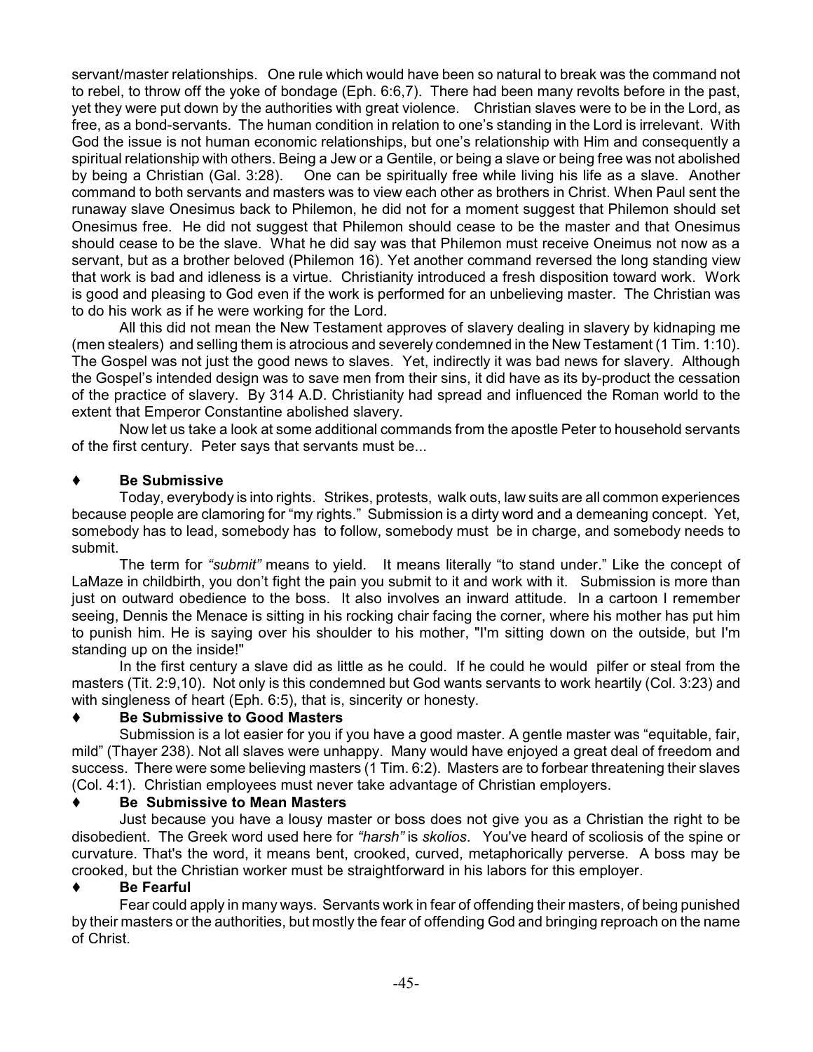servant/master relationships. One rule which would have been so natural to break was the command not to rebel, to throw off the yoke of bondage (Eph. 6:6,7). There had been many revolts before in the past, yet they were put down by the authorities with great violence. Christian slaves were to be in the Lord, as free, as a bond-servants. The human condition in relation to one's standing in the Lord is irrelevant. With God the issue is not human economic relationships, but one's relationship with Him and consequently a spiritual relationship with others. Being a Jew or a Gentile, or being a slave or being free was not abolished by being a Christian (Gal. 3:28). One can be spiritually free while living his life as a slave. Another command to both servants and masters was to view each other as brothers in Christ. When Paul sent the runaway slave Onesimus back to Philemon, he did not for a moment suggest that Philemon should set Onesimus free. He did not suggest that Philemon should cease to be the master and that Onesimus should cease to be the slave. What he did say was that Philemon must receive Oneimus not now as a servant, but as a brother beloved (Philemon 16). Yet another command reversed the long standing view that work is bad and idleness is a virtue. Christianity introduced a fresh disposition toward work. Work is good and pleasing to God even if the work is performed for an unbelieving master. The Christian was to do his work as if he were working for the Lord.

All this did not mean the New Testament approves of slavery dealing in slavery by kidnaping me (men stealers) and selling them is atrocious and severely condemned in the New Testament (1 Tim. 1:10). The Gospel was not just the good news to slaves. Yet, indirectly it was bad news for slavery. Although the Gospel's intended design was to save men from their sins, it did have as its by-product the cessation of the practice of slavery. By 314 A.D. Christianity had spread and influenced the Roman world to the extent that Emperor Constantine abolished slavery.

Now let us take a look at some additional commands from the apostle Peter to household servants of the first century. Peter says that servants must be...

### ♦ Be Submissive

Today, everybody is into rights. Strikes, protests, walk outs, law suits are all common experiences because people are clamoring for "my rights." Submission is a dirty word and a demeaning concept. Yet, somebody has to lead, somebody has to follow, somebody must be in charge, and somebody needs to submit.

The term for *"submit"* means to yield. It means literally "to stand under." Like the concept of LaMaze in childbirth, you don't fight the pain you submit to it and work with it. Submission is more than just on outward obedience to the boss. It also involves an inward attitude. In a cartoon I remember seeing, Dennis the Menace is sitting in his rocking chair facing the corner, where his mother has put him to punish him. He is saying over his shoulder to his mother, "I'm sitting down on the outside, but I'm standing up on the inside!"

In the first century a slave did as little as he could. If he could he would pilfer or steal from the masters (Tit. 2:9,10). Not only is this condemned but God wants servants to work heartily (Col. 3:23) and with singleness of heart (Eph. 6:5), that is, sincerity or honesty.

### ♦ Be Submissive to Good Masters

Submission is a lot easier for you if you have a good master. A gentle master was "equitable, fair, mild" (Thayer 238). Not all slaves were unhappy. Many would have enjoyed a great deal of freedom and success. There were some believing masters (1 Tim. 6:2). Masters are to forbear threatening their slaves (Col. 4:1). Christian employees must never take advantage of Christian employers.

### ♦ Be Submissive to Mean Masters

Just because you have a lousy master or boss does not give you as a Christian the right to be disobedient. The Greek word used here for *"harsh"* is *skolios*. You've heard of scoliosis of the spine or curvature. That's the word, it means bent, crooked, curved, metaphorically perverse. A boss may be crooked, but the Christian worker must be straightforward in his labors for this employer.

### ♦ Be Fearful

Fear could apply in many ways. Servants work in fear of offending their masters, of being punished by their masters or the authorities, but mostly the fear of offending God and bringing reproach on the name of Christ.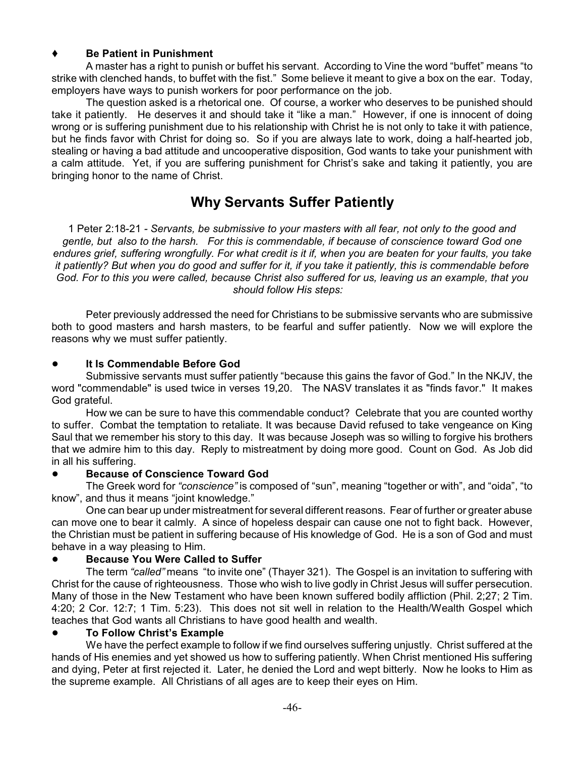- ♦ **Be Patient in Punishment**

A master has a right to punish or buffet his servant. According to Vine the word "buffet" means "to strike with clenched hands, to buffet with the fist." Some believe it meant to give a box on the ear. Today, employers have ways to punish workers for poor performance on the job.

The question asked is a rhetorical one. Of course, a worker who deserves to be punished should take it patiently. He deserves it and should take it "like a man." However, if one is innocent of doing wrong or is suffering punishment due to his relationship with Christ he is not only to take it with patience, but he finds favor with Christ for doing so. So if you are always late to work, doing a half-hearted job, stealing or having a bad attitude and uncooperative disposition, God wants to take your punishment with a calm attitude. Yet, if you are suffering punishment for Christ's sake and taking it patiently, you are bringing honor to the name of Christ.

## Why Servants Suffer Patiently

1 Peter 2:18-21 - *Servants, be submissive to your masters with all fear, not only to the good and gentle, but also to the harsh. For this is commendable, if because of conscience toward God one endures grief, suffering wrongfully. For what credit is it if, when you are beaten for your faults, you take it patiently? But when you do good and suffer for it, if you take it patiently, this is commendable before God. For to this you were called, because Christ also suffered for us, leaving us an example, that you should follow His steps:*

Peter previously addressed the need for Christians to be submissive servants who are submissive both to good masters and harsh masters, to be fearful and suffer patiently. Now we will explore the reasons why we must suffer patiently.

- **It Is Commendable Before God**

Submissive servants must suffer patiently "because this gains the favor of God." In the NKJV, the word "commendable" is used twice in verses 19,20. The NASV translates it as "finds favor." It makes God grateful.

How we can be sure to have this commendable conduct? Celebrate that you are counted worthy to suffer. Combat the temptation to retaliate. It was because David refused to take vengeance on King Saul that we remember his story to this day. It was because Joseph was so willing to forgive his brothers that we admire him to this day. Reply to mistreatment by doing more good. Count on God. As Job did in all his suffering.

- **Because of Conscience Toward God**

The Greek word for *"conscience"* is composed of "sun", meaning "together or with", and "oida", "to know", and thus it means "joint knowledge."

One can bear up under mistreatment for several different reasons. Fear of further or greater abuse can move one to bear it calmly. A since of hopeless despair can cause one not to fight back. However, the Christian must be patient in suffering because of His knowledge of God. He is a son of God and must behave in a way pleasing to Him.

- **Because You Were Called to Suffer**

The term *"called"* means "to invite one" (Thayer 321). The Gospel is an invitation to suffering with Christ for the cause of righteousness. Those who wish to live godly in Christ Jesus will suffer persecution. Many of those in the New Testament who have been known suffered bodily affliction (Phil. 2;27; 2 Tim. 4:20; 2 Cor. 12:7; 1 Tim. 5:23). This does not sit well in relation to the Health/Wealth Gospel which teaches that God wants all Christians to have good health and wealth.

- **To Follow Christ's Example**

We have the perfect example to follow if we find ourselves suffering unjustly. Christ suffered at the hands of His enemies and yet showed us how to suffering patiently. When Christ mentioned His suffering and dying, Peter at first rejected it. Later, he denied the Lord and wept bitterly. Now he looks to Him as the supreme example. All Christians of all ages are to keep their eyes on Him.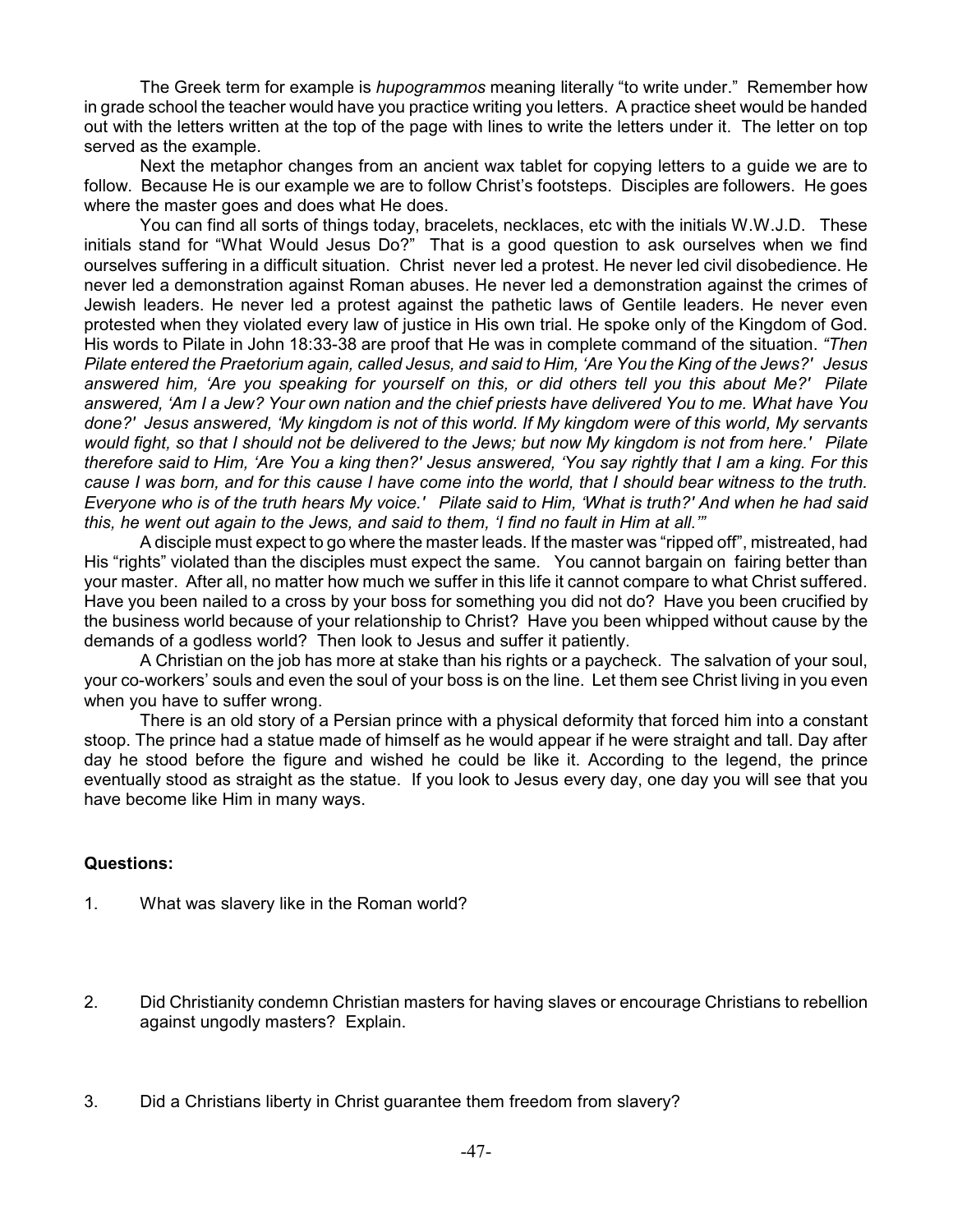The Greek term for example is *hupogrammos* meaning literally "to write under." Remember how in grade school the teacher would have you practice writing you letters. A practice sheet would be handed out with the letters written at the top of the page with lines to write the letters under it. The letter on top served as the example.

Next the metaphor changes from an ancient wax tablet for copying letters to a guide we are to follow. Because He is our example we are to follow Christ's footsteps. Disciples are followers. He goes where the master goes and does what He does.

You can find all sorts of things today, bracelets, necklaces, etc with the initials W.W.J.D. These initials stand for "What Would Jesus Do?" That is a good question to ask ourselves when we find ourselves suffering in a difficult situation. Christ never led a protest. He never led civil disobedience. He never led a demonstration against Roman abuses. He never led a demonstration against the crimes of Jewish leaders. He never led a protest against the pathetic laws of Gentile leaders. He never even protested when they violated every law of justice in His own trial. He spoke only of the Kingdom of God. His words to Pilate in John 18:33-38 are proof that He was in complete command of the situation. *"Then Pilate entered the Praetorium again, called Jesus, and said to Him, 'Are You the King of the Jews?' Jesus answered him, 'Are you speaking for yourself on this, or did others tell you this about Me?' Pilate answered, 'Am I a Jew? Your own nation and the chief priests have delivered You to me. What have You done?' Jesus answered, 'My kingdom is not of this world. If My kingdom were of this world, My servants would fight, so that I should not be delivered to the Jews; but now My kingdom is not from here.' Pilate therefore said to Him, 'Are You a king then?' Jesus answered, 'You say rightly that I am a king. For this cause I was born, and for this cause I have come into the world, that I should bear witness to the truth. Everyone who is of the truth hears My voice.' Pilate said to Him, 'What is truth?' And when he had said this, he went out again to the Jews, and said to them, 'I find no fault in Him at all.'"*

A disciple must expect to go where the master leads. If the master was "ripped off", mistreated, had His "rights" violated than the disciples must expect the same. You cannot bargain on fairing better than your master. After all, no matter how much we suffer in this life it cannot compare to what Christ suffered. Have you been nailed to a cross by your boss for something you did not do? Have you been crucified by the business world because of your relationship to Christ? Have you been whipped without cause by the demands of a godless world? Then look to Jesus and suffer it patiently.

A Christian on the job has more at stake than his rights or a paycheck. The salvation of your soul, your co-workers' souls and even the soul of your boss is on the line. Let them see Christ living in you even when you have to suffer wrong.

There is an old story of a Persian prince with a physical deformity that forced him into a constant stoop. The prince had a statue made of himself as he would appear if he were straight and tall. Day after day he stood before the figure and wished he could be like it. According to the legend, the prince eventually stood as straight as the statue. If you look to Jesus every day, one day you will see that you have become like Him in many ways.

**Questions:**

1. What was slavery like in the Roman world?

2. Did Christianity condemn Christian masters for having slaves or encourage Christians to rebellion against ungodly masters? Explain.

3. Did a Christians liberty in Christ guarantee them freedom from slavery?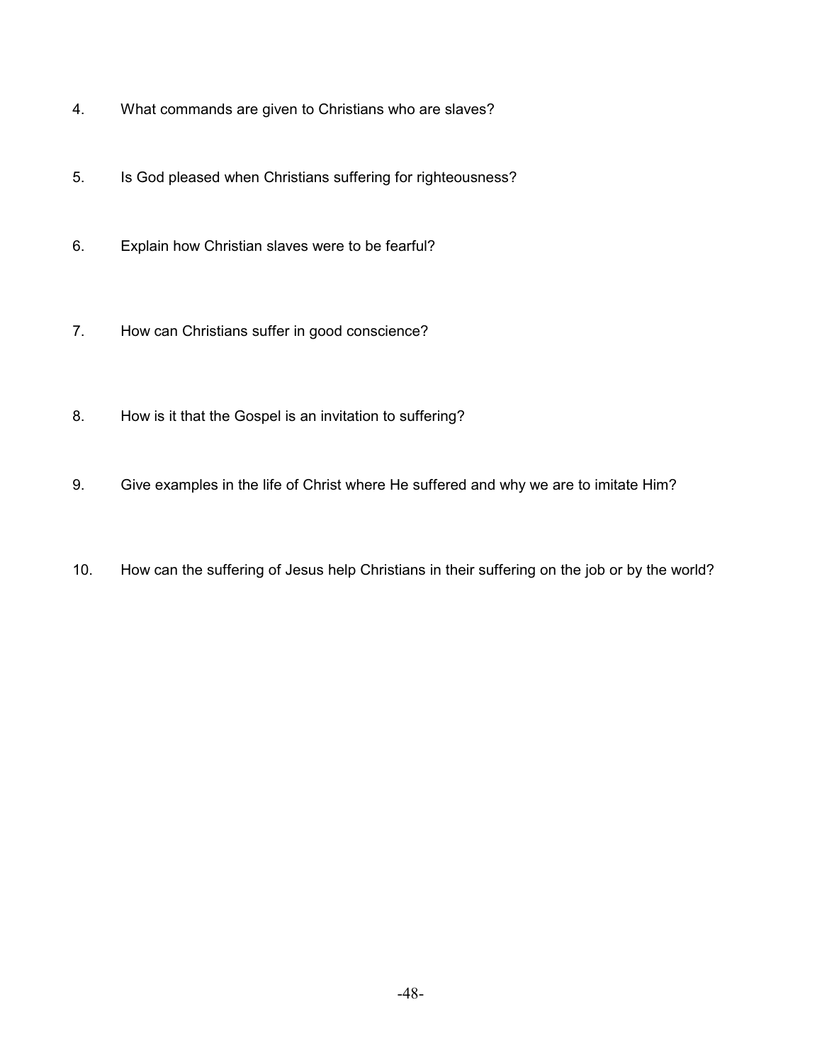4. What commands are given to Christians who are slaves?

5. Is God pleased when Christians suffering for righteousness?

6. Explain how Christian slaves were to be fearful?

7. How can Christians suffer in good conscience?

8. How is it that the Gospel is an invitation to suffering?

9. Give examples in the life of Christ where He suffered and why we are to imitate Him?

10. How can the suffering of Jesus help Christians in their suffering on the job or by the world?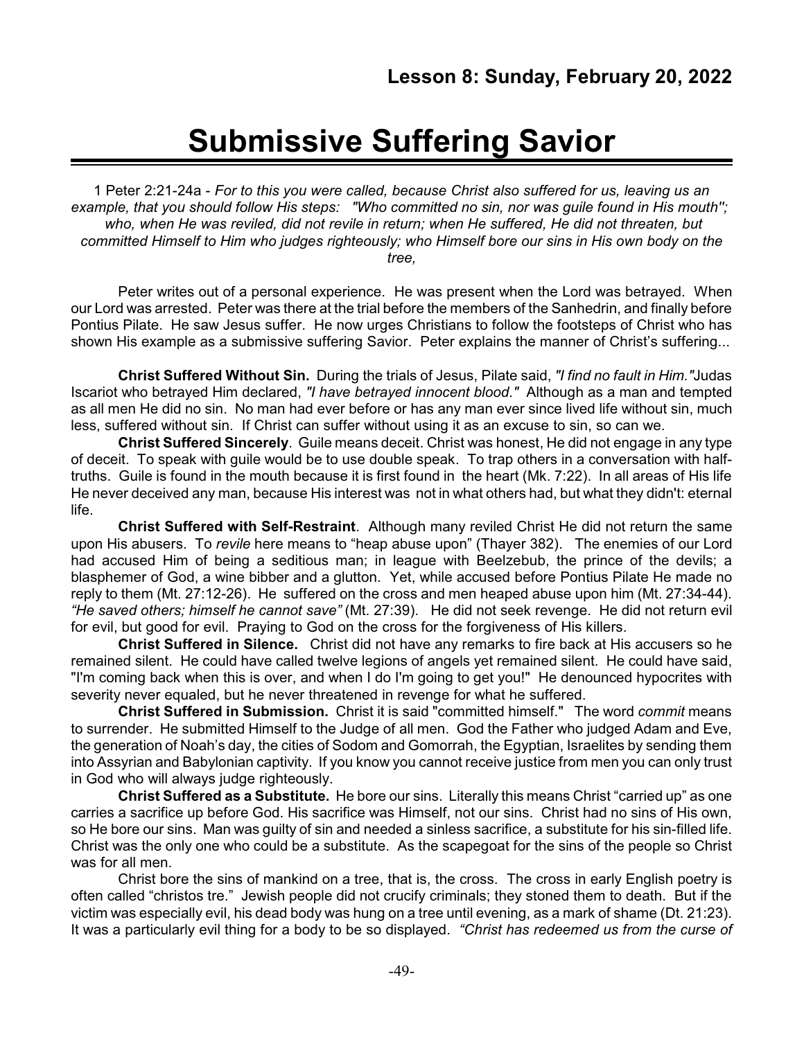## Lesson 8: Sunday, February 20, 2022

# Submissive Suffering Savior

1 Peter 2:21-24a - *For to this you were called, because Christ also suffered for us, leaving us an example, that you should follow His steps: "Who committed no sin, nor was guile found in His mouth"; who, when He was reviled, did not revile in return; when He suffered, He did not threaten, but committed Himself to Him who judges righteously; who Himself bore our sins in His own body on the tree,*

Peter writes out of a personal experience. He was present when the Lord was betrayed. When our Lord was arrested. Peter was there at the trial before the members of the Sanhedrin, and finally before Pontius Pilate. He saw Jesus suffer. He now urges Christians to follow the footsteps of Christ who has shown His example as a submissive suffering Savior. Peter explains the manner of Christ's suffering...

**Christ Suffered Without Sin.** During the trials of Jesus, Pilate said, *"I find no fault in Him."* Judas Iscariot who betrayed Him declared, *"I have betrayed innocent blood."* Although as a man and tempted as all men He did no sin. No man had ever before or has any man ever since lived life without sin, much less, suffered without sin. If Christ can suffer without using it as an excuse to sin, so can we.

**Christ Suffered Sincerely**. Guile means deceit. Christ was honest, He did not engage in any type of deceit. To speak with guile would be to use double speak. To trap others in a conversation with half-truths. Guile is found in the mouth because it is first found in the heart (Mk. 7:22). In all areas of His life He never deceived any man, because His interest was not in what others had, but what they didn't: eternal life.

**Christ Suffered with Self-Restraint**. Although many reviled Christ He did not return the same upon His abusers. To *revile* here means to "heap abuse upon" (Thayer 382). The enemies of our Lord had accused Him of being a seditious man; in league with Beelzebub, the prince of the devils; a blasphemer of God, a wine bibber and a glutton. Yet, while accused before Pontius Pilate He made no reply to them (Mt. 27:12-26). He suffered on the cross and men heaped abuse upon him (Mt. 27:34-44). *"He saved others; himself he cannot save"* (Mt. 27:39). He did not seek revenge. He did not return evil for evil, but good for evil. Praying to God on the cross for the forgiveness of His killers.

**Christ Suffered in Silence.** Christ did not have any remarks to fire back at His accusers so he remained silent. He could have called twelve legions of angels yet remained silent. He could have said, "I'm coming back when this is over, and when I do I'm going to get you!" He denounced hypocrites with severity never equaled, but he never threatened in revenge for what he suffered.

**Christ Suffered in Submission.** Christ it is said "committed himself." The word *commit* means to surrender. He submitted Himself to the Judge of all men. God the Father who judged Adam and Eve, the generation of Noah's day, the cities of Sodom and Gomorrah, the Egyptian, Israelites by sending them into Assyrian and Babylonian captivity. If you know you cannot receive justice from men you can only trust in God who will always judge righteously.

**Christ Suffered as a Substitute.** He bore our sins. Literally this means Christ "carried up" as one carries a sacrifice up before God. His sacrifice was Himself, not our sins. Christ had no sins of His own, so He bore our sins. Man was guilty of sin and needed a sinless sacrifice, a substitute for his sin-filled life. Christ was the only one who could be a substitute. As the scapegoat for the sins of the people so Christ was for all men.

Christ bore the sins of mankind on a tree, that is, the cross. The cross in early English poetry is often called "christos tre." Jewish people did not crucify criminals; they stoned them to death. But if the victim was especially evil, his dead body was hung on a tree until evening, as a mark of shame (Dt. 21:23). It was a particularly evil thing for a body to be so displayed. *"Christ has redeemed us from the curse of*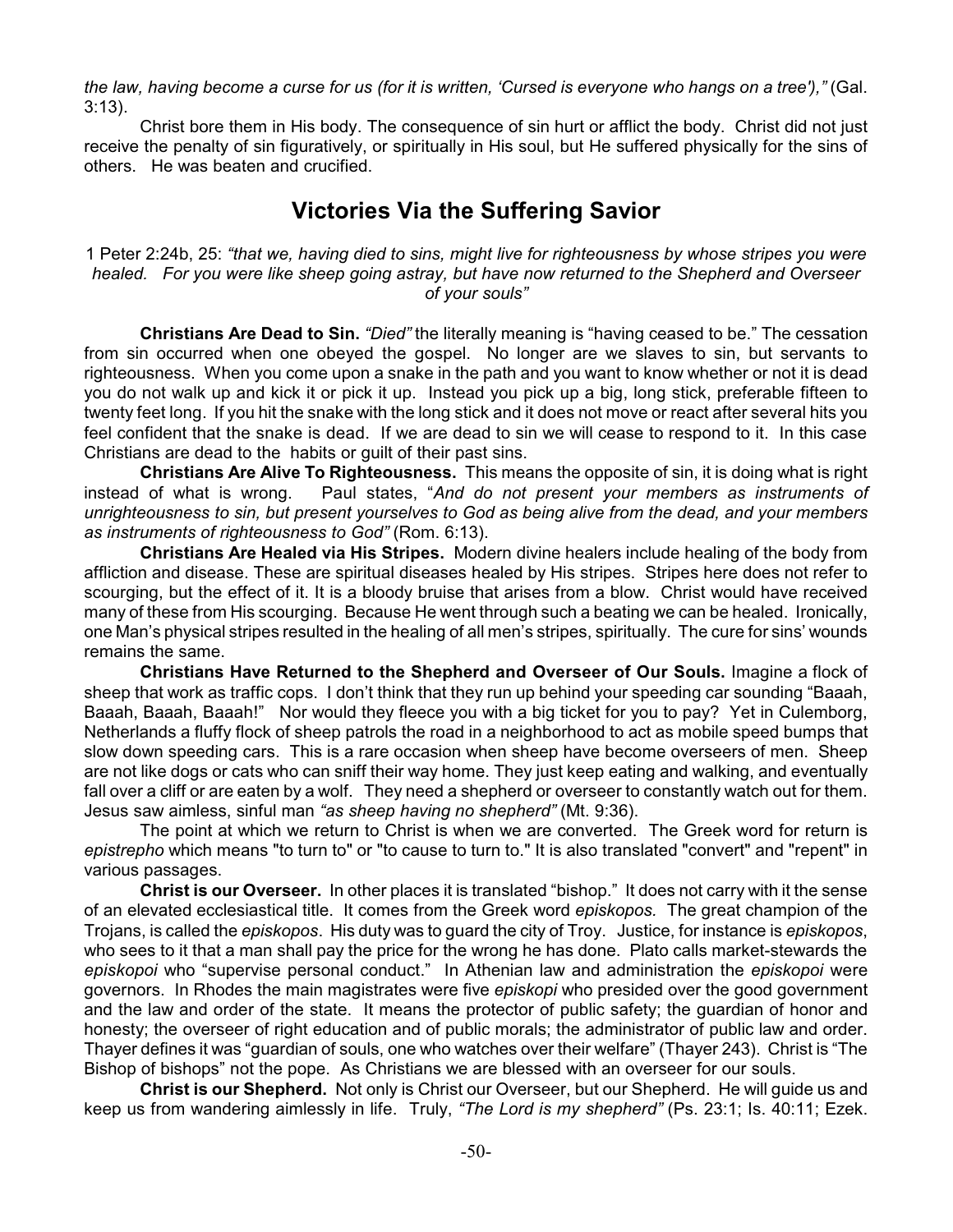*the law, having become a curse for us (for it is written, 'Cursed is everyone who hangs on a tree'),"* (Gal. 3:13).

Christ bore them in His body. The consequence of sin hurt or afflict the body. Christ did not just receive the penalty of sin figuratively, or spiritually in His soul, but He suffered physically for the sins of others. He was beaten and crucified.

## Victories Via the Suffering Savior

1 Peter 2:24b, 25: *"that we, having died to sins, might live for righteousness by whose stripes you were healed. For you were like sheep going astray, but have now returned to the Shepherd and Overseer of your souls"*

**Christians Are Dead to Sin.** *"Died"* the literally meaning is "having ceased to be." The cessation from sin occurred when one obeyed the gospel. No longer are we slaves to sin, but servants to righteousness. When you come upon a snake in the path and you want to know whether or not it is dead you do not walk up and kick it or pick it up. Instead you pick up a big, long stick, preferable fifteen to twenty feet long. If you hit the snake with the long stick and it does not move or react after several hits you feel confident that the snake is dead. If we are dead to sin we will cease to respond to it. In this case Christians are dead to the habits or guilt of their past sins.

**Christians Are Alive To Righteousness.** This means the opposite of sin, it is doing what is right instead of what is wrong. Paul states, "*And do not present your members as instruments of unrighteousness to sin, but present yourselves to God as being alive from the dead, and your members as instruments of righteousness to God"* (Rom. 6:13).

**Christians Are Healed via His Stripes.** Modern divine healers include healing of the body from affliction and disease. These are spiritual diseases healed by His stripes. Stripes here does not refer to scourging, but the effect of it. It is a bloody bruise that arises from a blow. Christ would have received many of these from His scourging. Because He went through such a beating we can be healed. Ironically, one Man's physical stripes resulted in the healing of all men's stripes, spiritually. The cure for sins' wounds remains the same.

**Christians Have Returned to the Shepherd and Overseer of Our Souls.** Imagine a flock of sheep that work as traffic cops. I don't think that they run up behind your speeding car sounding "Baaah, Baaah, Baaah, Baaah!" Nor would they fleece you with a big ticket for you to pay? Yet in Culemborg, Netherlands a fluffy flock of sheep patrols the road in a neighborhood to act as mobile speed bumps that slow down speeding cars. This is a rare occasion when sheep have become overseers of men. Sheep are not like dogs or cats who can sniff their way home. They just keep eating and walking, and eventually fall over a cliff or are eaten by a wolf. They need a shepherd or overseer to constantly watch out for them. Jesus saw aimless, sinful man *"as sheep having no shepherd"* (Mt. 9:36).

The point at which we return to Christ is when we are converted. The Greek word for return is *epistrepho* which means "to turn to" or "to cause to turn to." It is also translated "convert" and "repent" in various passages.

**Christ is our Overseer.** In other places it is translated "bishop." It does not carry with it the sense of an elevated ecclesiastical title. It comes from the Greek word *episkopos.* The great champion of the Trojans, is called the *episkopos*. His duty was to guard the city of Troy. Justice, for instance is *episkopos*, who sees to it that a man shall pay the price for the wrong he has done. Plato calls market-stewards the *episkopoi* who "supervise personal conduct." In Athenian law and administration the *episkopoi* were governors. In Rhodes the main magistrates were five *episkopi* who presided over the good government and the law and order of the state. It means the protector of public safety; the guardian of honor and honesty; the overseer of right education and of public morals; the administrator of public law and order. Thayer defines it was "guardian of souls, one who watches over their welfare" (Thayer 243). Christ is "The Bishop of bishops" not the pope. As Christians we are blessed with an overseer for our souls.

**Christ is our Shepherd.** Not only is Christ our Overseer, but our Shepherd. He will guide us and keep us from wandering aimlessly in life. Truly, *"The Lord is my shepherd"* (Ps. 23:1; Is. 40:11; Ezek.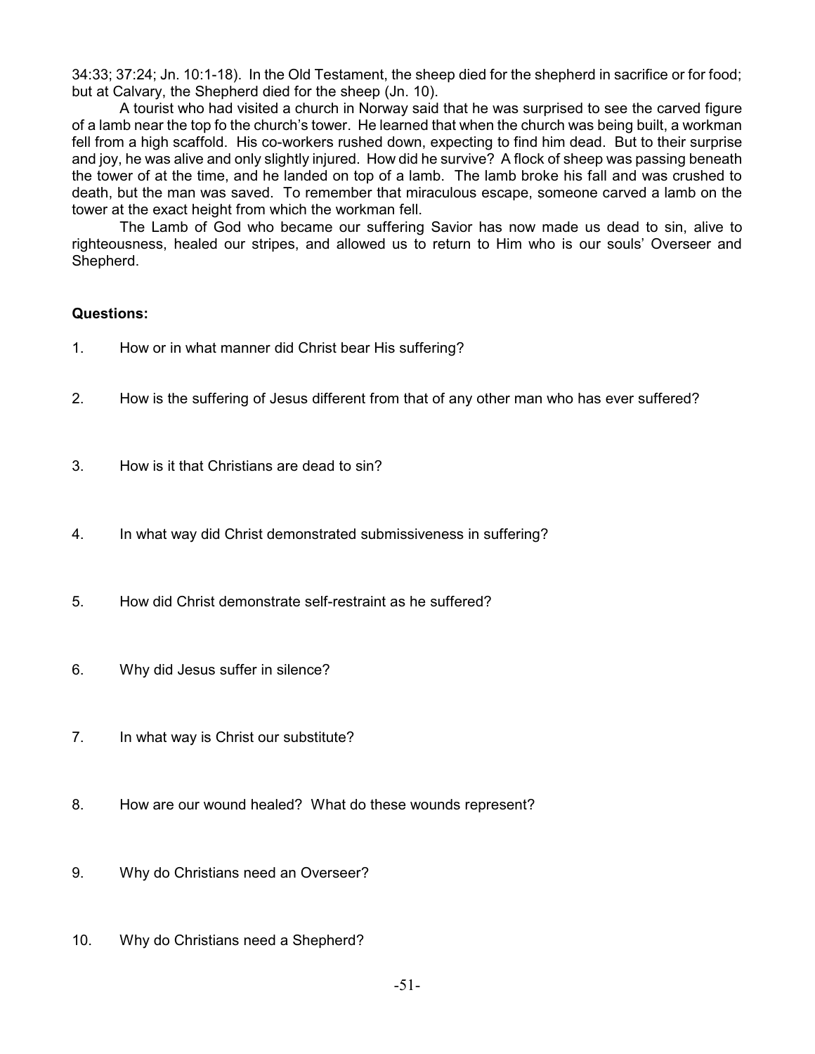34:33; 37:24; Jn. 10:1-18). In the Old Testament, the sheep died for the shepherd in sacrifice or for food; but at Calvary, the Shepherd died for the sheep (Jn. 10).

A tourist who had visited a church in Norway said that he was surprised to see the carved figure of a lamb near the top fo the church's tower. He learned that when the church was being built, a workman fell from a high scaffold. His co-workers rushed down, expecting to find him dead. But to their surprise and joy, he was alive and only slightly injured. How did he survive? A flock of sheep was passing beneath the tower of at the time, and he landed on top of a lamb. The lamb broke his fall and was crushed to death, but the man was saved. To remember that miraculous escape, someone carved a lamb on the tower at the exact height from which the workman fell.

The Lamb of God who became our suffering Savior has now made us dead to sin, alive to righteousness, healed our stripes, and allowed us to return to Him who is our souls' Overseer and Shepherd.

**Questions:**

1. How or in what manner did Christ bear His suffering?

2. How is the suffering of Jesus different from that of any other man who has ever suffered?

3. How is it that Christians are dead to sin?

4. In what way did Christ demonstrated submissiveness in suffering?

5. How did Christ demonstrate self-restraint as he suffered?

6. Why did Jesus suffer in silence?

7. In what way is Christ our substitute?

8. How are our wound healed? What do these wounds represent?

9. Why do Christians need an Overseer?

10. Why do Christians need a Shepherd?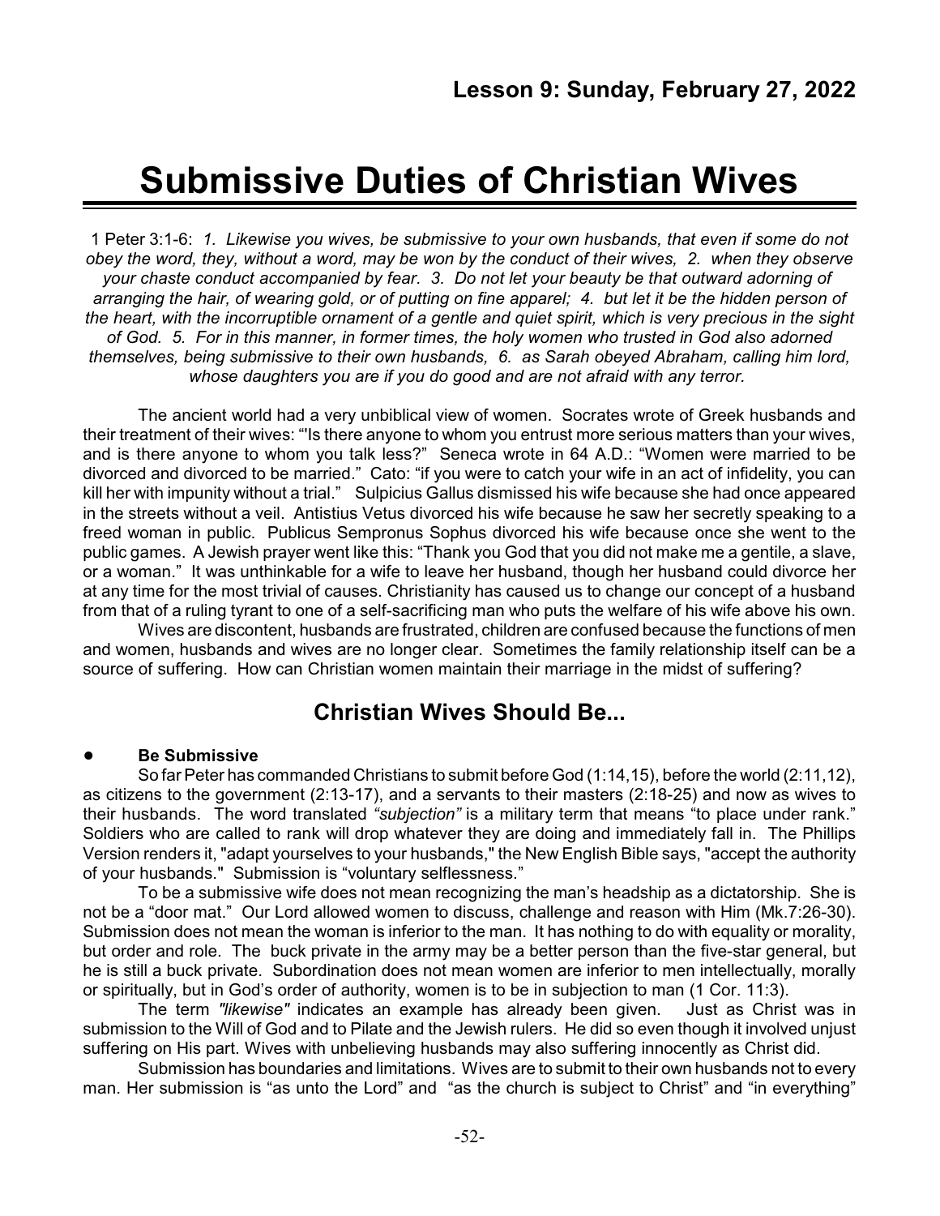## Lesson 9: Sunday, February 27, 2022

# Submissive Duties of Christian Wives

1 Peter 3:1-6: *1. Likewise you wives, be submissive to your own husbands, that even if some do not obey the word, they, without a word, may be won by the conduct of their wives, 2. when they observe your chaste conduct accompanied by fear. 3. Do not let your beauty be that outward adorning of arranging the hair, of wearing gold, or of putting on fine apparel; 4. but let it be the hidden person of the heart, with the incorruptible ornament of a gentle and quiet spirit, which is very precious in the sight of God. 5. For in this manner, in former times, the holy women who trusted in God also adorned themselves, being submissive to their own husbands, 6. as Sarah obeyed Abraham, calling him lord, whose daughters you are if you do good and are not afraid with any terror.*

The ancient world had a very unbiblical view of women. Socrates wrote of Greek husbands and their treatment of their wives: "'Is there anyone to whom you entrust more serious matters than your wives, and is there anyone to whom you talk less?" Seneca wrote in 64 A.D.: "Women were married to be divorced and divorced to be married." Cato: "if you were to catch your wife in an act of infidelity, you can kill her with impunity without a trial." Sulpicius Gallus dismissed his wife because she had once appeared in the streets without a veil. Antistius Vetus divorced his wife because he saw her secretly speaking to a freed woman in public. Publicus Sempronus Sophus divorced his wife because once she went to the public games. A Jewish prayer went like this: "Thank you God that you did not make me a gentile, a slave, or a woman." It was unthinkable for a wife to leave her husband, though her husband could divorce her at any time for the most trivial of causes. Christianity has caused us to change our concept of a husband from that of a ruling tyrant to one of a self-sacrificing man who puts the welfare of his wife above his own.

Wives are discontent, husbands are frustrated, children are confused because the functions of men and women, husbands and wives are no longer clear. Sometimes the family relationship itself can be a source of suffering. How can Christian women maintain their marriage in the midst of suffering?

## Christian Wives Should Be...

- **Be Submissive**

So far Peter has commanded Christians to submit before God (1:14,15), before the world (2:11,12), as citizens to the government (2:13-17), and a servants to their masters (2:18-25) and now as wives to their husbands. The word translated *"subjection"* is a military term that means "to place under rank." Soldiers who are called to rank will drop whatever they are doing and immediately fall in. The Phillips Version renders it, "adapt yourselves to your husbands," the New English Bible says, "accept the authority of your husbands." Submission is "voluntary selflessness."

To be a submissive wife does not mean recognizing the man's headship as a dictatorship. She is not be a "door mat." Our Lord allowed women to discuss, challenge and reason with Him (Mk.7:26-30). Submission does not mean the woman is inferior to the man. It has nothing to do with equality or morality, but order and role. The buck private in the army may be a better person than the five-star general, but he is still a buck private. Subordination does not mean women are inferior to men intellectually, morally or spiritually, but in God's order of authority, women is to be in subjection to man (1 Cor. 11:3).

The term *"likewise"* indicates an example has already been given. Just as Christ was in submission to the Will of God and to Pilate and the Jewish rulers. He did so even though it involved unjust suffering on His part. Wives with unbelieving husbands may also suffering innocently as Christ did.

Submission has boundaries and limitations. Wives are to submit to their own husbands not to every man. Her submission is "as unto the Lord" and "as the church is subject to Christ" and "in everything"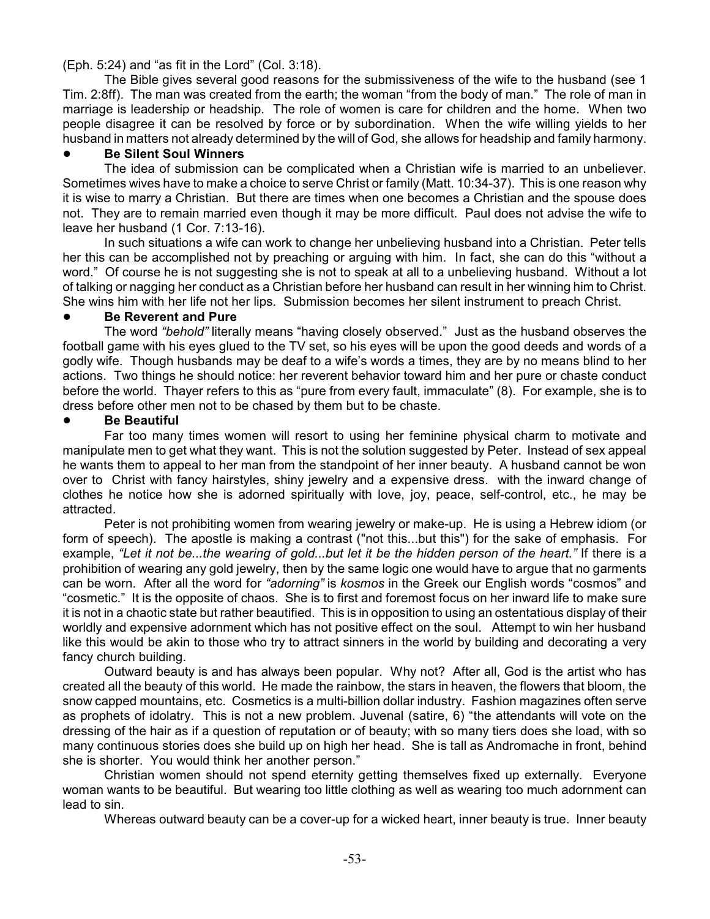(Eph. 5:24) and "as fit in the Lord" (Col. 3:18).

The Bible gives several good reasons for the submissiveness of the wife to the husband (see 1 Tim. 2:8ff). The man was created from the earth; the woman "from the body of man." The role of man in marriage is leadership or headship. The role of women is care for children and the home. When two people disagree it can be resolved by force or by subordination. When the wife willing yields to her husband in matters not already determined by the will of God, she allows for headship and family harmony.

- **Be Silent Soul Winners**

The idea of submission can be complicated when a Christian wife is married to an unbeliever. Sometimes wives have to make a choice to serve Christ or family (Matt. 10:34-37). This is one reason why it is wise to marry a Christian. But there are times when one becomes a Christian and the spouse does not. They are to remain married even though it may be more difficult. Paul does not advise the wife to leave her husband (1 Cor. 7:13-16).

In such situations a wife can work to change her unbelieving husband into a Christian. Peter tells her this can be accomplished not by preaching or arguing with him. In fact, she can do this "without a word." Of course he is not suggesting she is not to speak at all to a unbelieving husband. Without a lot of talking or nagging her conduct as a Christian before her husband can result in her winning him to Christ. She wins him with her life not her lips. Submission becomes her silent instrument to preach Christ.

- **Be Reverent and Pure**

The word *"behold"* literally means "having closely observed." Just as the husband observes the football game with his eyes glued to the TV set, so his eyes will be upon the good deeds and words of a godly wife. Though husbands may be deaf to a wife's words a times, they are by no means blind to her actions. Two things he should notice: her reverent behavior toward him and her pure or chaste conduct before the world. Thayer refers to this as "pure from every fault, immaculate" (8). For example, she is to dress before other men not to be chased by them but to be chaste.

- **Be Beautiful**

Far too many times women will resort to using her feminine physical charm to motivate and manipulate men to get what they want. This is not the solution suggested by Peter. Instead of sex appeal he wants them to appeal to her man from the standpoint of her inner beauty. A husband cannot be won over to Christ with fancy hairstyles, shiny jewelry and a expensive dress. with the inward change of clothes he notice how she is adorned spiritually with love, joy, peace, self-control, etc., he may be attracted.

Peter is not prohibiting women from wearing jewelry or make-up. He is using a Hebrew idiom (or form of speech). The apostle is making a contrast ("not this...but this") for the sake of emphasis. For example, *"Let it not be...the wearing of gold...but let it be the hidden person of the heart."* If there is a prohibition of wearing any gold jewelry, then by the same logic one would have to argue that no garments can be worn. After all the word for *"adorning"* is *kosmos* in the Greek our English words "cosmos" and "cosmetic." It is the opposite of chaos. She is to first and foremost focus on her inward life to make sure it is not in a chaotic state but rather beautified. This is in opposition to using an ostentatious display of their worldly and expensive adornment which has not positive effect on the soul. Attempt to win her husband like this would be akin to those who try to attract sinners in the world by building and decorating a very fancy church building.

Outward beauty is and has always been popular. Why not? After all, God is the artist who has created all the beauty of this world. He made the rainbow, the stars in heaven, the flowers that bloom, the snow capped mountains, etc. Cosmetics is a multi-billion dollar industry. Fashion magazines often serve as prophets of idolatry. This is not a new problem. Juvenal (satire, 6) "the attendants will vote on the dressing of the hair as if a question of reputation or of beauty; with so many tiers does she load, with so many continuous stories does she build up on high her head. She is tall as Andromache in front, behind she is shorter. You would think her another person."

Christian women should not spend eternity getting themselves fixed up externally. Everyone woman wants to be beautiful. But wearing too little clothing as well as wearing too much adornment can lead to sin.

Whereas outward beauty can be a cover-up for a wicked heart, inner beauty is true. Inner beauty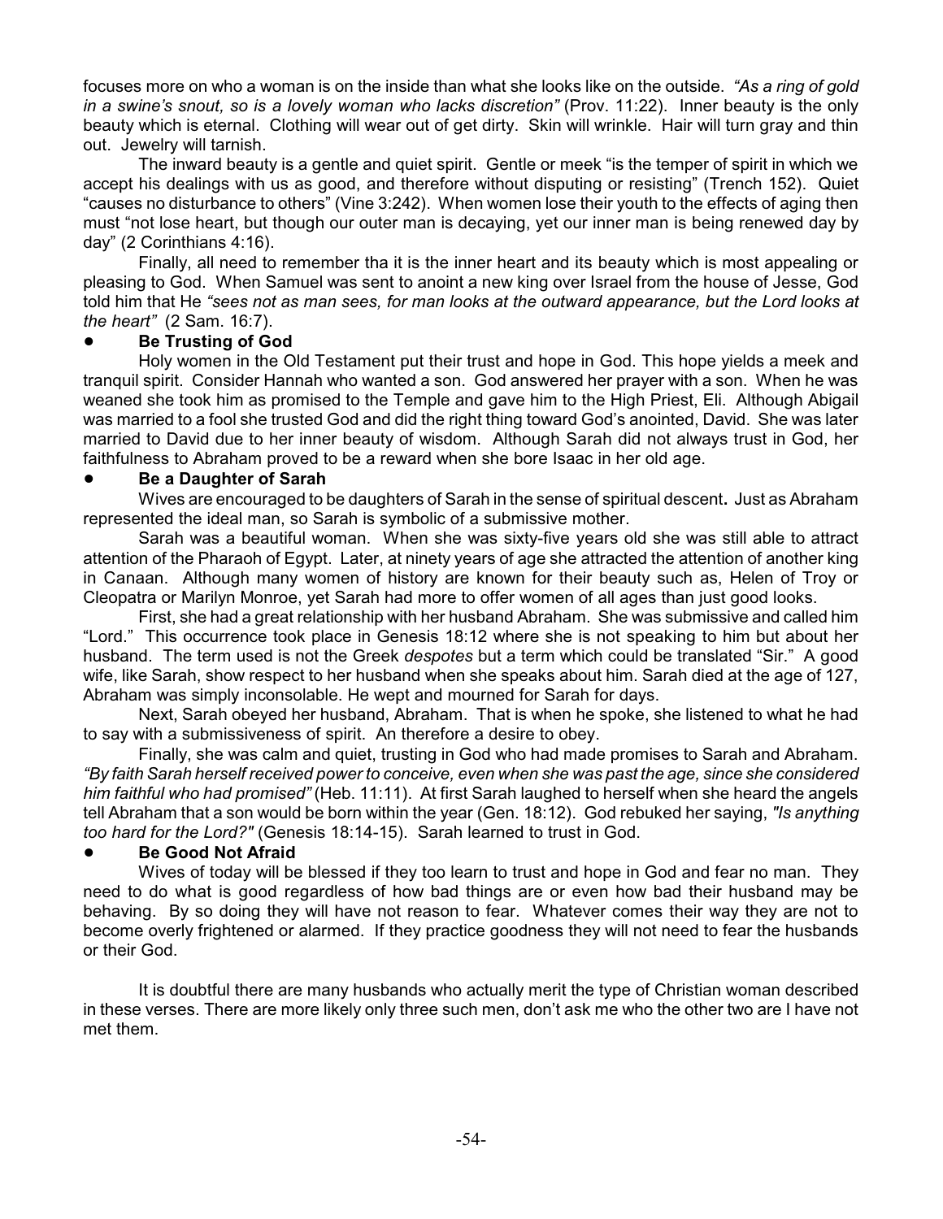focuses more on who a woman is on the inside than what she looks like on the outside. *"As a ring of gold in a swine's snout, so is a lovely woman who lacks discretion"* (Prov. 11:22). Inner beauty is the only beauty which is eternal. Clothing will wear out of get dirty. Skin will wrinkle. Hair will turn gray and thin out. Jewelry will tarnish.

The inward beauty is a gentle and quiet spirit. Gentle or meek "is the temper of spirit in which we accept his dealings with us as good, and therefore without disputing or resisting" (Trench 152). Quiet "causes no disturbance to others" (Vine 3:242). When women lose their youth to the effects of aging then must "not lose heart, but though our outer man is decaying, yet our inner man is being renewed day by day" (2 Corinthians 4:16).

Finally, all need to remember tha it is the inner heart and its beauty which is most appealing or pleasing to God. When Samuel was sent to anoint a new king over Israel from the house of Jesse, God told him that He *"sees not as man sees, for man looks at the outward appearance, but the Lord looks at the heart"* (2 Sam. 16:7).

- **Be Trusting of God**

Holy women in the Old Testament put their trust and hope in God. This hope yields a meek and tranquil spirit. Consider Hannah who wanted a son. God answered her prayer with a son. When he was weaned she took him as promised to the Temple and gave him to the High Priest, Eli. Although Abigail was married to a fool she trusted God and did the right thing toward God's anointed, David. She was later married to David due to her inner beauty of wisdom. Although Sarah did not always trust in God, her faithfulness to Abraham proved to be a reward when she bore Isaac in her old age.

- **Be a Daughter of Sarah**

Wives are encouraged to be daughters of Sarah in the sense of spiritual descent**.** Just as Abraham represented the ideal man, so Sarah is symbolic of a submissive mother.

Sarah was a beautiful woman. When she was sixty-five years old she was still able to attract attention of the Pharaoh of Egypt. Later, at ninety years of age she attracted the attention of another king in Canaan. Although many women of history are known for their beauty such as, Helen of Troy or Cleopatra or Marilyn Monroe, yet Sarah had more to offer women of all ages than just good looks.

First, she had a great relationship with her husband Abraham. She was submissive and called him "Lord." This occurrence took place in Genesis 18:12 where she is not speaking to him but about her husband. The term used is not the Greek *despotes* but a term which could be translated "Sir." A good wife, like Sarah, show respect to her husband when she speaks about him. Sarah died at the age of 127, Abraham was simply inconsolable. He wept and mourned for Sarah for days.

Next, Sarah obeyed her husband, Abraham. That is when he spoke, she listened to what he had to say with a submissiveness of spirit. An therefore a desire to obey.

Finally, she was calm and quiet, trusting in God who had made promises to Sarah and Abraham. *"By faith Sarah herself received power to conceive, even when she was past the age, since she considered him faithful who had promised"* (Heb. 11:11). At first Sarah laughed to herself when she heard the angels tell Abraham that a son would be born within the year (Gen. 18:12). God rebuked her saying, *"Is anything too hard for the Lord?"* (Genesis 18:14-15). Sarah learned to trust in God.

- **Be Good Not Afraid**

Wives of today will be blessed if they too learn to trust and hope in God and fear no man. They need to do what is good regardless of how bad things are or even how bad their husband may be behaving. By so doing they will have not reason to fear. Whatever comes their way they are not to become overly frightened or alarmed. If they practice goodness they will not need to fear the husbands or their God.

It is doubtful there are many husbands who actually merit the type of Christian woman described in these verses. There are more likely only three such men, don't ask me who the other two are I have not met them.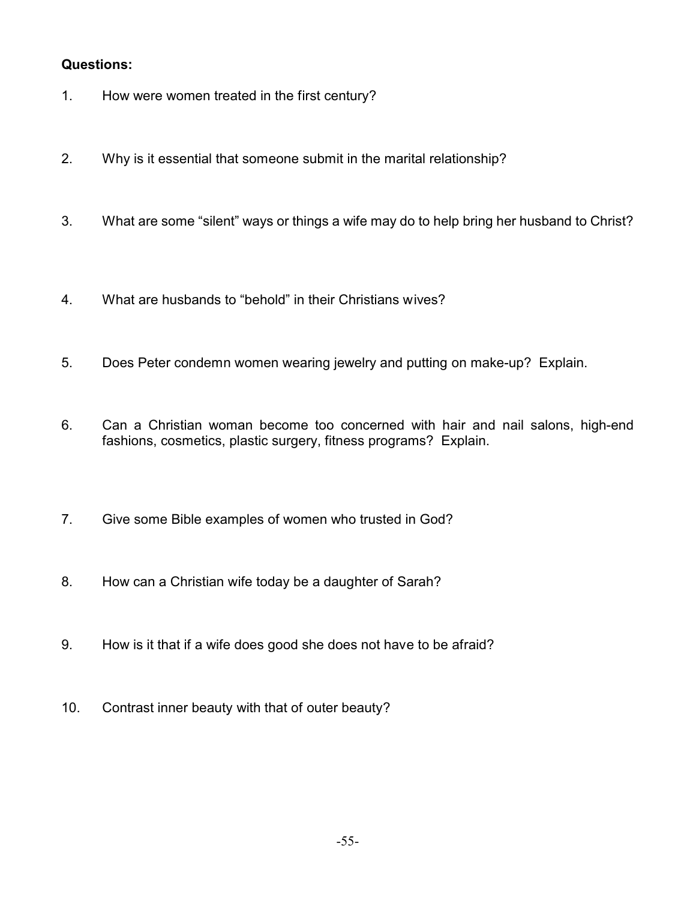**Questions:**

1. How were women treated in the first century?

2. Why is it essential that someone submit in the marital relationship?

3. What are some "silent" ways or things a wife may do to help bring her husband to Christ?

4. What are husbands to "behold" in their Christians wives?

5. Does Peter condemn women wearing jewelry and putting on make-up? Explain.

6. Can a Christian woman become too concerned with hair and nail salons, high-end fashions, cosmetics, plastic surgery, fitness programs? Explain.

7. Give some Bible examples of women who trusted in God?

8. How can a Christian wife today be a daughter of Sarah?

9. How is it that if a wife does good she does not have to be afraid?

10. Contrast inner beauty with that of outer beauty?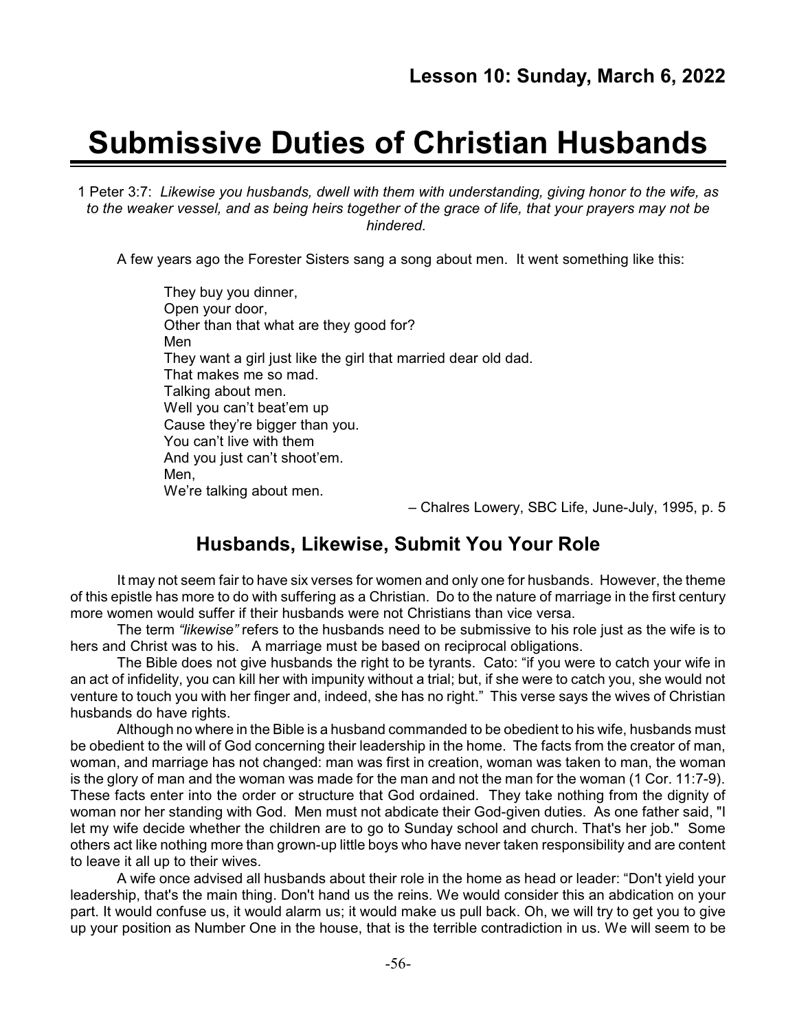## Lesson 10: Sunday, March 6, 2022

# Submissive Duties of Christian Husbands

1 Peter 3:7: *Likewise you husbands, dwell with them with understanding, giving honor to the wife, as to the weaker vessel, and as being heirs together of the grace of life, that your prayers may not be hindered.*

A few years ago the Forester Sisters sang a song about men. It went something like this:

> They buy you dinner,
> Open your door,
> Other than that what are they good for?
> Men
> They want a girl just like the girl that married dear old dad.
> That makes me so mad.
> Talking about men.
> Well you can't beat'em up
> Cause they're bigger than you.
> You can't live with them
> And you just can't shoot'em.
> Men,
> We're talking about men.

– Chalres Lowery, SBC Life, June-July, 1995, p. 5

## Husbands, Likewise, Submit You Your Role

It may not seem fair to have six verses for women and only one for husbands. However, the theme of this epistle has more to do with suffering as a Christian. Do to the nature of marriage in the first century more women would suffer if their husbands were not Christians than vice versa.

The term *"likewise"* refers to the husbands need to be submissive to his role just as the wife is to hers and Christ was to his. A marriage must be based on reciprocal obligations.

The Bible does not give husbands the right to be tyrants. Cato: "if you were to catch your wife in an act of infidelity, you can kill her with impunity without a trial; but, if she were to catch you, she would not venture to touch you with her finger and, indeed, she has no right." This verse says the wives of Christian husbands do have rights.

Although no where in the Bible is a husband commanded to be obedient to his wife, husbands must be obedient to the will of God concerning their leadership in the home. The facts from the creator of man, woman, and marriage has not changed: man was first in creation, woman was taken to man, the woman is the glory of man and the woman was made for the man and not the man for the woman (1 Cor. 11:7-9). These facts enter into the order or structure that God ordained. They take nothing from the dignity of woman nor her standing with God. Men must not abdicate their God-given duties. As one father said, "I let my wife decide whether the children are to go to Sunday school and church. That's her job." Some others act like nothing more than grown-up little boys who have never taken responsibility and are content to leave it all up to their wives.

A wife once advised all husbands about their role in the home as head or leader: "Don't yield your leadership, that's the main thing. Don't hand us the reins. We would consider this an abdication on your part. It would confuse us, it would alarm us; it would make us pull back. Oh, we will try to get you to give up your position as Number One in the house, that is the terrible contradiction in us. We will seem to be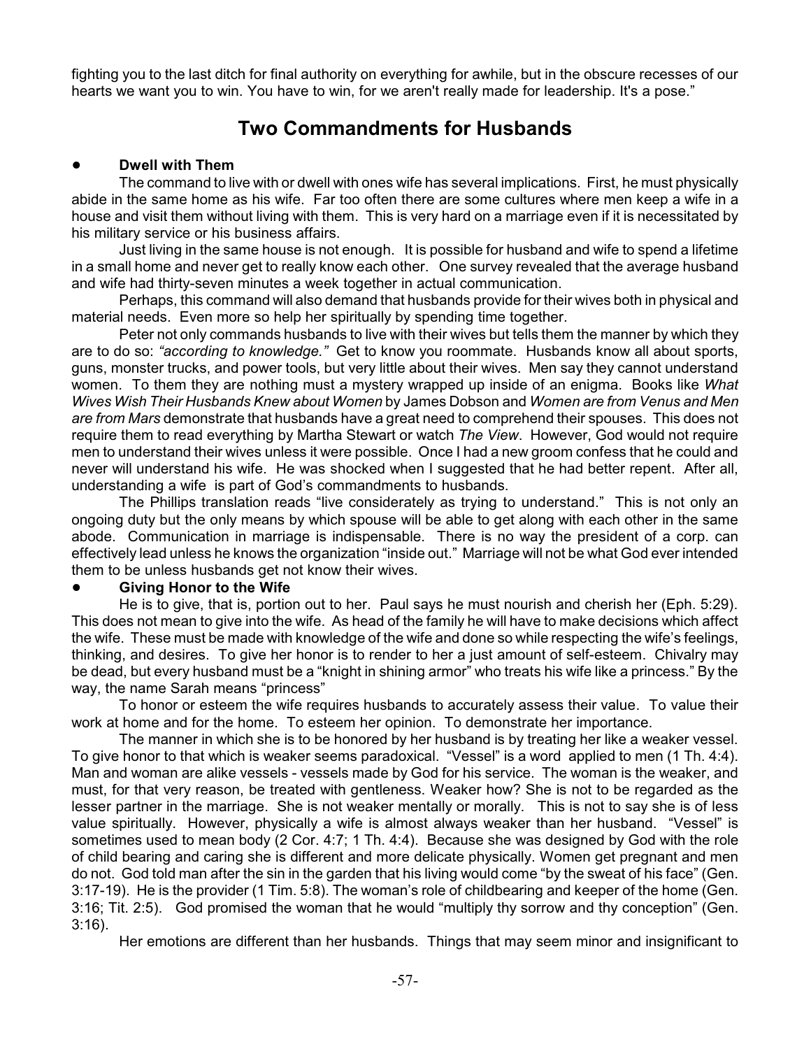fighting you to the last ditch for final authority on everything for awhile, but in the obscure recesses of our hearts we want you to win. You have to win, for we aren't really made for leadership. It's a pose."

## Two Commandments for Husbands

- **Dwell with Them**

The command to live with or dwell with ones wife has several implications. First, he must physically abide in the same home as his wife. Far too often there are some cultures where men keep a wife in a house and visit them without living with them. This is very hard on a marriage even if it is necessitated by his military service or his business affairs.

Just living in the same house is not enough. It is possible for husband and wife to spend a lifetime in a small home and never get to really know each other. One survey revealed that the average husband and wife had thirty-seven minutes a week together in actual communication.

Perhaps, this command will also demand that husbands provide for their wives both in physical and material needs. Even more so help her spiritually by spending time together.

Peter not only commands husbands to live with their wives but tells them the manner by which they are to do so: *"according to knowledge."* Get to know you roommate. Husbands know all about sports, guns, monster trucks, and power tools, but very little about their wives. Men say they cannot understand women. To them they are nothing must a mystery wrapped up inside of an enigma. Books like *What Wives Wish Their Husbands Knew about Women* by James Dobson and *Women are from Venus and Men are from Mars* demonstrate that husbands have a great need to comprehend their spouses. This does not require them to read everything by Martha Stewart or watch *The View*. However, God would not require men to understand their wives unless it were possible. Once I had a new groom confess that he could and never will understand his wife. He was shocked when I suggested that he had better repent. After all, understanding a wife is part of God's commandments to husbands.

The Phillips translation reads "live considerately as trying to understand." This is not only an ongoing duty but the only means by which spouse will be able to get along with each other in the same abode. Communication in marriage is indispensable. There is no way the president of a corp. can effectively lead unless he knows the organization "inside out." Marriage will not be what God ever intended them to be unless husbands get not know their wives.

- **Giving Honor to the Wife**

He is to give, that is, portion out to her. Paul says he must nourish and cherish her (Eph. 5:29). This does not mean to give into the wife. As head of the family he will have to make decisions which affect the wife. These must be made with knowledge of the wife and done so while respecting the wife's feelings, thinking, and desires. To give her honor is to render to her a just amount of self-esteem. Chivalry may be dead, but every husband must be a "knight in shining armor" who treats his wife like a princess." By the way, the name Sarah means "princess"

To honor or esteem the wife requires husbands to accurately assess their value. To value their work at home and for the home. To esteem her opinion. To demonstrate her importance.

The manner in which she is to be honored by her husband is by treating her like a weaker vessel. To give honor to that which is weaker seems paradoxical. "Vessel" is a word applied to men (1 Th. 4:4). Man and woman are alike vessels - vessels made by God for his service. The woman is the weaker, and must, for that very reason, be treated with gentleness. Weaker how? She is not to be regarded as the lesser partner in the marriage. She is not weaker mentally or morally. This is not to say she is of less value spiritually. However, physically a wife is almost always weaker than her husband. "Vessel" is sometimes used to mean body (2 Cor. 4:7; 1 Th. 4:4). Because she was designed by God with the role of child bearing and caring she is different and more delicate physically. Women get pregnant and men do not. God told man after the sin in the garden that his living would come "by the sweat of his face" (Gen. 3:17-19). He is the provider (1 Tim. 5:8). The woman's role of childbearing and keeper of the home (Gen. 3:16; Tit. 2:5). God promised the woman that he would "multiply thy sorrow and thy conception" (Gen. 3:16).

Her emotions are different than her husbands. Things that may seem minor and insignificant to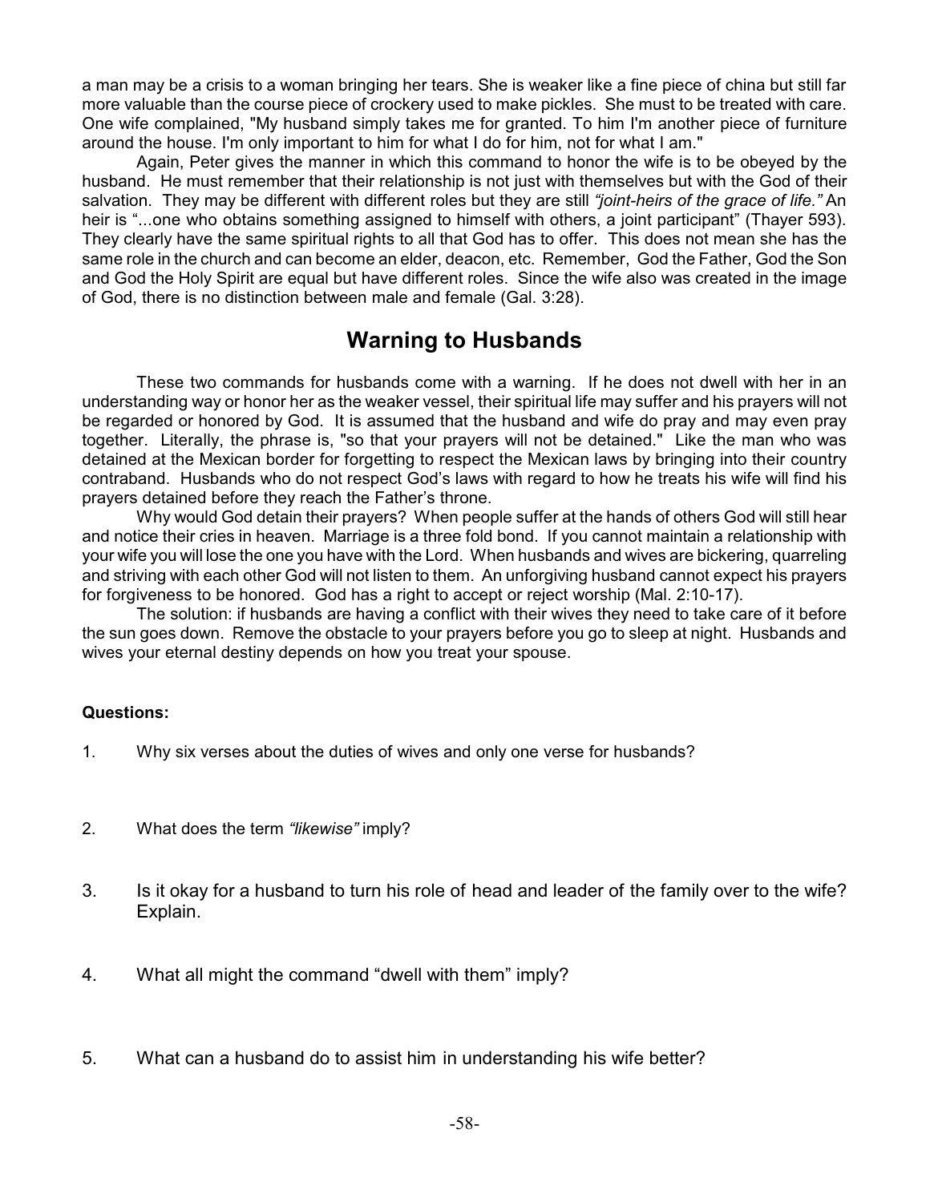a man may be a crisis to a woman bringing her tears. She is weaker like a fine piece of china but still far more valuable than the course piece of crockery used to make pickles. She must to be treated with care. One wife complained, "My husband simply takes me for granted. To him I'm another piece of furniture around the house. I'm only important to him for what I do for him, not for what I am."

Again, Peter gives the manner in which this command to honor the wife is to be obeyed by the husband. He must remember that their relationship is not just with themselves but with the God of their salvation. They may be different with different roles but they are still *"joint-heirs of the grace of life."* An heir is "...one who obtains something assigned to himself with others, a joint participant" (Thayer 593). They clearly have the same spiritual rights to all that God has to offer. This does not mean she has the same role in the church and can become an elder, deacon, etc. Remember, God the Father, God the Son and God the Holy Spirit are equal but have different roles. Since the wife also was created in the image of God, there is no distinction between male and female (Gal. 3:28).

## Warning to Husbands

These two commands for husbands come with a warning. If he does not dwell with her in an understanding way or honor her as the weaker vessel, their spiritual life may suffer and his prayers will not be regarded or honored by God. It is assumed that the husband and wife do pray and may even pray together. Literally, the phrase is, "so that your prayers will not be detained." Like the man who was detained at the Mexican border for forgetting to respect the Mexican laws by bringing into their country contraband. Husbands who do not respect God's laws with regard to how he treats his wife will find his prayers detained before they reach the Father's throne.

Why would God detain their prayers? When people suffer at the hands of others God will still hear and notice their cries in heaven. Marriage is a three fold bond. If you cannot maintain a relationship with your wife you will lose the one you have with the Lord. When husbands and wives are bickering, quarreling and striving with each other God will not listen to them. An unforgiving husband cannot expect his prayers for forgiveness to be honored. God has a right to accept or reject worship (Mal. 2:10-17).

The solution: if husbands are having a conflict with their wives they need to take care of it before the sun goes down. Remove the obstacle to your prayers before you go to sleep at night. Husbands and wives your eternal destiny depends on how you treat your spouse.

**Questions:**

1. Why six verses about the duties of wives and only one verse for husbands?

2. What does the term *"likewise"* imply?

3. Is it okay for a husband to turn his role of head and leader of the family over to the wife? Explain.

4. What all might the command "dwell with them" imply?

5. What can a husband do to assist him in understanding his wife better?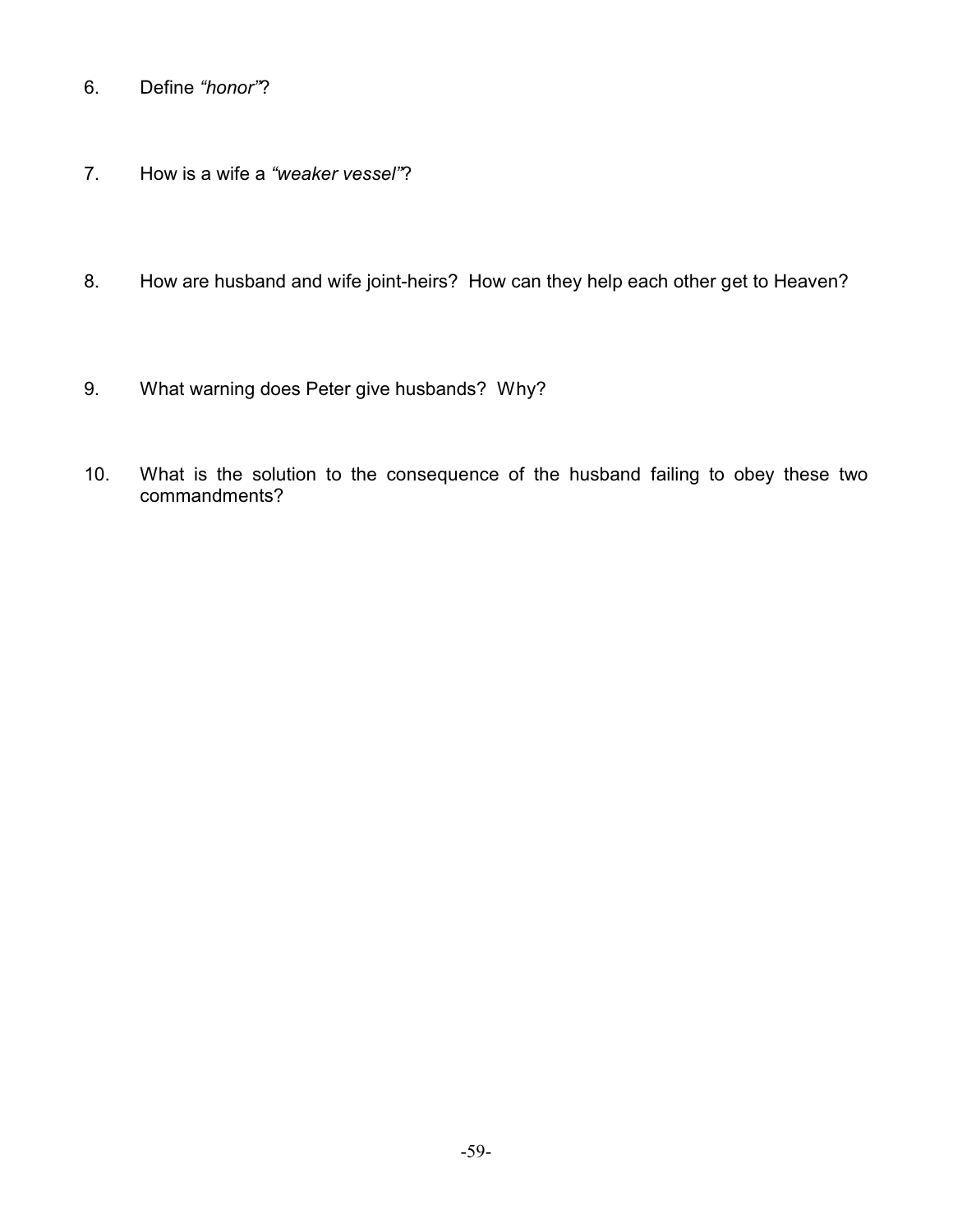6. Define *"honor"*?

7. How is a wife a *"weaker vessel"*?

8. How are husband and wife joint-heirs? How can they help each other get to Heaven?

9. What warning does Peter give husbands? Why?

10. What is the solution to the consequence of the husband failing to obey these two commandments?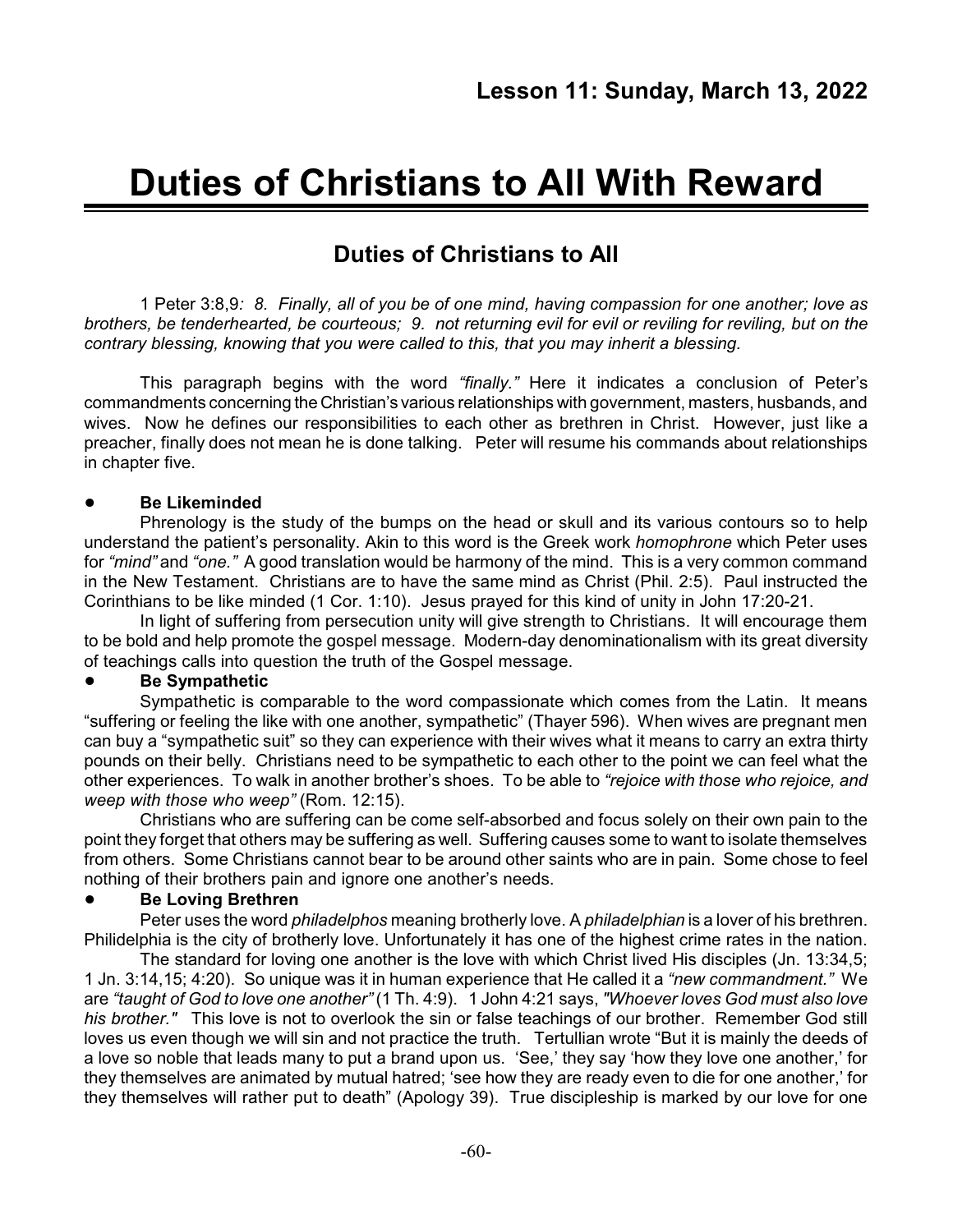## Lesson 11: Sunday, March 13, 2022

# Duties of Christians to All With Reward

## Duties of Christians to All

1 Peter 3:8,9*: 8. Finally, all of you be of one mind, having compassion for one another; love as brothers, be tenderhearted, be courteous; 9. not returning evil for evil or reviling for reviling, but on the contrary blessing, knowing that you were called to this, that you may inherit a blessing.*

This paragraph begins with the word *"finally."* Here it indicates a conclusion of Peter's commandments concerning the Christian's various relationships with government, masters, husbands, and wives. Now he defines our responsibilities to each other as brethren in Christ. However, just like a preacher, finally does not mean he is done talking. Peter will resume his commands about relationships in chapter five.

- **Be Likeminded**

Phrenology is the study of the bumps on the head or skull and its various contours so to help understand the patient's personality. Akin to this word is the Greek work *homophrone* which Peter uses for *"mind"* and *"one."* A good translation would be harmony of the mind. This is a very common command in the New Testament. Christians are to have the same mind as Christ (Phil. 2:5). Paul instructed the Corinthians to be like minded (1 Cor. 1:10). Jesus prayed for this kind of unity in John 17:20-21.

In light of suffering from persecution unity will give strength to Christians. It will encourage them to be bold and help promote the gospel message. Modern-day denominationalism with its great diversity of teachings calls into question the truth of the Gospel message.

- **Be Sympathetic**

Sympathetic is comparable to the word compassionate which comes from the Latin. It means "suffering or feeling the like with one another, sympathetic" (Thayer 596). When wives are pregnant men can buy a "sympathetic suit" so they can experience with their wives what it means to carry an extra thirty pounds on their belly. Christians need to be sympathetic to each other to the point we can feel what the other experiences. To walk in another brother's shoes. To be able to *"rejoice with those who rejoice, and weep with those who weep"* (Rom. 12:15).

Christians who are suffering can be come self-absorbed and focus solely on their own pain to the point they forget that others may be suffering as well. Suffering causes some to want to isolate themselves from others. Some Christians cannot bear to be around other saints who are in pain. Some chose to feel nothing of their brothers pain and ignore one another's needs.

- **Be Loving Brethren**

Peter uses the word *philadelphos* meaning brotherly love. A *philadelphian* is a lover of his brethren. Philidelphia is the city of brotherly love. Unfortunately it has one of the highest crime rates in the nation.

The standard for loving one another is the love with which Christ lived His disciples (Jn. 13:34,5; 1 Jn. 3:14,15; 4:20). So unique was it in human experience that He called it a *"new commandment."* We are *"taught of God to love one another"* (1 Th. 4:9). 1 John 4:21 says, *"Whoever loves God must also love his brother."* This love is not to overlook the sin or false teachings of our brother. Remember God still loves us even though we will sin and not practice the truth. Tertullian wrote "But it is mainly the deeds of a love so noble that leads many to put a brand upon us. 'See,' they say 'how they love one another,' for they themselves are animated by mutual hatred; 'see how they are ready even to die for one another,' for they themselves will rather put to death" (Apology 39). True discipleship is marked by our love for one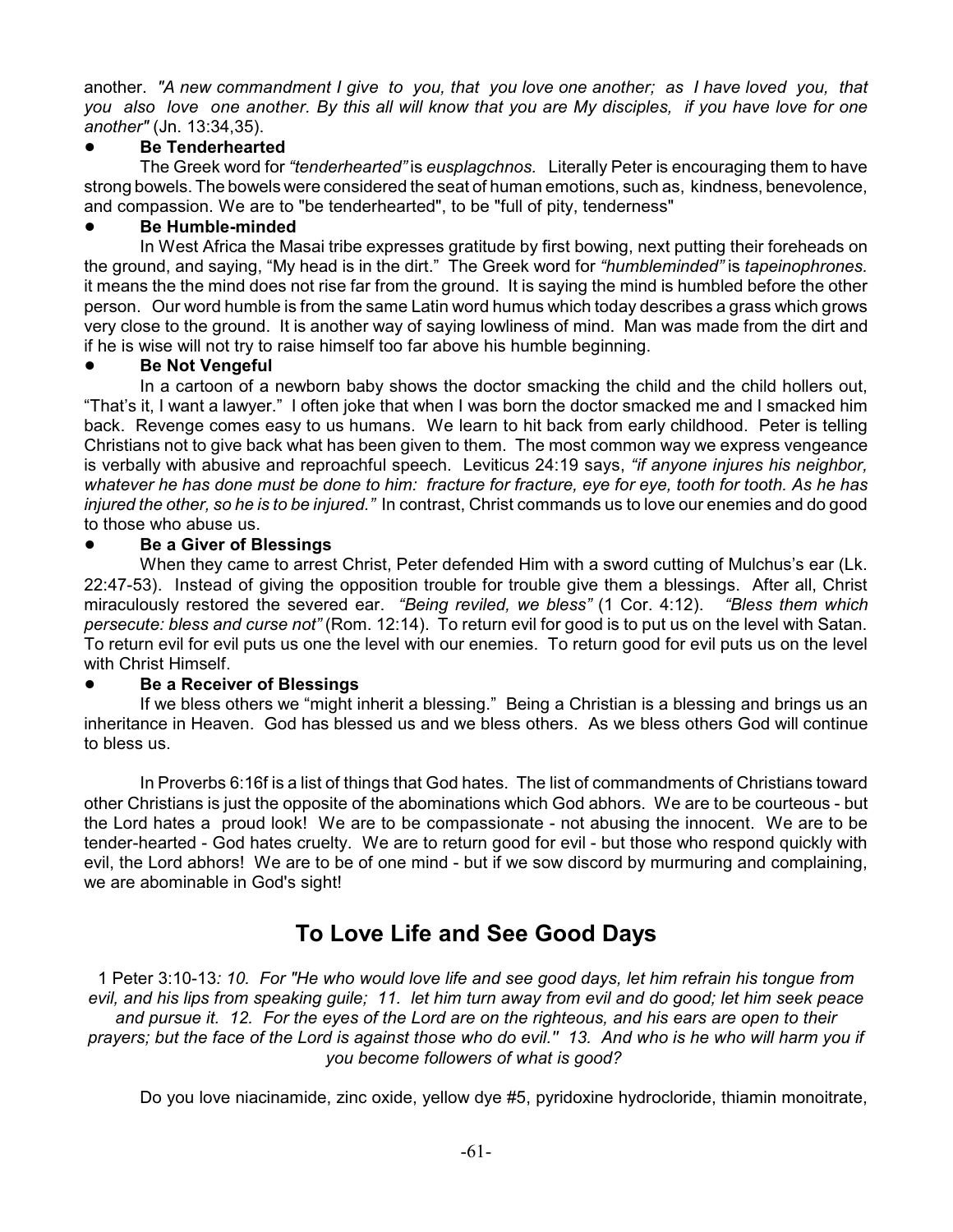another. *"A new commandment I give to you, that you love one another; as I have loved you, that you also love one another. By this all will know that you are My disciples, if you have love for one another"* (Jn. 13:34,35).

- **Be Tenderhearted**

The Greek word for *"tenderhearted"* is *eusplagchnos.* Literally Peter is encouraging them to have strong bowels. The bowels were considered the seat of human emotions, such as, kindness, benevolence, and compassion. We are to "be tenderhearted", to be "full of pity, tenderness"

- **Be Humble-minded**

In West Africa the Masai tribe expresses gratitude by first bowing, next putting their foreheads on the ground, and saying, "My head is in the dirt." The Greek word for *"humbleminded"* is *tapeinophrones.* it means the the mind does not rise far from the ground. It is saying the mind is humbled before the other person. Our word humble is from the same Latin word humus which today describes a grass which grows very close to the ground. It is another way of saying lowliness of mind. Man was made from the dirt and if he is wise will not try to raise himself too far above his humble beginning.

- **Be Not Vengeful**

In a cartoon of a newborn baby shows the doctor smacking the child and the child hollers out, "That's it, I want a lawyer." I often joke that when I was born the doctor smacked me and I smacked him back. Revenge comes easy to us humans. We learn to hit back from early childhood. Peter is telling Christians not to give back what has been given to them. The most common way we express vengeance is verbally with abusive and reproachful speech. Leviticus 24:19 says, *"if anyone injures his neighbor, whatever he has done must be done to him: fracture for fracture, eye for eye, tooth for tooth. As he has injured the other, so he is to be injured."* In contrast, Christ commands us to love our enemies and do good to those who abuse us.

- **Be a Giver of Blessings**

When they came to arrest Christ, Peter defended Him with a sword cutting of Mulchus's ear (Lk. 22:47-53). Instead of giving the opposition trouble for trouble give them a blessings. After all, Christ miraculously restored the severed ear. *"Being reviled, we bless"* (1 Cor. 4:12). *"Bless them which persecute: bless and curse not"* (Rom. 12:14). To return evil for good is to put us on the level with Satan. To return evil for evil puts us one the level with our enemies. To return good for evil puts us on the level with Christ Himself.

- **Be a Receiver of Blessings**

If we bless others we "might inherit a blessing." Being a Christian is a blessing and brings us an inheritance in Heaven. God has blessed us and we bless others. As we bless others God will continue to bless us.

In Proverbs 6:16f is a list of things that God hates. The list of commandments of Christians toward other Christians is just the opposite of the abominations which God abhors. We are to be courteous - but the Lord hates a proud look! We are to be compassionate - not abusing the innocent. We are to be tender-hearted - God hates cruelty. We are to return good for evil - but those who respond quickly with evil, the Lord abhors! We are to be of one mind - but if we sow discord by murmuring and complaining, we are abominable in God's sight!

## To Love Life and See Good Days

1 Peter 3:10-13*: 10. For "He who would love life and see good days, let him refrain his tongue from evil, and his lips from speaking guile; 11. let him turn away from evil and do good; let him seek peace and pursue it. 12. For the eyes of the Lord are on the righteous, and his ears are open to their prayers; but the face of the Lord is against those who do evil." 13. And who is he who will harm you if you become followers of what is good?*

Do you love niacinamide, zinc oxide, yellow dye #5, pyridoxine hydrocloride, thiamin monoitrate,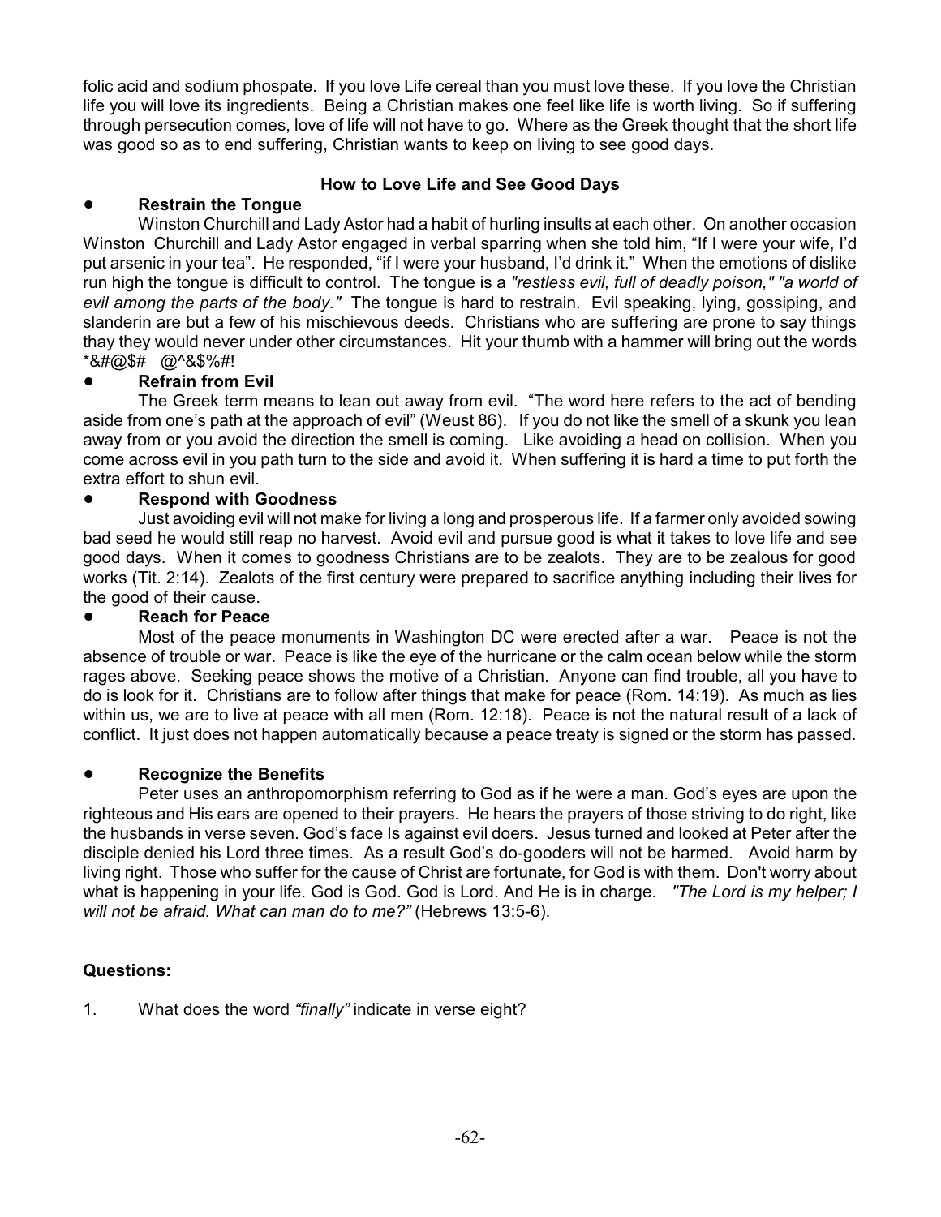folic acid and sodium phospate. If you love Life cereal than you must love these. If you love the Christian life you will love its ingredients. Being a Christian makes one feel like life is worth living. So if suffering through persecution comes, love of life will not have to go. Where as the Greek thought that the short life was good so as to end suffering, Christian wants to keep on living to see good days.

**How to Love Life and See Good Days**

- **Restrain the Tongue**

  Winston Churchill and Lady Astor had a habit of hurling insults at each other. On another occasion Winston Churchill and Lady Astor engaged in verbal sparring when she told him, "If I were your wife, I'd put arsenic in your tea". He responded, "if I were your husband, I'd drink it." When the emotions of dislike run high the tongue is difficult to control. The tongue is a *"restless evil, full of deadly poison," "a world of evil among the parts of the body."* The tongue is hard to restrain. Evil speaking, lying, gossiping, and slanderin are but a few of his mischievous deeds. Christians who are suffering are prone to say things thay they would never under other circumstances. Hit your thumb with a hammer will bring out the words *&#@$# @^&$%#!

- **Refrain from Evil**

  The Greek term means to lean out away from evil. "The word here refers to the act of bending aside from one's path at the approach of evil" (Weust 86). If you do not like the smell of a skunk you lean away from or you avoid the direction the smell is coming. Like avoiding a head on collision. When you come across evil in you path turn to the side and avoid it. When suffering it is hard a time to put forth the extra effort to shun evil.

- **Respond with Goodness**

  Just avoiding evil will not make for living a long and prosperous life. If a farmer only avoided sowing bad seed he would still reap no harvest. Avoid evil and pursue good is what it takes to love life and see good days. When it comes to goodness Christians are to be zealots. They are to be zealous for good works (Tit. 2:14). Zealots of the first century were prepared to sacrifice anything including their lives for the good of their cause.

- **Reach for Peace**

  Most of the peace monuments in Washington DC were erected after a war. Peace is not the absence of trouble or war. Peace is like the eye of the hurricane or the calm ocean below while the storm rages above. Seeking peace shows the motive of a Christian. Anyone can find trouble, all you have to do is look for it. Christians are to follow after things that make for peace (Rom. 14:19). As much as lies within us, we are to live at peace with all men (Rom. 12:18). Peace is not the natural result of a lack of conflict. It just does not happen automatically because a peace treaty is signed or the storm has passed.

- **Recognize the Benefits**

  Peter uses an anthropomorphism referring to God as if he were a man. God's eyes are upon the righteous and His ears are opened to their prayers. He hears the prayers of those striving to do right, like the husbands in verse seven. God's face Is against evil doers. Jesus turned and looked at Peter after the disciple denied his Lord three times. As a result God's do-gooders will not be harmed. Avoid harm by living right. Those who suffer for the cause of Christ are fortunate, for God is with them. Don't worry about what is happening in your life. God is God. God is Lord. And He is in charge. *"The Lord is my helper; I will not be afraid. What can man do to me?"* (Hebrews 13:5-6).

**Questions:**

1. What does the word *"finally"* indicate in verse eight?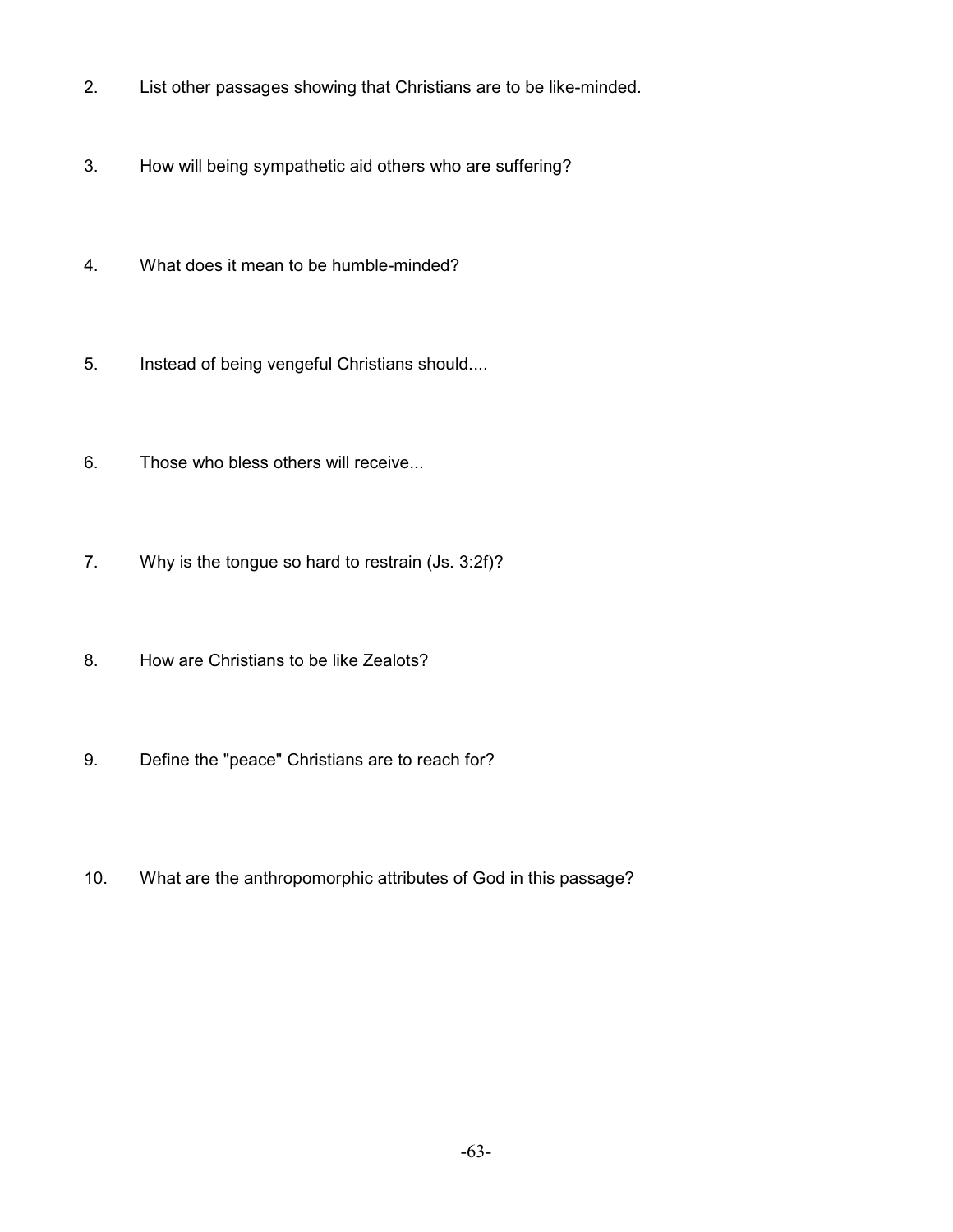2. List other passages showing that Christians are to be like-minded.

3. How will being sympathetic aid others who are suffering?

4. What does it mean to be humble-minded?

5. Instead of being vengeful Christians should....

6. Those who bless others will receive...

7. Why is the tongue so hard to restrain (Js. 3:2f)?

8. How are Christians to be like Zealots?

9. Define the "peace" Christians are to reach for?

10. What are the anthropomorphic attributes of God in this passage?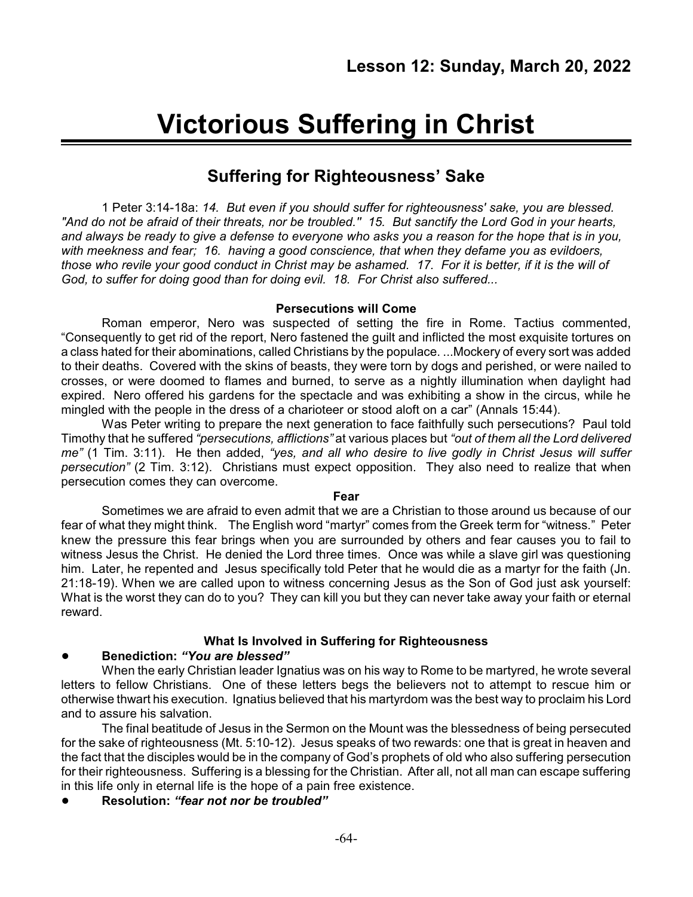**Lesson 12: Sunday, March 20, 2022**

# Victorious Suffering in Christ

## Suffering for Righteousness' Sake

1 Peter 3:14-18a: *14. But even if you should suffer for righteousness' sake, you are blessed. "And do not be afraid of their threats, nor be troubled." 15. But sanctify the Lord God in your hearts, and always be ready to give a defense to everyone who asks you a reason for the hope that is in you, with meekness and fear; 16. having a good conscience, that when they defame you as evildoers, those who revile your good conduct in Christ may be ashamed. 17. For it is better, if it is the will of God, to suffer for doing good than for doing evil. 18. For Christ also suffered...*

**Persecutions will Come**

Roman emperor, Nero was suspected of setting the fire in Rome. Tactius commented, "Consequently to get rid of the report, Nero fastened the guilt and inflicted the most exquisite tortures on a class hated for their abominations, called Christians by the populace. ...Mockery of every sort was added to their deaths. Covered with the skins of beasts, they were torn by dogs and perished, or were nailed to crosses, or were doomed to flames and burned, to serve as a nightly illumination when daylight had expired. Nero offered his gardens for the spectacle and was exhibiting a show in the circus, while he mingled with the people in the dress of a charioteer or stood aloft on a car" (Annals 15:44).

Was Peter writing to prepare the next generation to face faithfully such persecutions? Paul told Timothy that he suffered *"persecutions, afflictions"* at various places but *"out of them all the Lord delivered me"* (1 Tim. 3:11). He then added, *"yes, and all who desire to live godly in Christ Jesus will suffer persecution"* (2 Tim. 3:12). Christians must expect opposition. They also need to realize that when persecution comes they can overcome.

**Fear**

Sometimes we are afraid to even admit that we are a Christian to those around us because of our fear of what they might think. The English word "martyr" comes from the Greek term for "witness." Peter knew the pressure this fear brings when you are surrounded by others and fear causes you to fail to witness Jesus the Christ. He denied the Lord three times. Once was while a slave girl was questioning him. Later, he repented and Jesus specifically told Peter that he would die as a martyr for the faith (Jn. 21:18-19). When we are called upon to witness concerning Jesus as the Son of God just ask yourself: What is the worst they can do to you? They can kill you but they can never take away your faith or eternal reward.

**What Is Involved in Suffering for Righteousness**

- **Benediction: *"You are blessed"***

When the early Christian leader Ignatius was on his way to Rome to be martyred, he wrote several letters to fellow Christians. One of these letters begs the believers not to attempt to rescue him or otherwise thwart his execution. Ignatius believed that his martyrdom was the best way to proclaim his Lord and to assure his salvation.

The final beatitude of Jesus in the Sermon on the Mount was the blessedness of being persecuted for the sake of righteousness (Mt. 5:10-12). Jesus speaks of two rewards: one that is great in heaven and the fact that the disciples would be in the company of God's prophets of old who also suffering persecution for their righteousness. Suffering is a blessing for the Christian. After all, not all man can escape suffering in this life only in eternal life is the hope of a pain free existence.

- **Resolution: *"fear not nor be troubled"***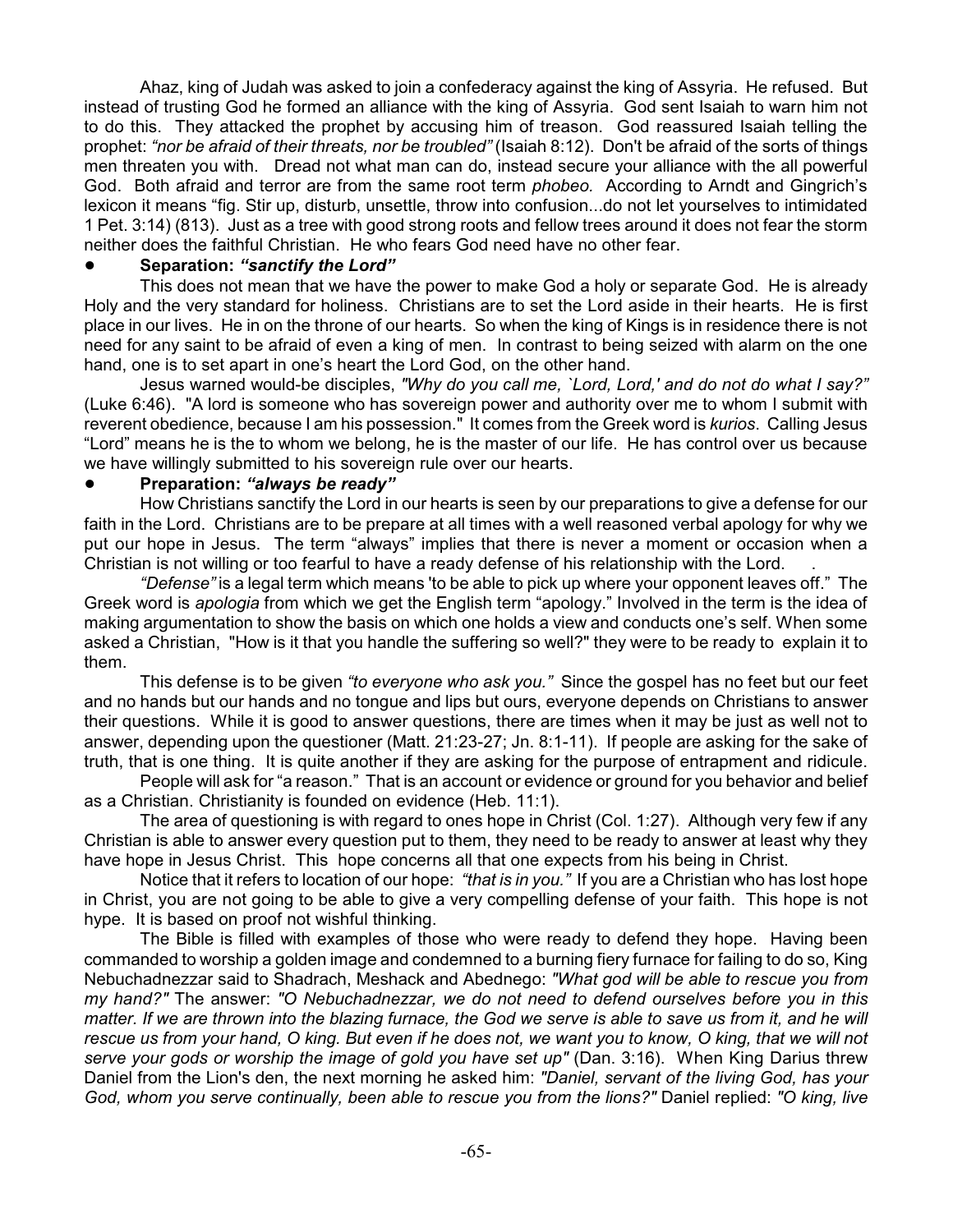Ahaz, king of Judah was asked to join a confederacy against the king of Assyria. He refused. But instead of trusting God he formed an alliance with the king of Assyria. God sent Isaiah to warn him not to do this. They attacked the prophet by accusing him of treason. God reassured Isaiah telling the prophet: *"nor be afraid of their threats, nor be troubled"* (Isaiah 8:12). Don't be afraid of the sorts of things men threaten you with. Dread not what man can do, instead secure your alliance with the all powerful God. Both afraid and terror are from the same root term *phobeo.* According to Arndt and Gingrich's lexicon it means "fig. Stir up, disturb, unsettle, throw into confusion...do not let yourselves to intimidated 1 Pet. 3:14) (813). Just as a tree with good strong roots and fellow trees around it does not fear the storm neither does the faithful Christian. He who fears God need have no other fear.

- **Separation: *"sanctify the Lord"***

This does not mean that we have the power to make God a holy or separate God. He is already Holy and the very standard for holiness. Christians are to set the Lord aside in their hearts. He is first place in our lives. He in on the throne of our hearts. So when the king of Kings is in residence there is not need for any saint to be afraid of even a king of men. In contrast to being seized with alarm on the one hand, one is to set apart in one's heart the Lord God, on the other hand.

Jesus warned would-be disciples, *"Why do you call me, `Lord, Lord,' and do not do what I say?"* (Luke 6:46). "A lord is someone who has sovereign power and authority over me to whom I submit with reverent obedience, because I am his possession." It comes from the Greek word is *kurios*. Calling Jesus "Lord" means he is the to whom we belong, he is the master of our life. He has control over us because we have willingly submitted to his sovereign rule over our hearts.

- **Preparation: *"always be ready"***

How Christians sanctify the Lord in our hearts is seen by our preparations to give a defense for our faith in the Lord. Christians are to be prepare at all times with a well reasoned verbal apology for why we put our hope in Jesus. The term "always" implies that there is never a moment or occasion when a Christian is not willing or too fearful to have a ready defense of his relationship with the Lord. .

*"Defense"* is a legal term which means 'to be able to pick up where your opponent leaves off." The Greek word is *apologia* from which we get the English term "apology." Involved in the term is the idea of making argumentation to show the basis on which one holds a view and conducts one's self. When some asked a Christian, "How is it that you handle the suffering so well?" they were to be ready to explain it to them.

This defense is to be given *"to everyone who ask you."* Since the gospel has no feet but our feet and no hands but our hands and no tongue and lips but ours, everyone depends on Christians to answer their questions. While it is good to answer questions, there are times when it may be just as well not to answer, depending upon the questioner (Matt. 21:23-27; Jn. 8:1-11). If people are asking for the sake of truth, that is one thing. It is quite another if they are asking for the purpose of entrapment and ridicule.

People will ask for "a reason." That is an account or evidence or ground for you behavior and belief as a Christian. Christianity is founded on evidence (Heb. 11:1).

The area of questioning is with regard to ones hope in Christ (Col. 1:27). Although very few if any Christian is able to answer every question put to them, they need to be ready to answer at least why they have hope in Jesus Christ. This hope concerns all that one expects from his being in Christ.

Notice that it refers to location of our hope: *"that is in you."* If you are a Christian who has lost hope in Christ, you are not going to be able to give a very compelling defense of your faith. This hope is not hype. It is based on proof not wishful thinking.

The Bible is filled with examples of those who were ready to defend they hope. Having been commanded to worship a golden image and condemned to a burning fiery furnace for failing to do so, King Nebuchadnezzar said to Shadrach, Meshack and Abednego: *"What god will be able to rescue you from my hand?"* The answer: *"O Nebuchadnezzar, we do not need to defend ourselves before you in this matter. If we are thrown into the blazing furnace, the God we serve is able to save us from it, and he will rescue us from your hand, O king. But even if he does not, we want you to know, O king, that we will not serve your gods or worship the image of gold you have set up"* (Dan. 3:16). When King Darius threw Daniel from the Lion's den, the next morning he asked him: *"Daniel, servant of the living God, has your God, whom you serve continually, been able to rescue you from the lions?"* Daniel replied: *"O king, live*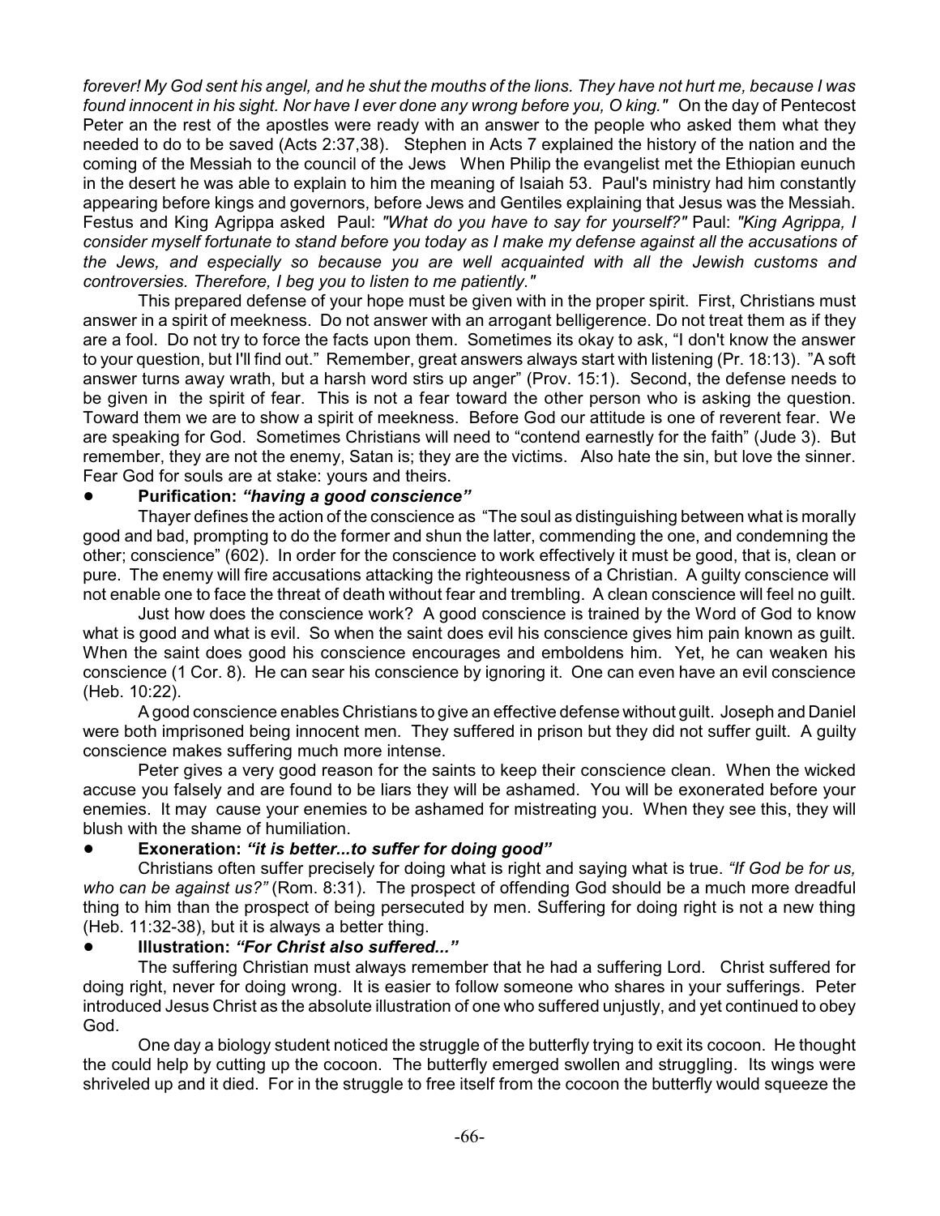*forever! My God sent his angel, and he shut the mouths of the lions. They have not hurt me, because I was found innocent in his sight. Nor have I ever done any wrong before you, O king."* On the day of Pentecost Peter an the rest of the apostles were ready with an answer to the people who asked them what they needed to do to be saved (Acts 2:37,38). Stephen in Acts 7 explained the history of the nation and the coming of the Messiah to the council of the Jews When Philip the evangelist met the Ethiopian eunuch in the desert he was able to explain to him the meaning of Isaiah 53. Paul's ministry had him constantly appearing before kings and governors, before Jews and Gentiles explaining that Jesus was the Messiah. Festus and King Agrippa asked Paul: *"What do you have to say for yourself?"* Paul: *"King Agrippa, I consider myself fortunate to stand before you today as I make my defense against all the accusations of the Jews, and especially so because you are well acquainted with all the Jewish customs and controversies. Therefore, I beg you to listen to me patiently."*

This prepared defense of your hope must be given with in the proper spirit. First, Christians must answer in a spirit of meekness. Do not answer with an arrogant belligerence. Do not treat them as if they are a fool. Do not try to force the facts upon them. Sometimes its okay to ask, "I don't know the answer to your question, but I'll find out." Remember, great answers always start with listening (Pr. 18:13). "A soft answer turns away wrath, but a harsh word stirs up anger" (Prov. 15:1). Second, the defense needs to be given in the spirit of fear. This is not a fear toward the other person who is asking the question. Toward them we are to show a spirit of meekness. Before God our attitude is one of reverent fear. We are speaking for God. Sometimes Christians will need to "contend earnestly for the faith" (Jude 3). But remember, they are not the enemy, Satan is; they are the victims. Also hate the sin, but love the sinner. Fear God for souls are at stake: yours and theirs.

- **Purification:** ***"having a good conscience"***

Thayer defines the action of the conscience as "The soul as distinguishing between what is morally good and bad, prompting to do the former and shun the latter, commending the one, and condemning the other; conscience" (602). In order for the conscience to work effectively it must be good, that is, clean or pure. The enemy will fire accusations attacking the righteousness of a Christian. A guilty conscience will not enable one to face the threat of death without fear and trembling. A clean conscience will feel no guilt.

Just how does the conscience work? A good conscience is trained by the Word of God to know what is good and what is evil. So when the saint does evil his conscience gives him pain known as guilt. When the saint does good his conscience encourages and emboldens him. Yet, he can weaken his conscience (1 Cor. 8). He can sear his conscience by ignoring it. One can even have an evil conscience (Heb. 10:22).

A good conscience enables Christians to give an effective defense without guilt. Joseph and Daniel were both imprisoned being innocent men. They suffered in prison but they did not suffer guilt. A guilty conscience makes suffering much more intense.

Peter gives a very good reason for the saints to keep their conscience clean. When the wicked accuse you falsely and are found to be liars they will be ashamed. You will be exonerated before your enemies. It may cause your enemies to be ashamed for mistreating you. When they see this, they will blush with the shame of humiliation.

- **Exoneration:** ***"it is better...to suffer for doing good"***

Christians often suffer precisely for doing what is right and saying what is true. *"If God be for us, who can be against us?"* (Rom. 8:31). The prospect of offending God should be a much more dreadful thing to him than the prospect of being persecuted by men. Suffering for doing right is not a new thing (Heb. 11:32-38), but it is always a better thing.

- **Illustration:** ***"For Christ also suffered..."***

The suffering Christian must always remember that he had a suffering Lord. Christ suffered for doing right, never for doing wrong. It is easier to follow someone who shares in your sufferings. Peter introduced Jesus Christ as the absolute illustration of one who suffered unjustly, and yet continued to obey God.

One day a biology student noticed the struggle of the butterfly trying to exit its cocoon. He thought the could help by cutting up the cocoon. The butterfly emerged swollen and struggling. Its wings were shriveled up and it died. For in the struggle to free itself from the cocoon the butterfly would squeeze the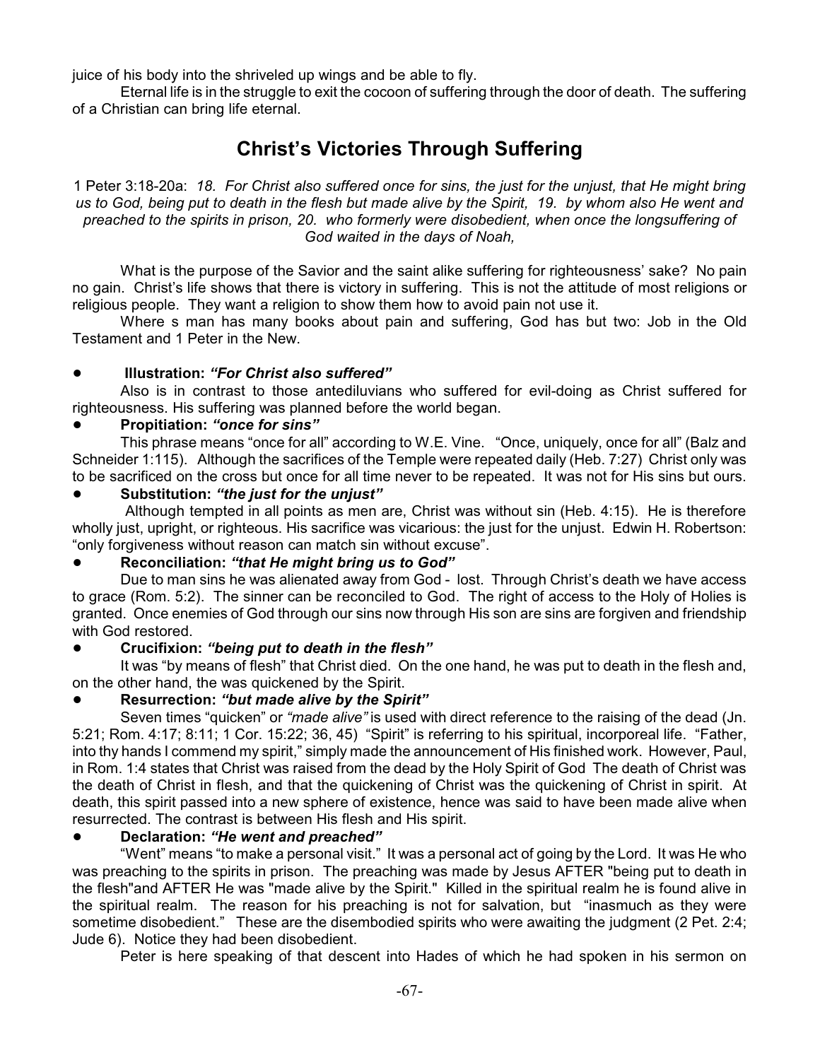juice of his body into the shriveled up wings and be able to fly.

Eternal life is in the struggle to exit the cocoon of suffering through the door of death. The suffering of a Christian can bring life eternal.

## Christ's Victories Through Suffering

1 Peter 3:18-20a: *18. For Christ also suffered once for sins, the just for the unjust, that He might bring us to God, being put to death in the flesh but made alive by the Spirit, 19. by whom also He went and preached to the spirits in prison, 20. who formerly were disobedient, when once the longsuffering of God waited in the days of Noah,*

What is the purpose of the Savior and the saint alike suffering for righteousness' sake? No pain no gain. Christ's life shows that there is victory in suffering. This is not the attitude of most religions or religious people. They want a religion to show them how to avoid pain not use it.

Where s man has many books about pain and suffering, God has but two: Job in the Old Testament and 1 Peter in the New.

- **Illustration:** ***"For Christ also suffered"***

Also is in contrast to those antediluvians who suffered for evil-doing as Christ suffered for righteousness. His suffering was planned before the world began.

- **Propitiation:** ***"once for sins"***

This phrase means "once for all" according to W.E. Vine. "Once, uniquely, once for all" (Balz and Schneider 1:115). Although the sacrifices of the Temple were repeated daily (Heb. 7:27) Christ only was to be sacrificed on the cross but once for all time never to be repeated. It was not for His sins but ours.

- **Substitution:** ***"the just for the unjust"***

Although tempted in all points as men are, Christ was without sin (Heb. 4:15). He is therefore wholly just, upright, or righteous. His sacrifice was vicarious: the just for the unjust. Edwin H. Robertson: "only forgiveness without reason can match sin without excuse".

- **Reconciliation:** ***"that He might bring us to God"***

Due to man sins he was alienated away from God - lost. Through Christ's death we have access to grace (Rom. 5:2). The sinner can be reconciled to God. The right of access to the Holy of Holies is granted. Once enemies of God through our sins now through His son are sins are forgiven and friendship with God restored.

- **Crucifixion:** ***"being put to death in the flesh"***

It was "by means of flesh" that Christ died. On the one hand, he was put to death in the flesh and, on the other hand, the was quickened by the Spirit.

- **Resurrection:** ***"but made alive by the Spirit"***

Seven times "quicken" or *"made alive"* is used with direct reference to the raising of the dead (Jn. 5:21; Rom. 4:17; 8:11; 1 Cor. 15:22; 36, 45) "Spirit" is referring to his spiritual, incorporeal life. "Father, into thy hands I commend my spirit," simply made the announcement of His finished work. However, Paul, in Rom. 1:4 states that Christ was raised from the dead by the Holy Spirit of God The death of Christ was the death of Christ in flesh, and that the quickening of Christ was the quickening of Christ in spirit. At death, this spirit passed into a new sphere of existence, hence was said to have been made alive when resurrected. The contrast is between His flesh and His spirit.

- **Declaration:** ***"He went and preached"***

"Went" means "to make a personal visit." It was a personal act of going by the Lord. It was He who was preaching to the spirits in prison. The preaching was made by Jesus AFTER "being put to death in the flesh"and AFTER He was "made alive by the Spirit." Killed in the spiritual realm he is found alive in the spiritual realm. The reason for his preaching is not for salvation, but "inasmuch as they were sometime disobedient." These are the disembodied spirits who were awaiting the judgment (2 Pet. 2:4; Jude 6). Notice they had been disobedient.

Peter is here speaking of that descent into Hades of which he had spoken in his sermon on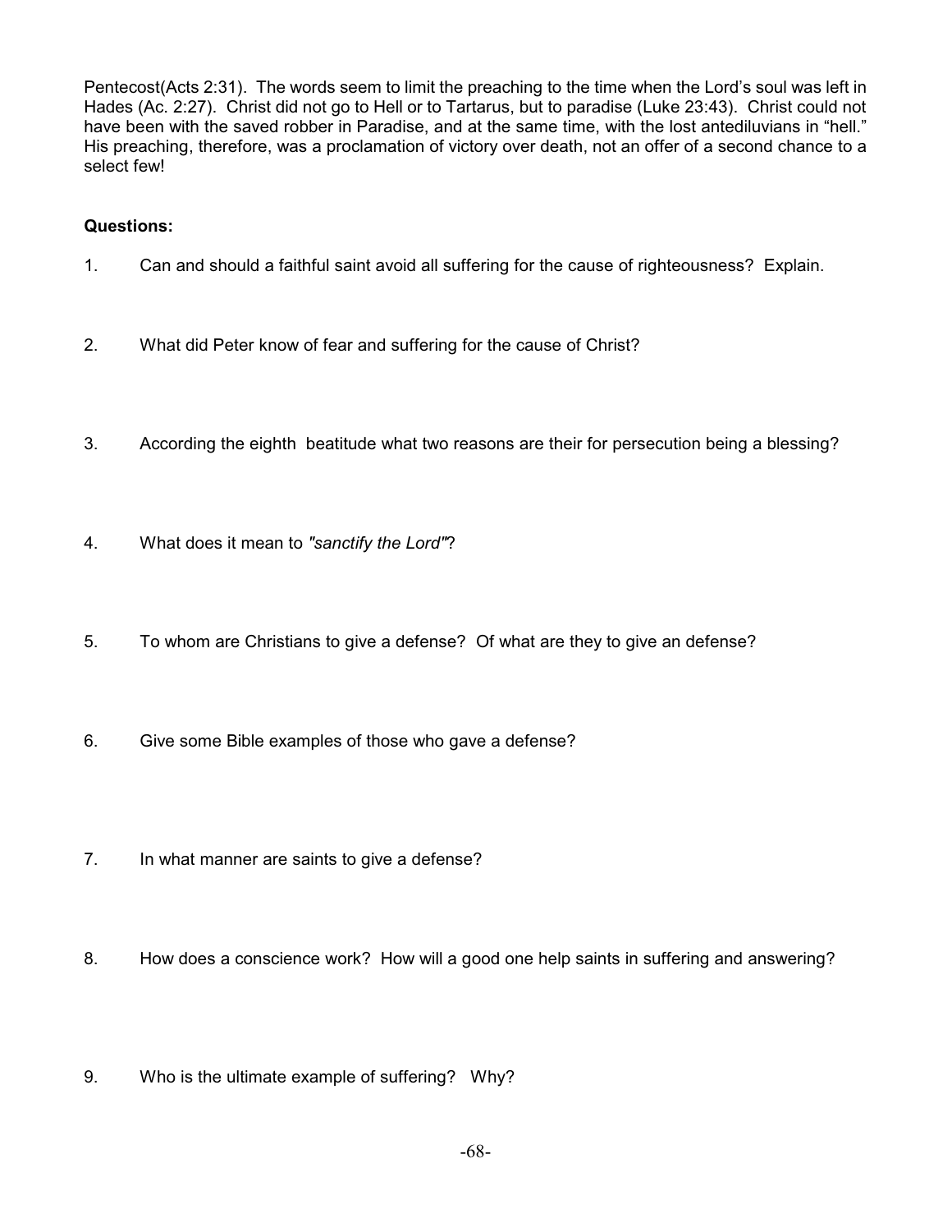Pentecost(Acts 2:31). The words seem to limit the preaching to the time when the Lord's soul was left in Hades (Ac. 2:27). Christ did not go to Hell or to Tartarus, but to paradise (Luke 23:43). Christ could not have been with the saved robber in Paradise, and at the same time, with the lost antediluvians in "hell." His preaching, therefore, was a proclamation of victory over death, not an offer of a second chance to a select few!

**Questions:**

1. Can and should a faithful saint avoid all suffering for the cause of righteousness? Explain.

2. What did Peter know of fear and suffering for the cause of Christ?

3. According the eighth beatitude what two reasons are their for persecution being a blessing?

4. What does it mean to *"sanctify the Lord"*?

5. To whom are Christians to give a defense? Of what are they to give an defense?

6. Give some Bible examples of those who gave a defense?

7. In what manner are saints to give a defense?

8. How does a conscience work? How will a good one help saints in suffering and answering?

9. Who is the ultimate example of suffering? Why?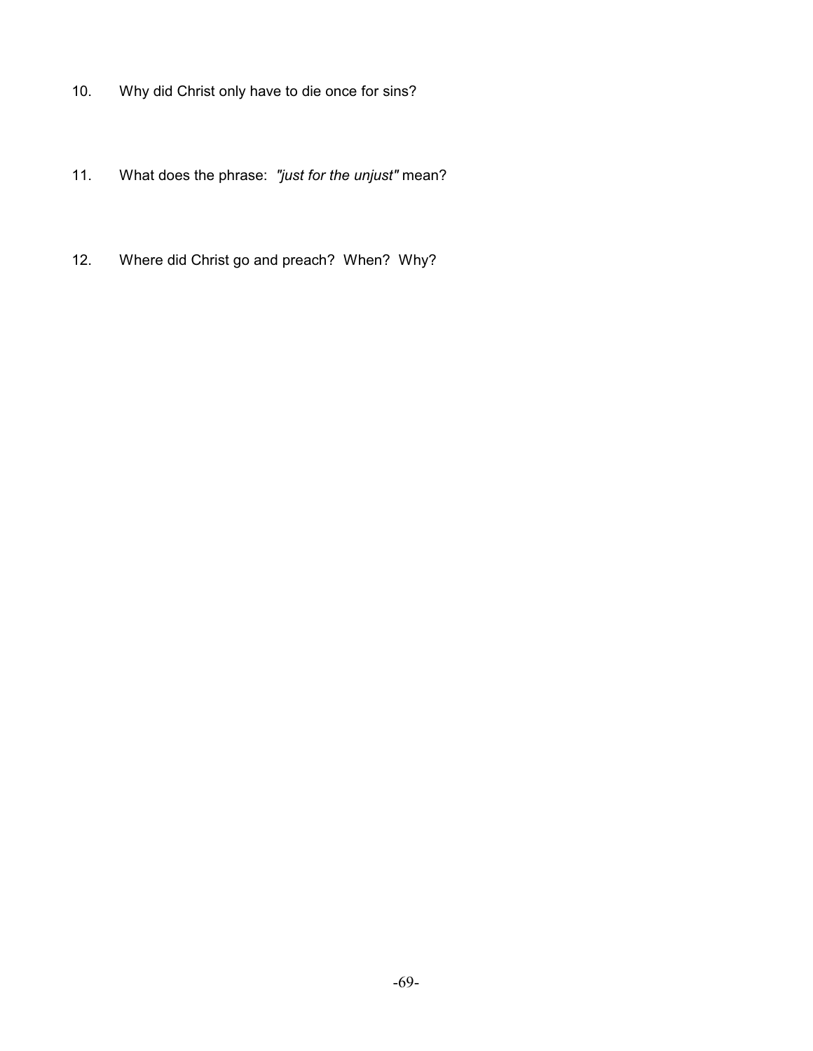10. Why did Christ only have to die once for sins?

11. What does the phrase: *"just for the unjust"* mean?

12. Where did Christ go and preach? When? Why?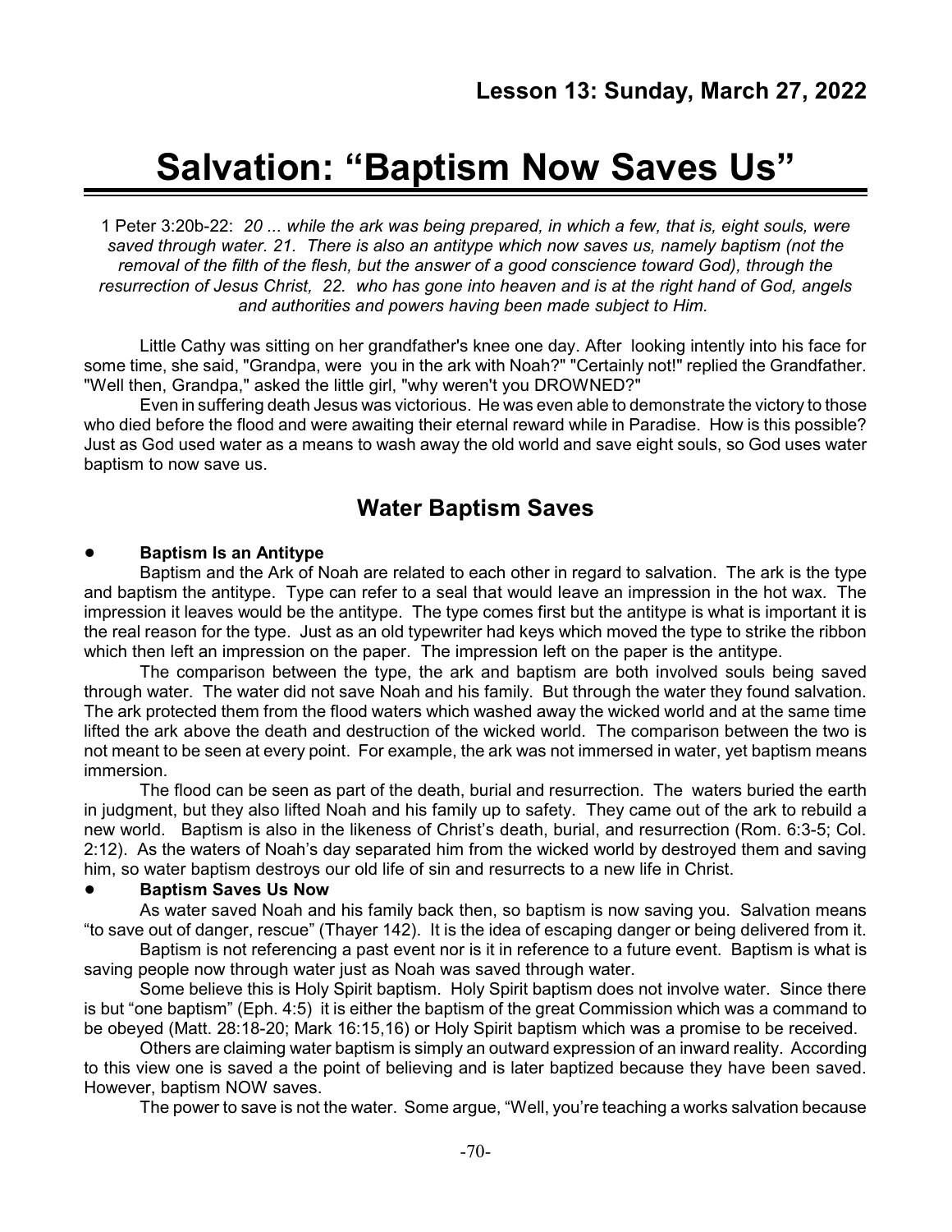**Lesson 13: Sunday, March 27, 2022**

# Salvation: "Baptism Now Saves Us"

1 Peter 3:20b-22: *20 ... while the ark was being prepared, in which a few, that is, eight souls, were saved through water. 21. There is also an antitype which now saves us, namely baptism (not the removal of the filth of the flesh, but the answer of a good conscience toward God), through the resurrection of Jesus Christ, 22. who has gone into heaven and is at the right hand of God, angels and authorities and powers having been made subject to Him.*

Little Cathy was sitting on her grandfather's knee one day. After looking intently into his face for some time, she said, "Grandpa, were you in the ark with Noah?" "Certainly not!" replied the Grandfather. "Well then, Grandpa," asked the little girl, "why weren't you DROWNED?"

Even in suffering death Jesus was victorious. He was even able to demonstrate the victory to those who died before the flood and were awaiting their eternal reward while in Paradise. How is this possible? Just as God used water as a means to wash away the old world and save eight souls, so God uses water baptism to now save us.

## Water Baptism Saves

- **Baptism Is an Antitype**

Baptism and the Ark of Noah are related to each other in regard to salvation. The ark is the type and baptism the antitype. Type can refer to a seal that would leave an impression in the hot wax. The impression it leaves would be the antitype. The type comes first but the antitype is what is important it is the real reason for the type. Just as an old typewriter had keys which moved the type to strike the ribbon which then left an impression on the paper. The impression left on the paper is the antitype.

The comparison between the type, the ark and baptism are both involved souls being saved through water. The water did not save Noah and his family. But through the water they found salvation. The ark protected them from the flood waters which washed away the wicked world and at the same time lifted the ark above the death and destruction of the wicked world. The comparison between the two is not meant to be seen at every point. For example, the ark was not immersed in water, yet baptism means immersion.

The flood can be seen as part of the death, burial and resurrection. The waters buried the earth in judgment, but they also lifted Noah and his family up to safety. They came out of the ark to rebuild a new world. Baptism is also in the likeness of Christ's death, burial, and resurrection (Rom. 6:3-5; Col. 2:12). As the waters of Noah's day separated him from the wicked world by destroyed them and saving him, so water baptism destroys our old life of sin and resurrects to a new life in Christ.

- **Baptism Saves Us Now**

As water saved Noah and his family back then, so baptism is now saving you. Salvation means "to save out of danger, rescue" (Thayer 142). It is the idea of escaping danger or being delivered from it.

Baptism is not referencing a past event nor is it in reference to a future event. Baptism is what is saving people now through water just as Noah was saved through water.

Some believe this is Holy Spirit baptism. Holy Spirit baptism does not involve water. Since there is but "one baptism" (Eph. 4:5) it is either the baptism of the great Commission which was a command to be obeyed (Matt. 28:18-20; Mark 16:15,16) or Holy Spirit baptism which was a promise to be received.

Others are claiming water baptism is simply an outward expression of an inward reality. According to this view one is saved a the point of believing and is later baptized because they have been saved. However, baptism NOW saves.

The power to save is not the water. Some argue, "Well, you're teaching a works salvation because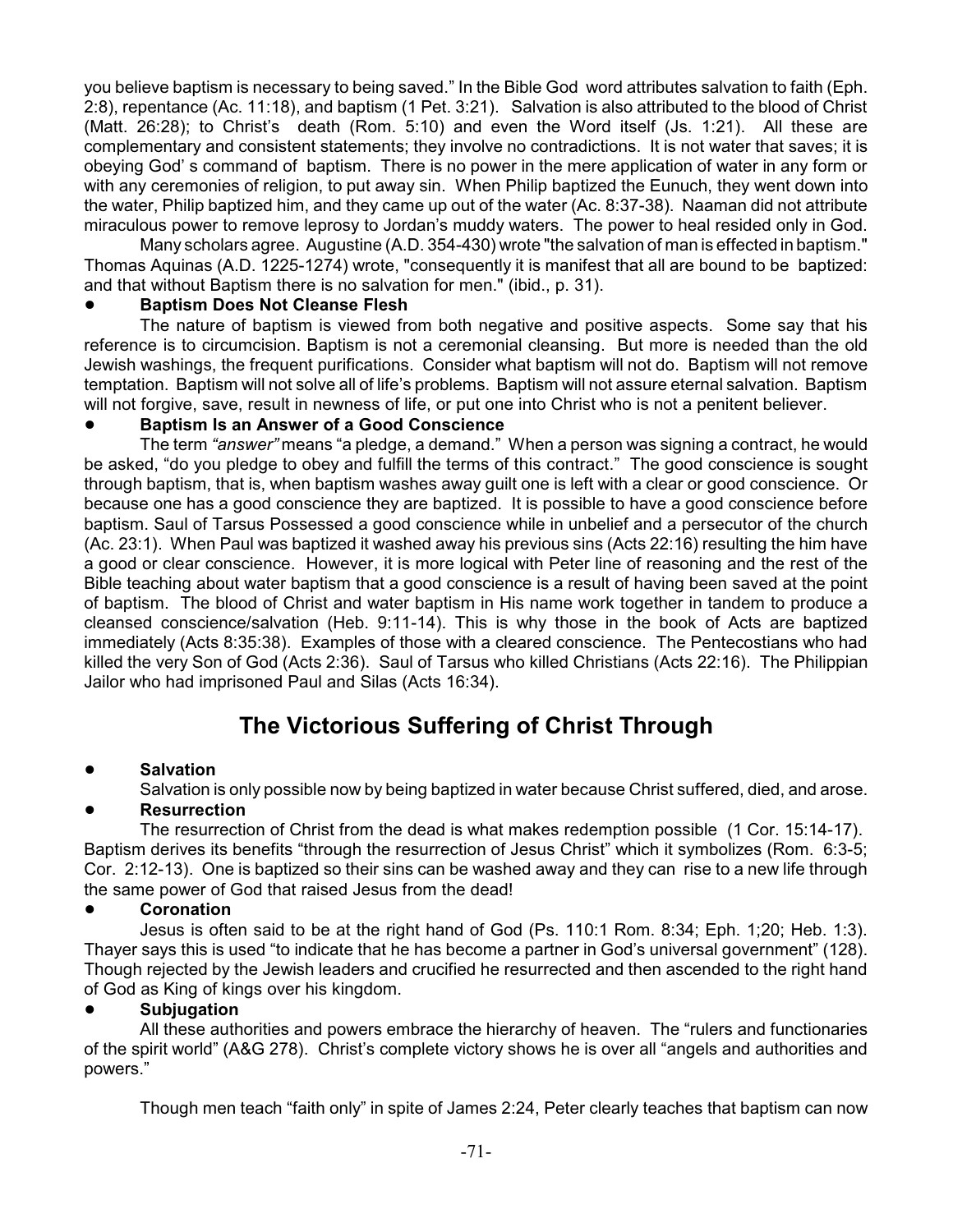you believe baptism is necessary to being saved." In the Bible God word attributes salvation to faith (Eph. 2:8), repentance (Ac. 11:18), and baptism (1 Pet. 3:21). Salvation is also attributed to the blood of Christ (Matt. 26:28); to Christ's death (Rom. 5:10) and even the Word itself (Js. 1:21). All these are complementary and consistent statements; they involve no contradictions. It is not water that saves; it is obeying God' s command of baptism. There is no power in the mere application of water in any form or with any ceremonies of religion, to put away sin. When Philip baptized the Eunuch, they went down into the water, Philip baptized him, and they came up out of the water (Ac. 8:37-38). Naaman did not attribute miraculous power to remove leprosy to Jordan's muddy waters. The power to heal resided only in God.

Many scholars agree. Augustine (A.D. 354-430) wrote "the salvation of man is effected in baptism." Thomas Aquinas (A.D. 1225-1274) wrote, "consequently it is manifest that all are bound to be baptized: and that without Baptism there is no salvation for men." (ibid., p. 31).

- **Baptism Does Not Cleanse Flesh**

The nature of baptism is viewed from both negative and positive aspects. Some say that his reference is to circumcision. Baptism is not a ceremonial cleansing. But more is needed than the old Jewish washings, the frequent purifications. Consider what baptism will not do. Baptism will not remove temptation. Baptism will not solve all of life's problems. Baptism will not assure eternal salvation. Baptism will not forgive, save, result in newness of life, or put one into Christ who is not a penitent believer.

- **Baptism Is an Answer of a Good Conscience**

The term *"answer"* means "a pledge, a demand." When a person was signing a contract, he would be asked, "do you pledge to obey and fulfill the terms of this contract." The good conscience is sought through baptism, that is, when baptism washes away guilt one is left with a clear or good conscience. Or because one has a good conscience they are baptized. It is possible to have a good conscience before baptism. Saul of Tarsus Possessed a good conscience while in unbelief and a persecutor of the church (Ac. 23:1). When Paul was baptized it washed away his previous sins (Acts 22:16) resulting the him have a good or clear conscience. However, it is more logical with Peter line of reasoning and the rest of the Bible teaching about water baptism that a good conscience is a result of having been saved at the point of baptism. The blood of Christ and water baptism in His name work together in tandem to produce a cleansed conscience/salvation (Heb. 9:11-14). This is why those in the book of Acts are baptized immediately (Acts 8:35:38). Examples of those with a cleared conscience. The Pentecostians who had killed the very Son of God (Acts 2:36). Saul of Tarsus who killed Christians (Acts 22:16). The Philippian Jailor who had imprisoned Paul and Silas (Acts 16:34).

## The Victorious Suffering of Christ Through

- **Salvation**

Salvation is only possible now by being baptized in water because Christ suffered, died, and arose.

- **Resurrection**

The resurrection of Christ from the dead is what makes redemption possible (1 Cor. 15:14-17). Baptism derives its benefits "through the resurrection of Jesus Christ" which it symbolizes (Rom. 6:3-5; Cor. 2:12-13). One is baptized so their sins can be washed away and they can rise to a new life through the same power of God that raised Jesus from the dead!

- **Coronation**

Jesus is often said to be at the right hand of God (Ps. 110:1 Rom. 8:34; Eph. 1;20; Heb. 1:3). Thayer says this is used "to indicate that he has become a partner in God's universal government" (128). Though rejected by the Jewish leaders and crucified he resurrected and then ascended to the right hand of God as King of kings over his kingdom.

- **Subjugation**

All these authorities and powers embrace the hierarchy of heaven. The "rulers and functionaries of the spirit world" (A&G 278). Christ's complete victory shows he is over all "angels and authorities and powers."

Though men teach "faith only" in spite of James 2:24, Peter clearly teaches that baptism can now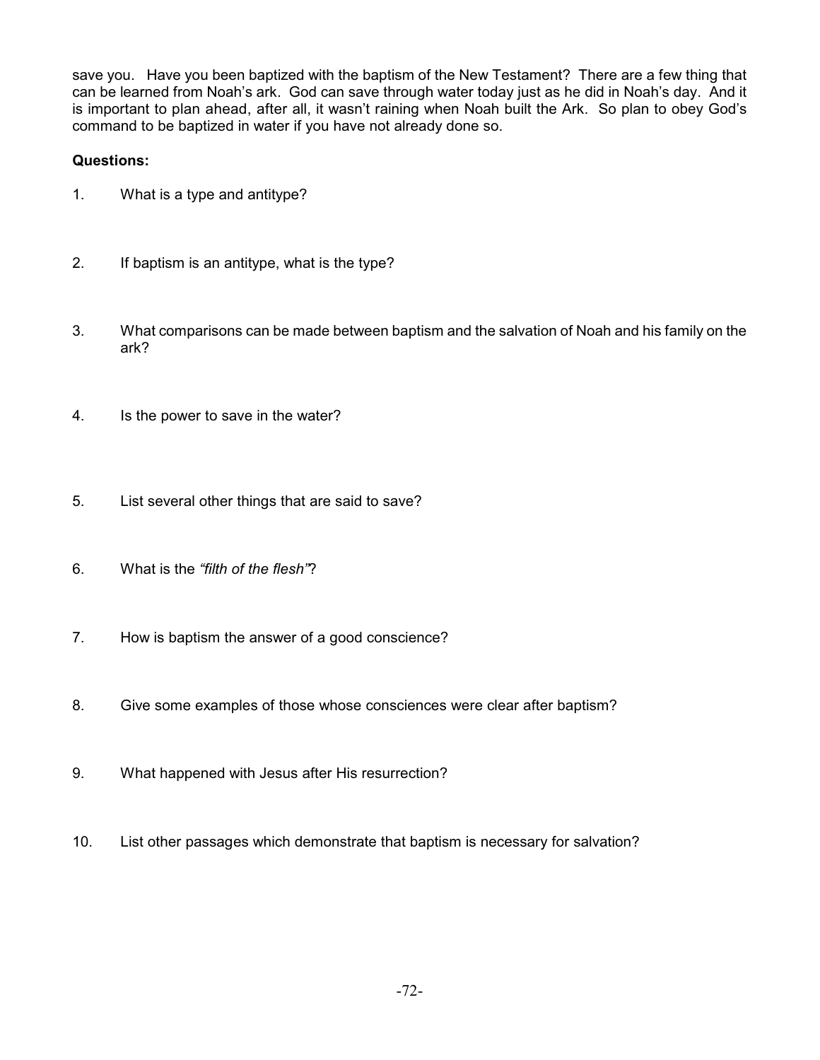save you. Have you been baptized with the baptism of the New Testament? There are a few thing that can be learned from Noah's ark. God can save through water today just as he did in Noah's day. And it is important to plan ahead, after all, it wasn't raining when Noah built the Ark. So plan to obey God's command to be baptized in water if you have not already done so.

**Questions:**

1. What is a type and antitype?

2. If baptism is an antitype, what is the type?

3. What comparisons can be made between baptism and the salvation of Noah and his family on the ark?

4. Is the power to save in the water?

5. List several other things that are said to save?

6. What is the *"filth of the flesh"*?

7. How is baptism the answer of a good conscience?

8. Give some examples of those whose consciences were clear after baptism?

9. What happened with Jesus after His resurrection?

10. List other passages which demonstrate that baptism is necessary for salvation?